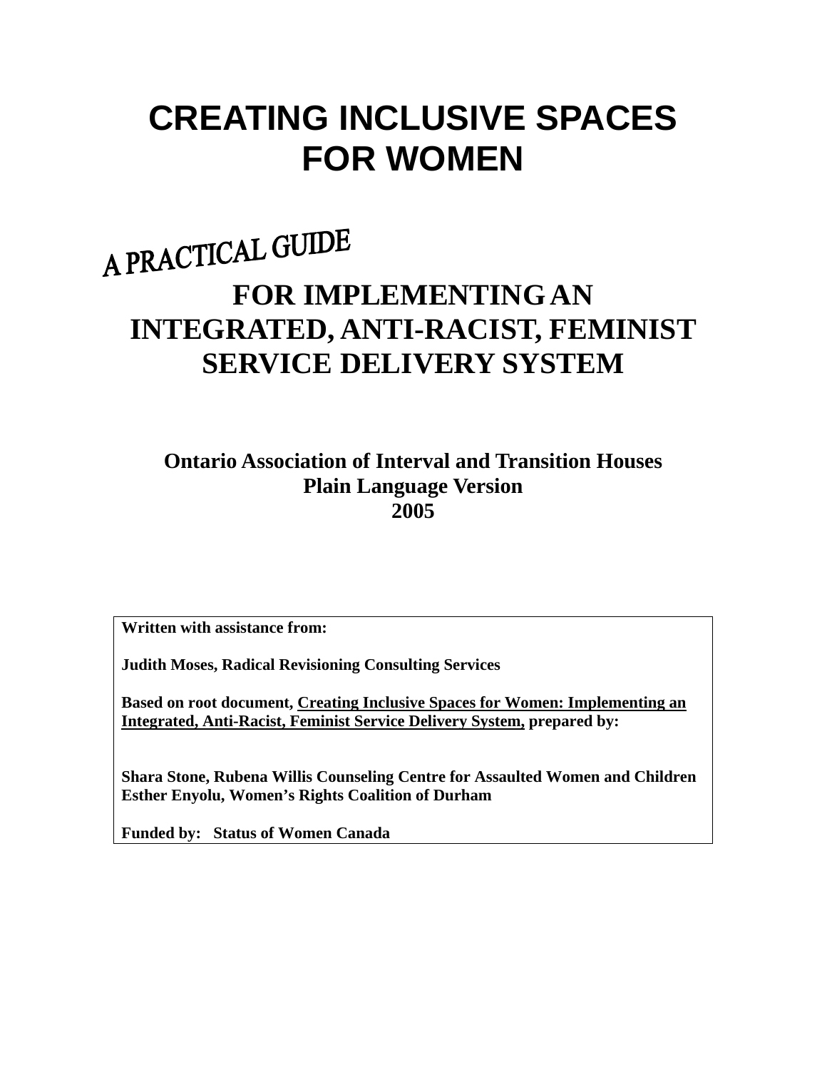# CREATING INCLUSIVE SPACES FOR WOMEN

## A PRACTICAL GUIDE

## FOR IMPLEMENTING AN INTEGRATED, ANTI-RACIST, FEMINIST SERVICE DELIVERY SYSTEM

**Ontario Association of Interval and Transition Houses**
**Plain Language Version**
**2005**

**Written with assistance from:**

**Judith Moses, Radical Revisioning Consulting Services**

**Based on root document, Creating Inclusive Spaces for Women: Implementing an Integrated, Anti-Racist, Feminist Service Delivery System, prepared by:**

**Shara Stone, Rubena Willis Counseling Centre for Assaulted Women and Children**
**Esther Enyolu, Women's Rights Coalition of Durham**

**Funded by: Status of Women Canada**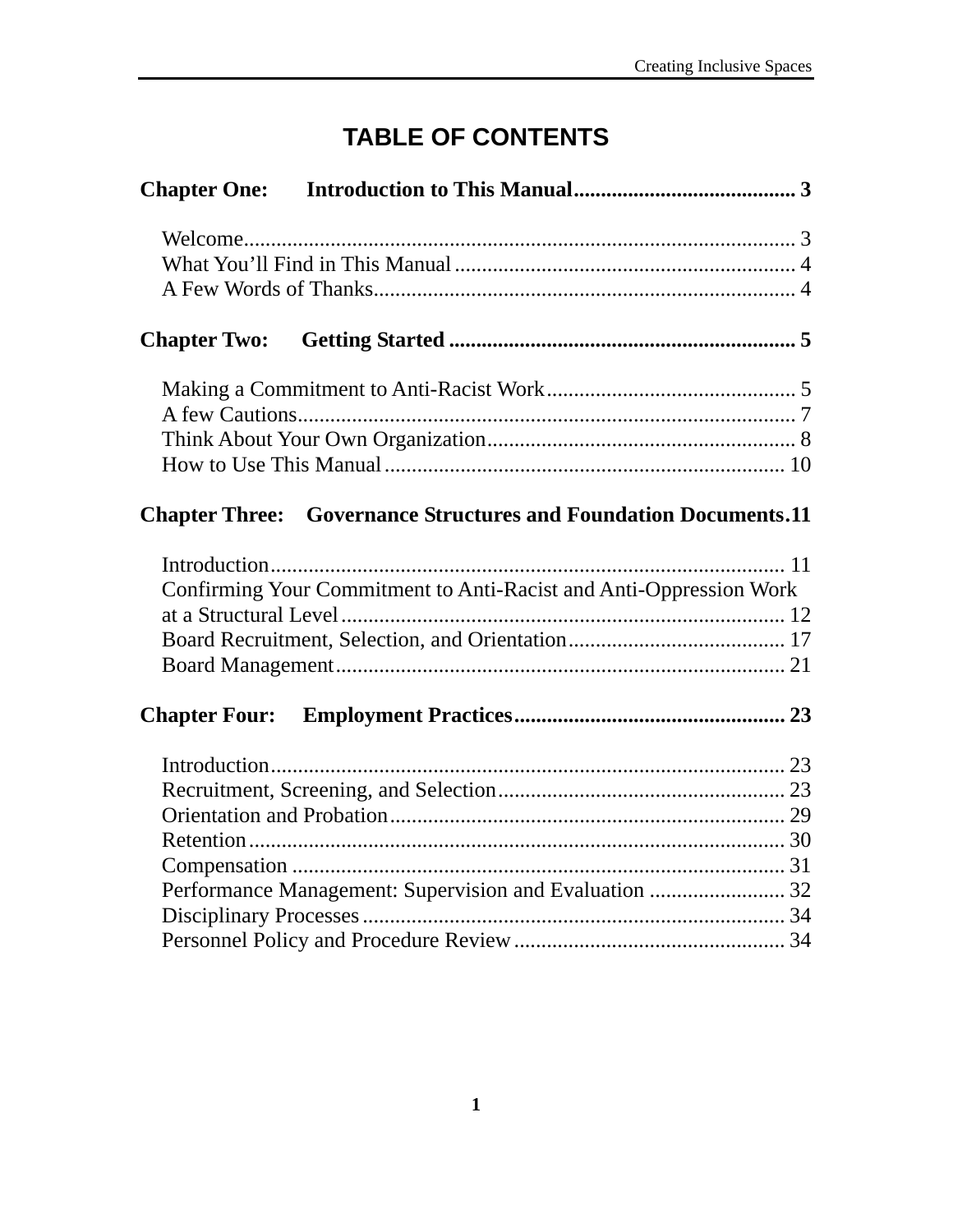# TABLE OF CONTENTS

**Chapter One: Introduction to This Manual ......................................... 3**

Welcome...................................................................................................... 3
What You'll Find in This Manual .............................................................. 4
A Few Words of Thanks............................................................................. 4

**Chapter Two: Getting Started ................................................................ 5**

Making a Commitment to Anti-Racist Work.............................................. 5
A few Cautions............................................................................................ 7
Think About Your Own Organization......................................................... 8
How to Use This Manual .......................................................................... 10

**Chapter Three: Governance Structures and Foundation Documents.11**

Introduction............................................................................................... 11
Confirming Your Commitment to Anti-Racist and Anti-Oppression Work at a Structural Level.................................................................................. 12
Board Recruitment, Selection, and Orientation........................................ 17
Board Management................................................................................... 21

**Chapter Four: Employment Practices.................................................. 23**

Introduction............................................................................................... 23
Recruitment, Screening, and Selection..................................................... 23
Orientation and Probation......................................................................... 29
Retention................................................................................................... 30
Compensation ........................................................................................... 31
Performance Management: Supervision and Evaluation ......................... 32
Disciplinary Processes.............................................................................. 34
Personnel Policy and Procedure Review .................................................. 34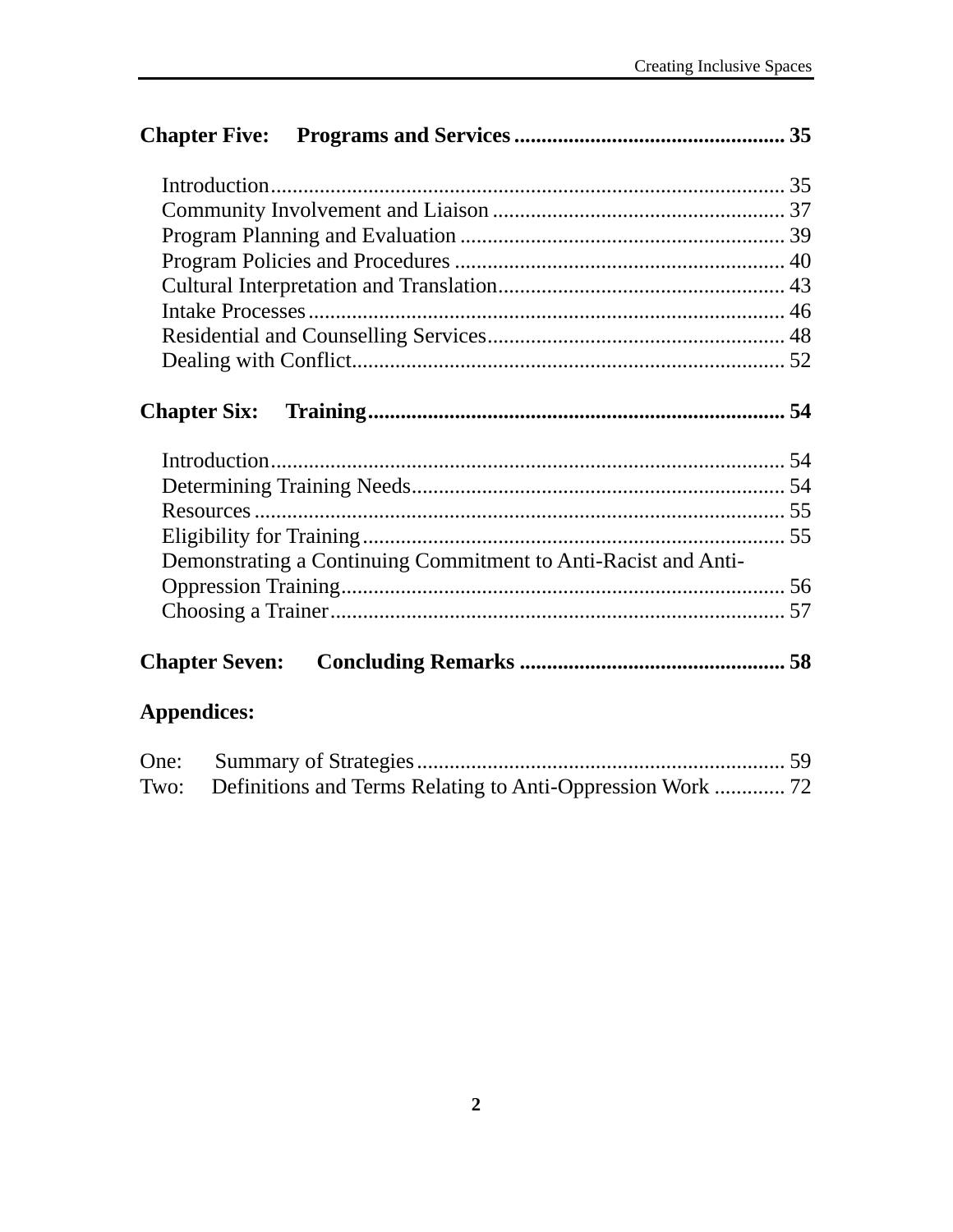**Chapter Five: Programs and Services .................................................. 35**

- Introduction.............................................................................................. 35
- Community Involvement and Liaison ...................................................... 37
- Program Planning and Evaluation ............................................................ 39
- Program Policies and Procedures ............................................................ 40
- Cultural Interpretation and Translation.................................................... 43
- Intake Processes....................................................................................... 46
- Residential and Counselling Services...................................................... 48
- Dealing with Conflict................................................................................ 52

**Chapter Six: Training............................................................................ 54**

- Introduction.............................................................................................. 54
- Determining Training Needs.................................................................... 54
- Resources ................................................................................................. 55
- Eligibility for Training............................................................................. 55
- Demonstrating a Continuing Commitment to Anti-Racist and Anti-Oppression Training................................................................................ 56
- Choosing a Trainer................................................................................... 57

**Chapter Seven: Concluding Remarks ................................................. 58**

**Appendices:**

One: Summary of Strategies.................................................................... 59
Two: Definitions and Terms Relating to Anti-Oppression Work ............. 72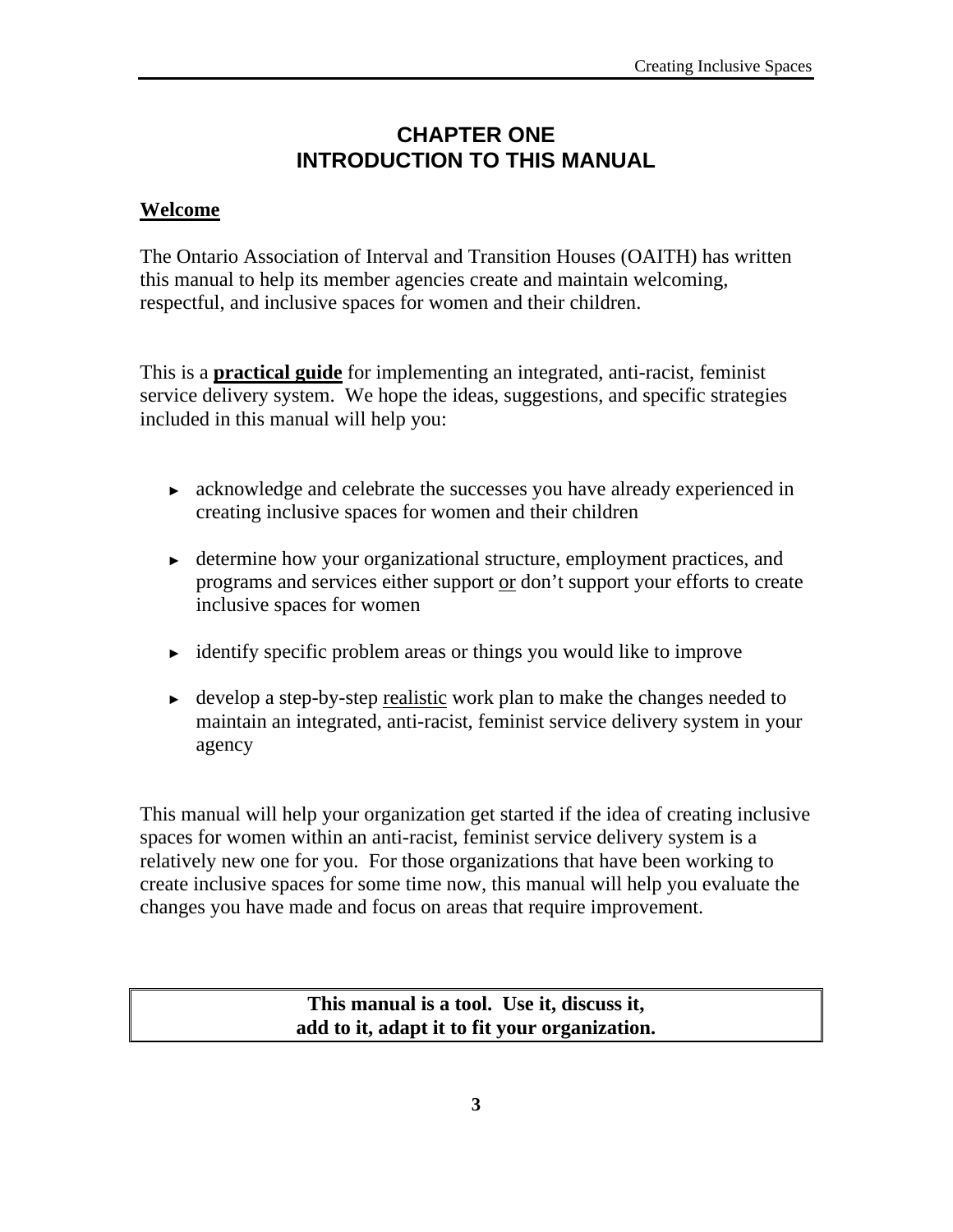# CHAPTER ONE
# INTRODUCTION TO THIS MANUAL

## Welcome

The Ontario Association of Interval and Transition Houses (OAITH) has written this manual to help its member agencies create and maintain welcoming, respectful, and inclusive spaces for women and their children.

This is a **practical guide** for implementing an integrated, anti-racist, feminist service delivery system. We hope the ideas, suggestions, and specific strategies included in this manual will help you:

- acknowledge and celebrate the successes you have already experienced in creating inclusive spaces for women and their children
- determine how your organizational structure, employment practices, and programs and services either support or don't support your efforts to create inclusive spaces for women
- identify specific problem areas or things you would like to improve
- develop a step-by-step realistic work plan to make the changes needed to maintain an integrated, anti-racist, feminist service delivery system in your agency

This manual will help your organization get started if the idea of creating inclusive spaces for women within an anti-racist, feminist service delivery system is a relatively new one for you. For those organizations that have been working to create inclusive spaces for some time now, this manual will help you evaluate the changes you have made and focus on areas that require improvement.

**This manual is a tool. Use it, discuss it, add to it, adapt it to fit your organization.**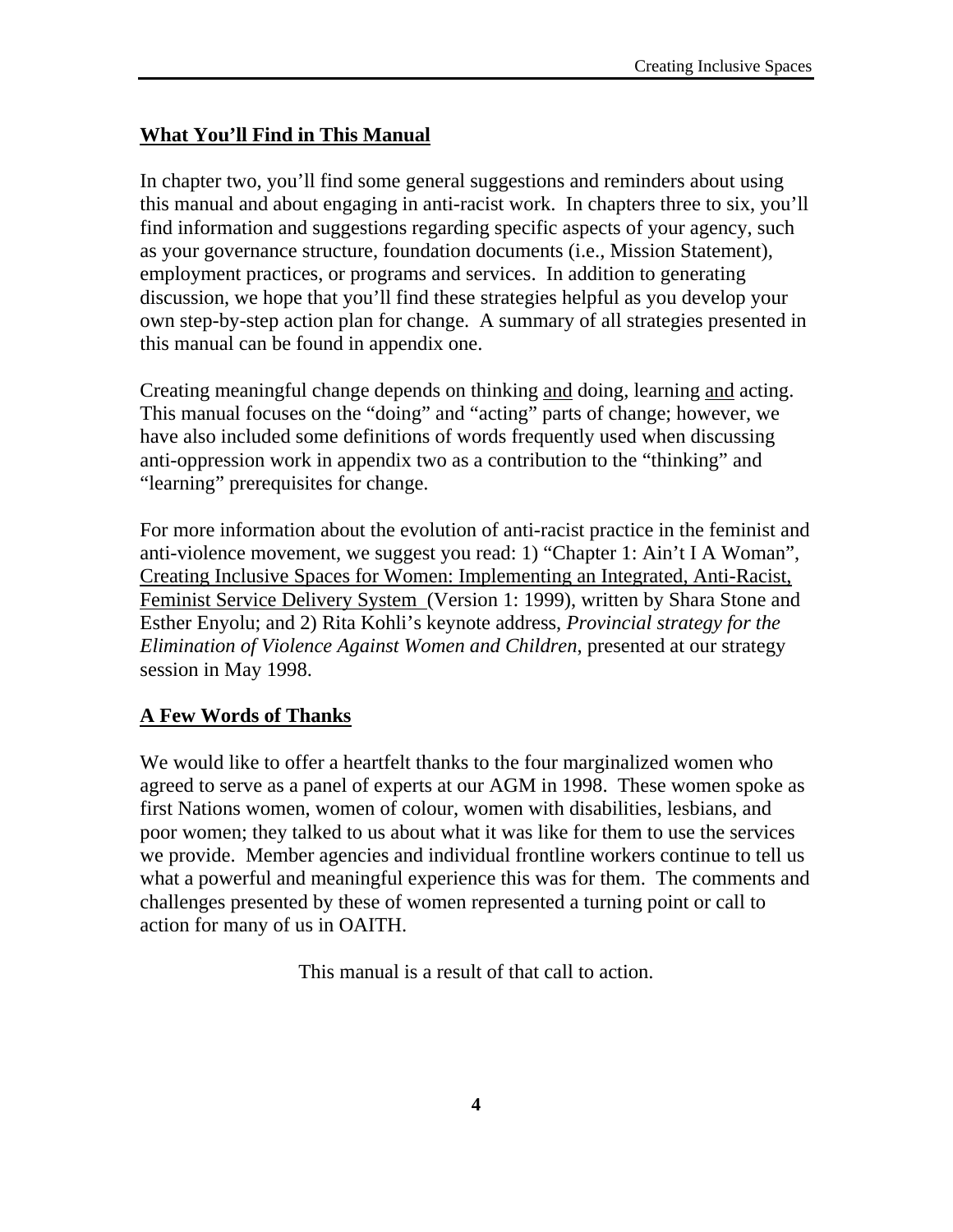## What You'll Find in This Manual

In chapter two, you'll find some general suggestions and reminders about using this manual and about engaging in anti-racist work. In chapters three to six, you'll find information and suggestions regarding specific aspects of your agency, such as your governance structure, foundation documents (i.e., Mission Statement), employment practices, or programs and services. In addition to generating discussion, we hope that you'll find these strategies helpful as you develop your own step-by-step action plan for change. A summary of all strategies presented in this manual can be found in appendix one.

Creating meaningful change depends on thinking and doing, learning and acting. This manual focuses on the "doing" and "acting" parts of change; however, we have also included some definitions of words frequently used when discussing anti-oppression work in appendix two as a contribution to the "thinking" and "learning" prerequisites for change.

For more information about the evolution of anti-racist practice in the feminist and anti-violence movement, we suggest you read: 1) "Chapter 1: Ain't I A Woman", Creating Inclusive Spaces for Women: Implementing an Integrated, Anti-Racist, Feminist Service Delivery System (Version 1: 1999), written by Shara Stone and Esther Enyolu; and 2) Rita Kohli's keynote address, *Provincial strategy for the Elimination of Violence Against Women and Children*, presented at our strategy session in May 1998.

## A Few Words of Thanks

We would like to offer a heartfelt thanks to the four marginalized women who agreed to serve as a panel of experts at our AGM in 1998. These women spoke as first Nations women, women of colour, women with disabilities, lesbians, and poor women; they talked to us about what it was like for them to use the services we provide. Member agencies and individual frontline workers continue to tell us what a powerful and meaningful experience this was for them. The comments and challenges presented by these of women represented a turning point or call to action for many of us in OAITH.

This manual is a result of that call to action.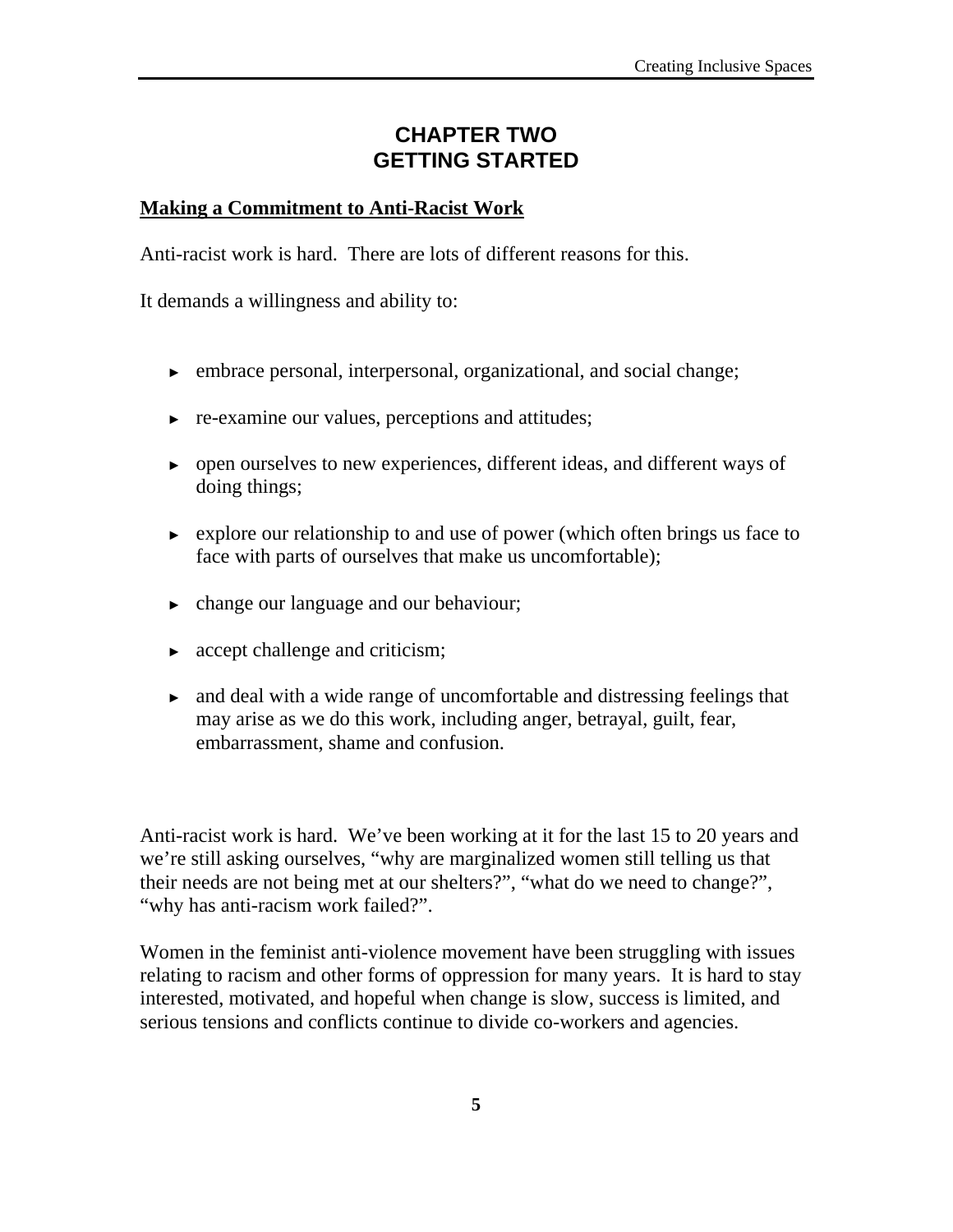# CHAPTER TWO
# GETTING STARTED

## Making a Commitment to Anti-Racist Work

Anti-racist work is hard. There are lots of different reasons for this.

It demands a willingness and ability to:

- embrace personal, interpersonal, organizational, and social change;
- re-examine our values, perceptions and attitudes;
- open ourselves to new experiences, different ideas, and different ways of doing things;
- explore our relationship to and use of power (which often brings us face to face with parts of ourselves that make us uncomfortable);
- change our language and our behaviour;
- accept challenge and criticism;
- and deal with a wide range of uncomfortable and distressing feelings that may arise as we do this work, including anger, betrayal, guilt, fear, embarrassment, shame and confusion.

Anti-racist work is hard. We've been working at it for the last 15 to 20 years and we're still asking ourselves, "why are marginalized women still telling us that their needs are not being met at our shelters?", "what do we need to change?", "why has anti-racism work failed?".

Women in the feminist anti-violence movement have been struggling with issues relating to racism and other forms of oppression for many years. It is hard to stay interested, motivated, and hopeful when change is slow, success is limited, and serious tensions and conflicts continue to divide co-workers and agencies.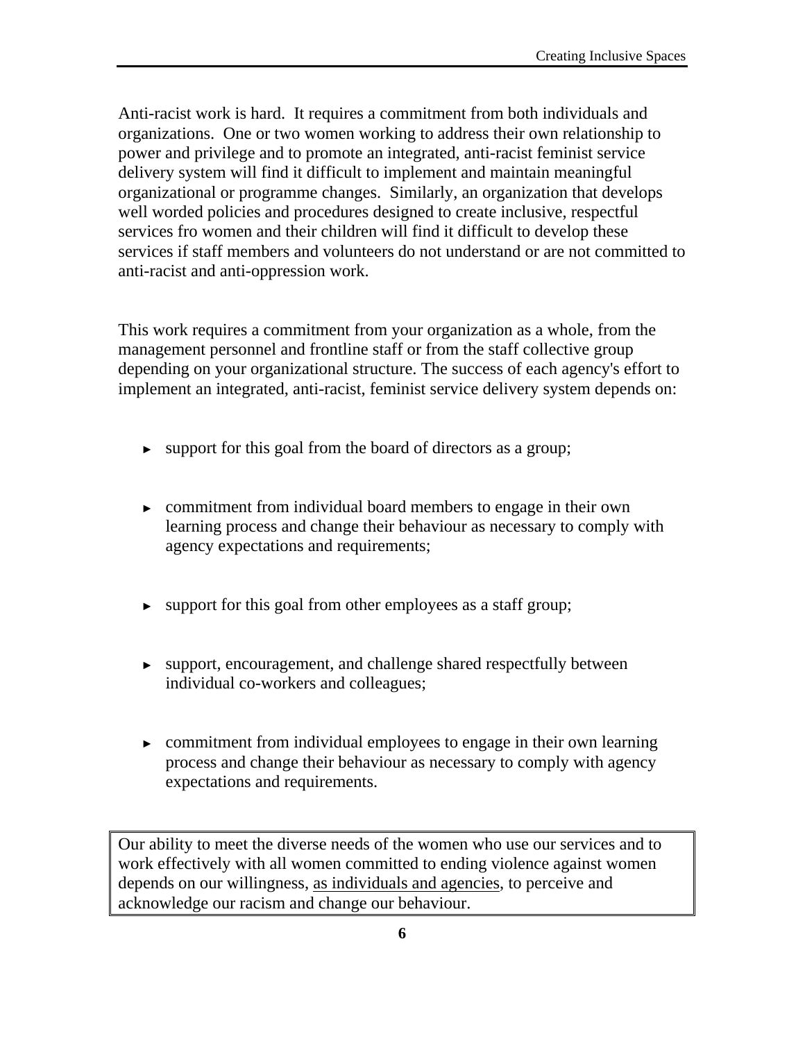Anti-racist work is hard. It requires a commitment from both individuals and organizations. One or two women working to address their own relationship to power and privilege and to promote an integrated, anti-racist feminist service delivery system will find it difficult to implement and maintain meaningful organizational or programme changes. Similarly, an organization that develops well worded policies and procedures designed to create inclusive, respectful services fro women and their children will find it difficult to develop these services if staff members and volunteers do not understand or are not committed to anti-racist and anti-oppression work.

This work requires a commitment from your organization as a whole, from the management personnel and frontline staff or from the staff collective group depending on your organizational structure. The success of each agency's effort to implement an integrated, anti-racist, feminist service delivery system depends on:

- support for this goal from the board of directors as a group;
- commitment from individual board members to engage in their own learning process and change their behaviour as necessary to comply with agency expectations and requirements;
- support for this goal from other employees as a staff group;
- support, encouragement, and challenge shared respectfully between individual co-workers and colleagues;
- commitment from individual employees to engage in their own learning process and change their behaviour as necessary to comply with agency expectations and requirements.

> Our ability to meet the diverse needs of the women who use our services and to work effectively with all women committed to ending violence against women depends on our willingness, <u>as individuals and agencies</u>, to perceive and acknowledge our racism and change our behaviour.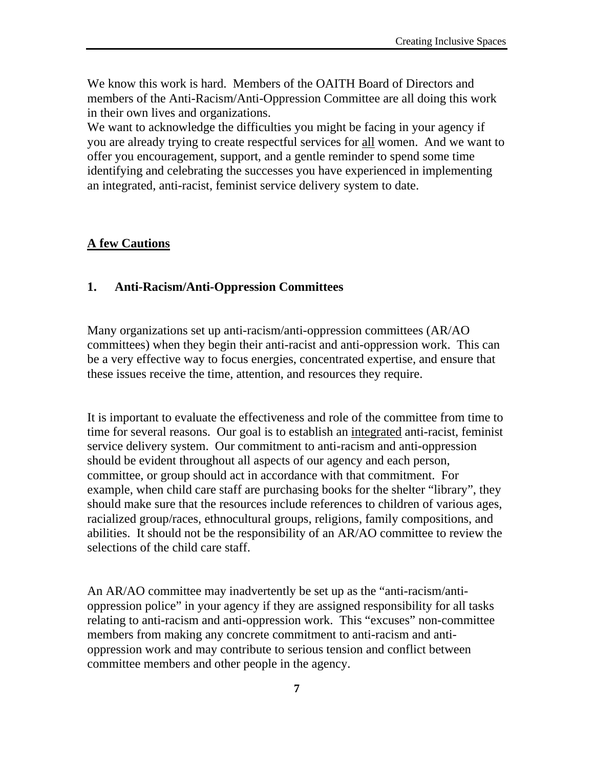We know this work is hard. Members of the OAITH Board of Directors and members of the Anti-Racism/Anti-Oppression Committee are all doing this work in their own lives and organizations.

We want to acknowledge the difficulties you might be facing in your agency if you are already trying to create respectful services for <u>all</u> women. And we want to offer you encouragement, support, and a gentle reminder to spend some time identifying and celebrating the successes you have experienced in implementing an integrated, anti-racist, feminist service delivery system to date.

## <u>A few Cautions</u>

### 1. Anti-Racism/Anti-Oppression Committees

Many organizations set up anti-racism/anti-oppression committees (AR/AO committees) when they begin their anti-racist and anti-oppression work. This can be a very effective way to focus energies, concentrated expertise, and ensure that these issues receive the time, attention, and resources they require.

It is important to evaluate the effectiveness and role of the committee from time to time for several reasons. Our goal is to establish an <u>integrated</u> anti-racist, feminist service delivery system. Our commitment to anti-racism and anti-oppression should be evident throughout all aspects of our agency and each person, committee, or group should act in accordance with that commitment. For example, when child care staff are purchasing books for the shelter "library", they should make sure that the resources include references to children of various ages, racialized group/races, ethnocultural groups, religions, family compositions, and abilities. It should not be the responsibility of an AR/AO committee to review the selections of the child care staff.

An AR/AO committee may inadvertently be set up as the "anti-racism/anti-oppression police" in your agency if they are assigned responsibility for all tasks relating to anti-racism and anti-oppression work. This "excuses" non-committee members from making any concrete commitment to anti-racism and anti-oppression work and may contribute to serious tension and conflict between committee members and other people in the agency.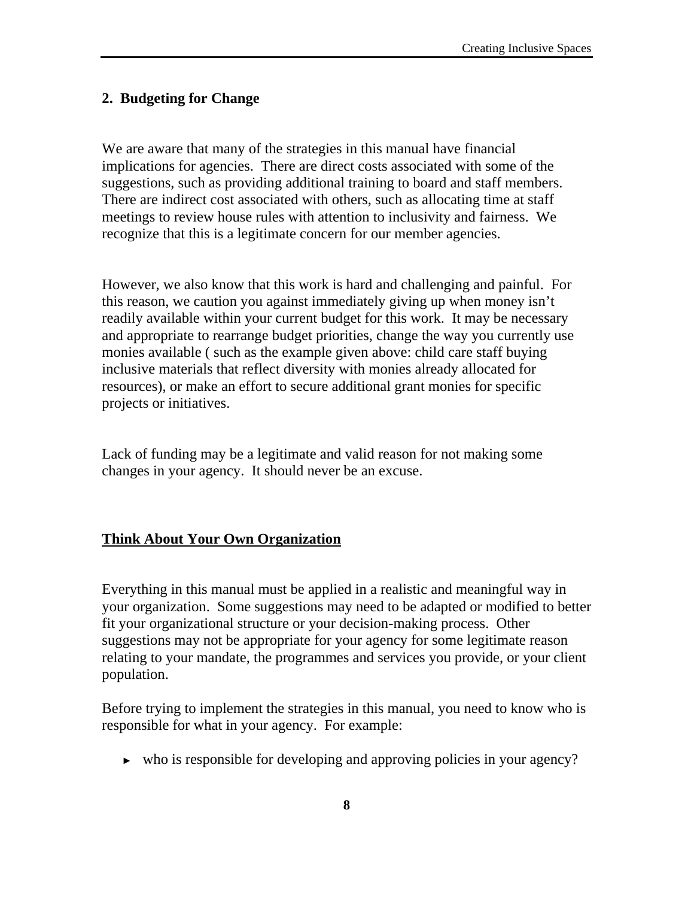## 2. Budgeting for Change

We are aware that many of the strategies in this manual have financial implications for agencies. There are direct costs associated with some of the suggestions, such as providing additional training to board and staff members. There are indirect cost associated with others, such as allocating time at staff meetings to review house rules with attention to inclusivity and fairness. We recognize that this is a legitimate concern for our member agencies.

However, we also know that this work is hard and challenging and painful. For this reason, we caution you against immediately giving up when money isn't readily available within your current budget for this work. It may be necessary and appropriate to rearrange budget priorities, change the way you currently use monies available ( such as the example given above: child care staff buying inclusive materials that reflect diversity with monies already allocated for resources), or make an effort to secure additional grant monies for specific projects or initiatives.

Lack of funding may be a legitimate and valid reason for not making some changes in your agency. It should never be an excuse.

## Think About Your Own Organization

Everything in this manual must be applied in a realistic and meaningful way in your organization. Some suggestions may need to be adapted or modified to better fit your organizational structure or your decision-making process. Other suggestions may not be appropriate for your agency for some legitimate reason relating to your mandate, the programmes and services you provide, or your client population.

Before trying to implement the strategies in this manual, you need to know who is responsible for what in your agency. For example:

- who is responsible for developing and approving policies in your agency?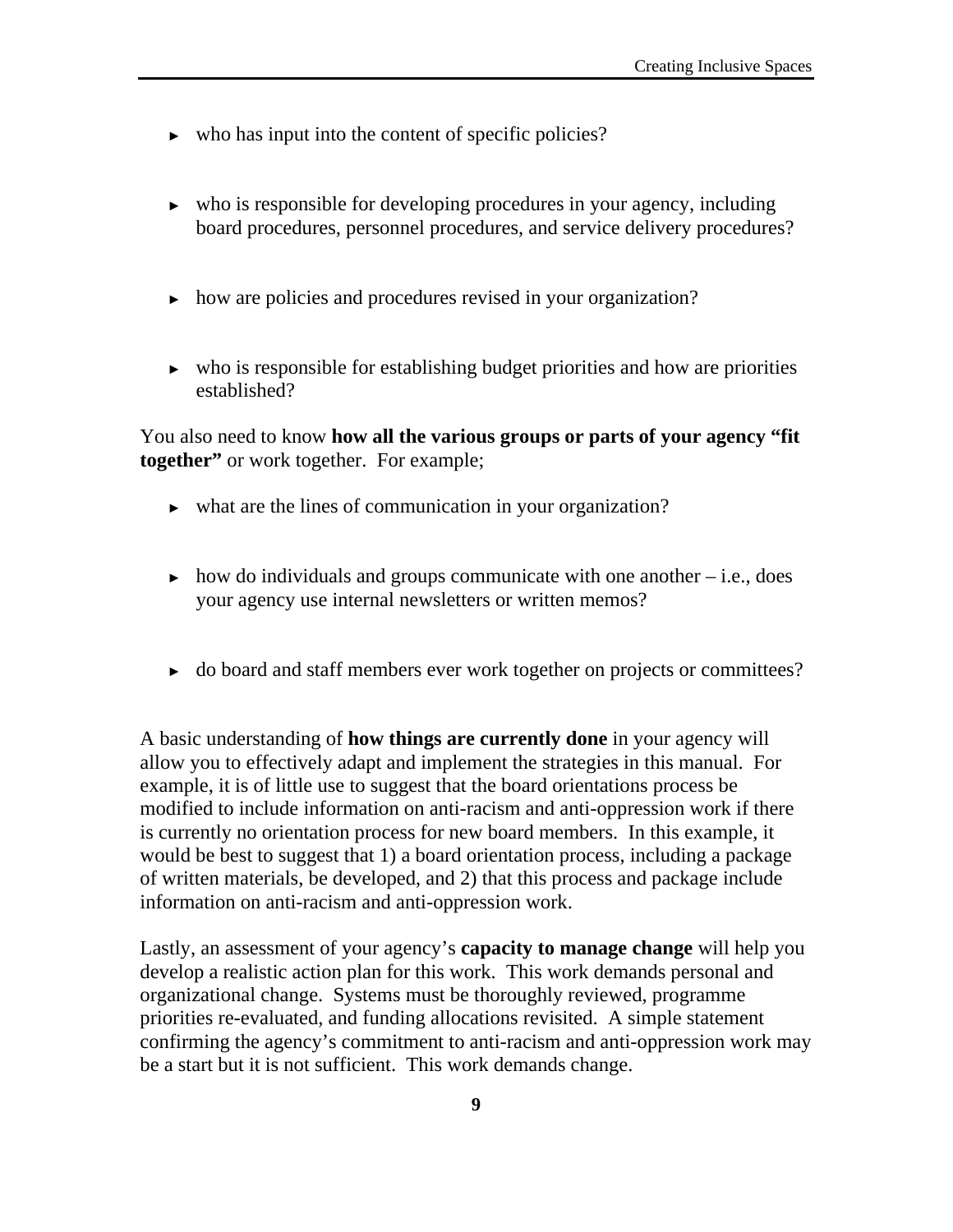- who has input into the content of specific policies?

- who is responsible for developing procedures in your agency, including board procedures, personnel procedures, and service delivery procedures?

- how are policies and procedures revised in your organization?

- who is responsible for establishing budget priorities and how are priorities established?

You also need to know **how all the various groups or parts of your agency "fit together"** or work together. For example;

- what are the lines of communication in your organization?

- how do individuals and groups communicate with one another – i.e., does your agency use internal newsletters or written memos?

- do board and staff members ever work together on projects or committees?

A basic understanding of **how things are currently done** in your agency will allow you to effectively adapt and implement the strategies in this manual. For example, it is of little use to suggest that the board orientations process be modified to include information on anti-racism and anti-oppression work if there is currently no orientation process for new board members. In this example, it would be best to suggest that 1) a board orientation process, including a package of written materials, be developed, and 2) that this process and package include information on anti-racism and anti-oppression work.

Lastly, an assessment of your agency's **capacity to manage change** will help you develop a realistic action plan for this work. This work demands personal and organizational change. Systems must be thoroughly reviewed, programme priorities re-evaluated, and funding allocations revisited. A simple statement confirming the agency's commitment to anti-racism and anti-oppression work may be a start but it is not sufficient. This work demands change.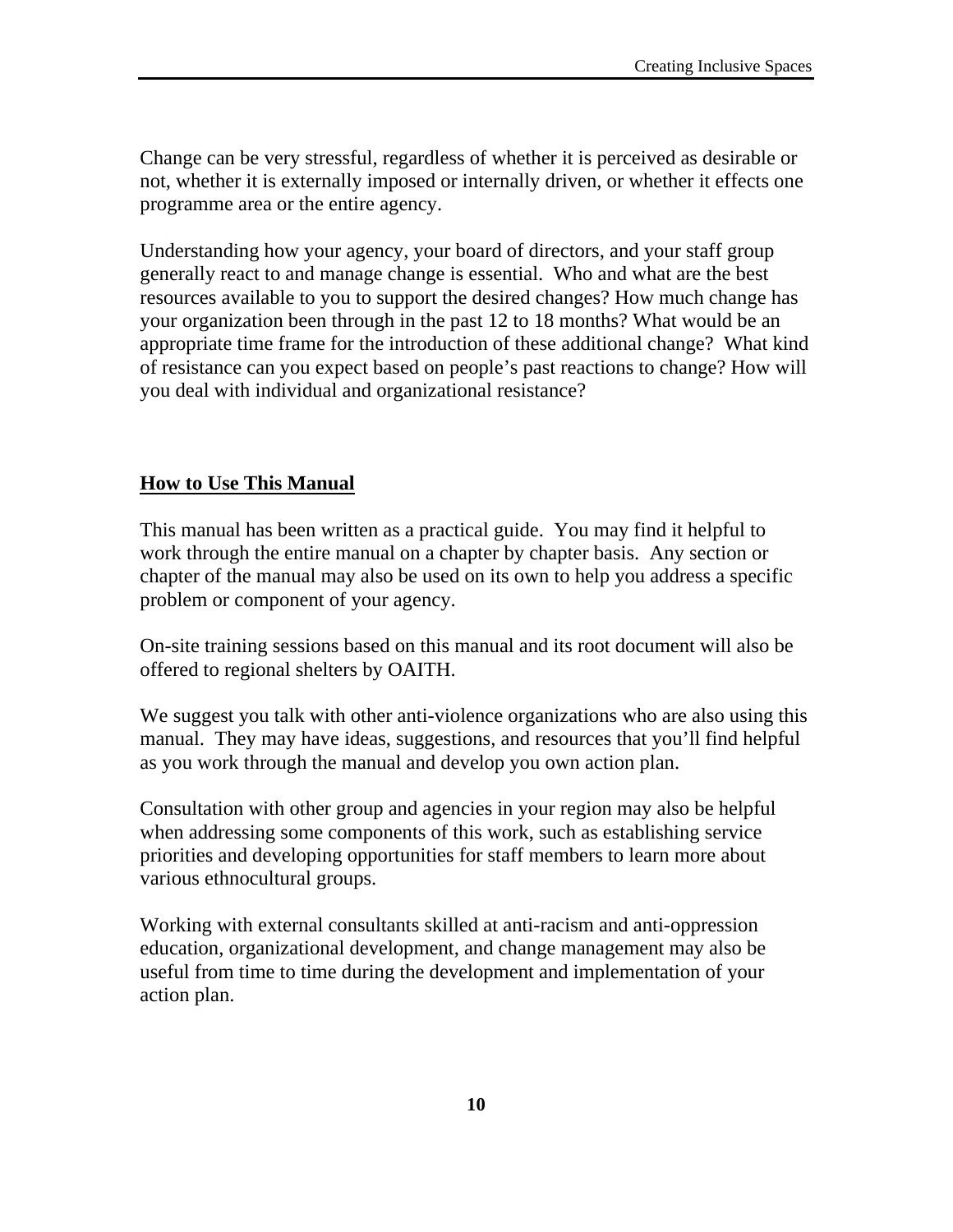Change can be very stressful, regardless of whether it is perceived as desirable or not, whether it is externally imposed or internally driven, or whether it effects one programme area or the entire agency.

Understanding how your agency, your board of directors, and your staff group generally react to and manage change is essential. Who and what are the best resources available to you to support the desired changes? How much change has your organization been through in the past 12 to 18 months? What would be an appropriate time frame for the introduction of these additional change? What kind of resistance can you expect based on people's past reactions to change? How will you deal with individual and organizational resistance?

## How to Use This Manual

This manual has been written as a practical guide. You may find it helpful to work through the entire manual on a chapter by chapter basis. Any section or chapter of the manual may also be used on its own to help you address a specific problem or component of your agency.

On-site training sessions based on this manual and its root document will also be offered to regional shelters by OAITH.

We suggest you talk with other anti-violence organizations who are also using this manual. They may have ideas, suggestions, and resources that you'll find helpful as you work through the manual and develop you own action plan.

Consultation with other group and agencies in your region may also be helpful when addressing some components of this work, such as establishing service priorities and developing opportunities for staff members to learn more about various ethnocultural groups.

Working with external consultants skilled at anti-racism and anti-oppression education, organizational development, and change management may also be useful from time to time during the development and implementation of your action plan.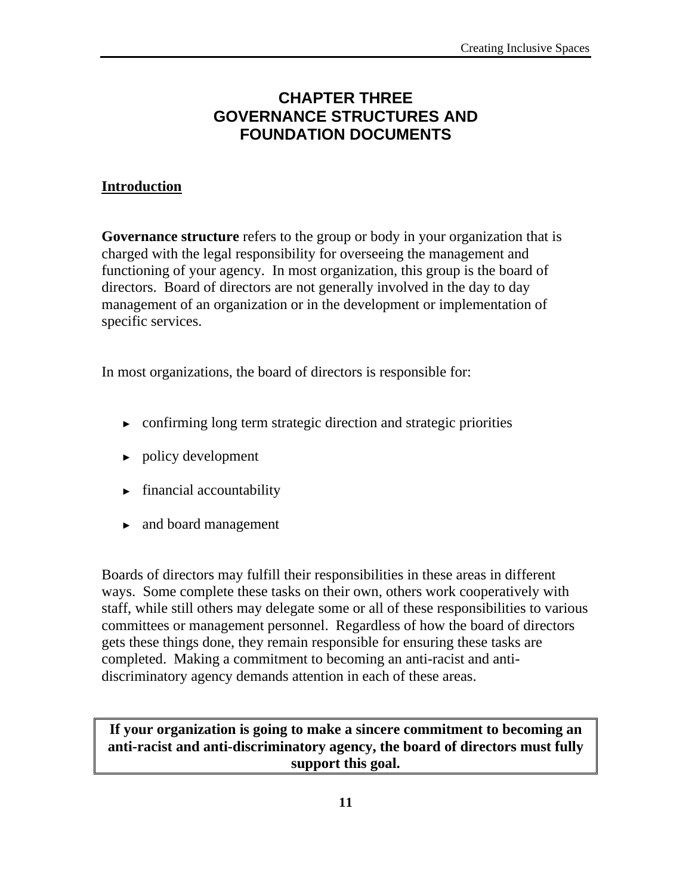# CHAPTER THREE
# GOVERNANCE STRUCTURES AND FOUNDATION DOCUMENTS

## Introduction

**Governance structure** refers to the group or body in your organization that is charged with the legal responsibility for overseeing the management and functioning of your agency. In most organization, this group is the board of directors. Board of directors are not generally involved in the day to day management of an organization or in the development or implementation of specific services.

In most organizations, the board of directors is responsible for:

- confirming long term strategic direction and strategic priorities
- policy development
- financial accountability
- and board management

Boards of directors may fulfill their responsibilities in these areas in different ways. Some complete these tasks on their own, others work cooperatively with staff, while still others may delegate some or all of these responsibilities to various committees or management personnel. Regardless of how the board of directors gets these things done, they remain responsible for ensuring these tasks are completed. Making a commitment to becoming an anti-racist and anti-discriminatory agency demands attention in each of these areas.

**If your organization is going to make a sincere commitment to becoming an anti-racist and anti-discriminatory agency, the board of directors must fully support this goal.**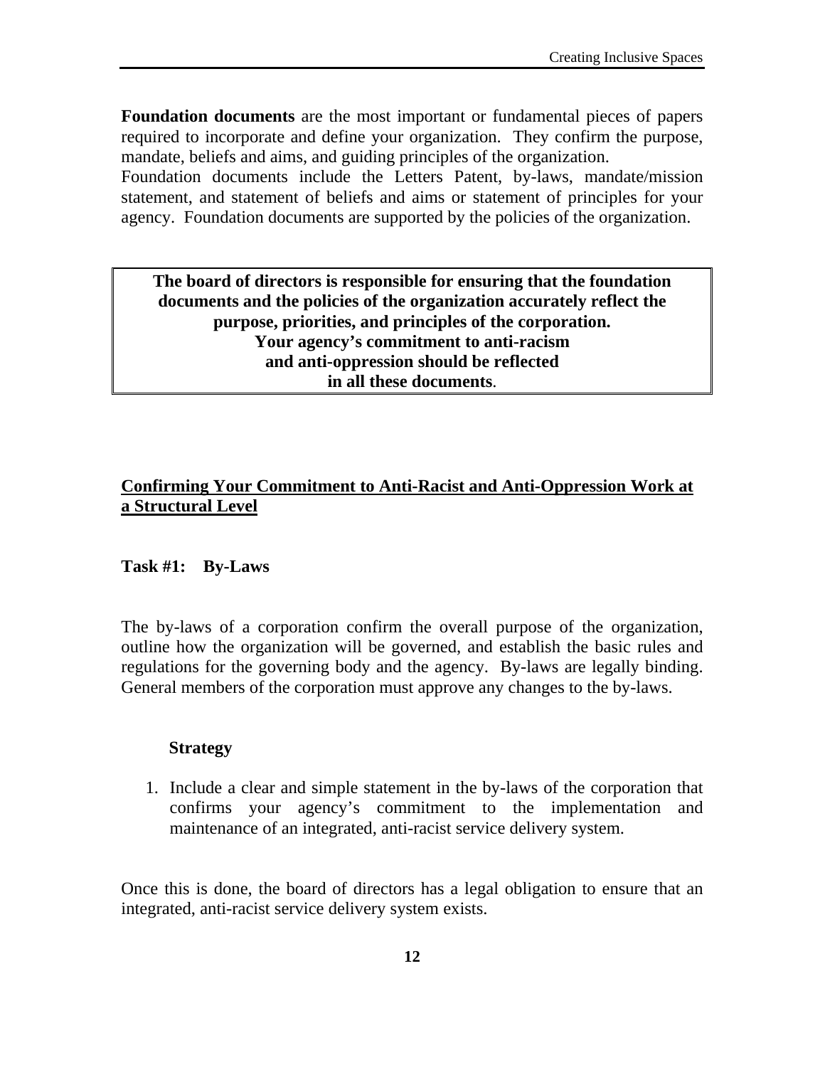**Foundation documents** are the most important or fundamental pieces of papers required to incorporate and define your organization. They confirm the purpose, mandate, beliefs and aims, and guiding principles of the organization.
Foundation documents include the Letters Patent, by-laws, mandate/mission statement, and statement of beliefs and aims or statement of principles for your agency. Foundation documents are supported by the policies of the organization.

**The board of directors is responsible for ensuring that the foundation documents and the policies of the organization accurately reflect the purpose, priorities, and principles of the corporation.**
**Your agency's commitment to anti-racism and anti-oppression should be reflected in all these documents**.

## Confirming Your Commitment to Anti-Racist and Anti-Oppression Work at a Structural Level

### Task #1: By-Laws

The by-laws of a corporation confirm the overall purpose of the organization, outline how the organization will be governed, and establish the basic rules and regulations for the governing body and the agency. By-laws are legally binding. General members of the corporation must approve any changes to the by-laws.

**Strategy**

1. Include a clear and simple statement in the by-laws of the corporation that confirms your agency's commitment to the implementation and maintenance of an integrated, anti-racist service delivery system.

Once this is done, the board of directors has a legal obligation to ensure that an integrated, anti-racist service delivery system exists.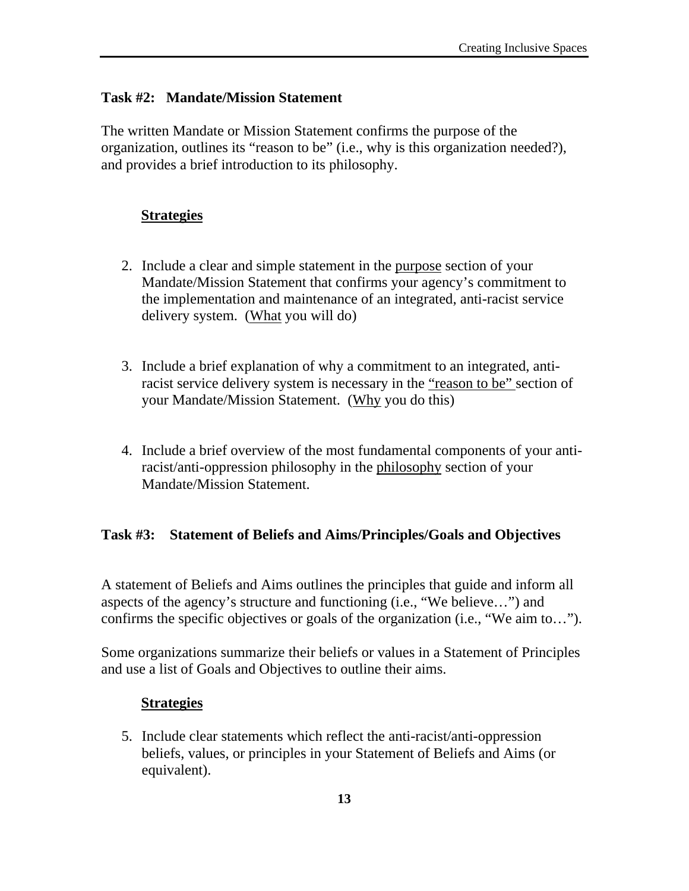### Task #2: Mandate/Mission Statement

The written Mandate or Mission Statement confirms the purpose of the organization, outlines its "reason to be" (i.e., why is this organization needed?), and provides a brief introduction to its philosophy.

**Strategies**

2. Include a clear and simple statement in the purpose section of your Mandate/Mission Statement that confirms your agency's commitment to the implementation and maintenance of an integrated, anti-racist service delivery system. (What you will do)

3. Include a brief explanation of why a commitment to an integrated, anti-racist service delivery system is necessary in the "reason to be" section of your Mandate/Mission Statement. (Why you do this)

4. Include a brief overview of the most fundamental components of your anti-racist/anti-oppression philosophy in the philosophy section of your Mandate/Mission Statement.

### Task #3: Statement of Beliefs and Aims/Principles/Goals and Objectives

A statement of Beliefs and Aims outlines the principles that guide and inform all aspects of the agency's structure and functioning (i.e., "We believe…") and confirms the specific objectives or goals of the organization (i.e., "We aim to…").

Some organizations summarize their beliefs or values in a Statement of Principles and use a list of Goals and Objectives to outline their aims.

**Strategies**

5. Include clear statements which reflect the anti-racist/anti-oppression beliefs, values, or principles in your Statement of Beliefs and Aims (or equivalent).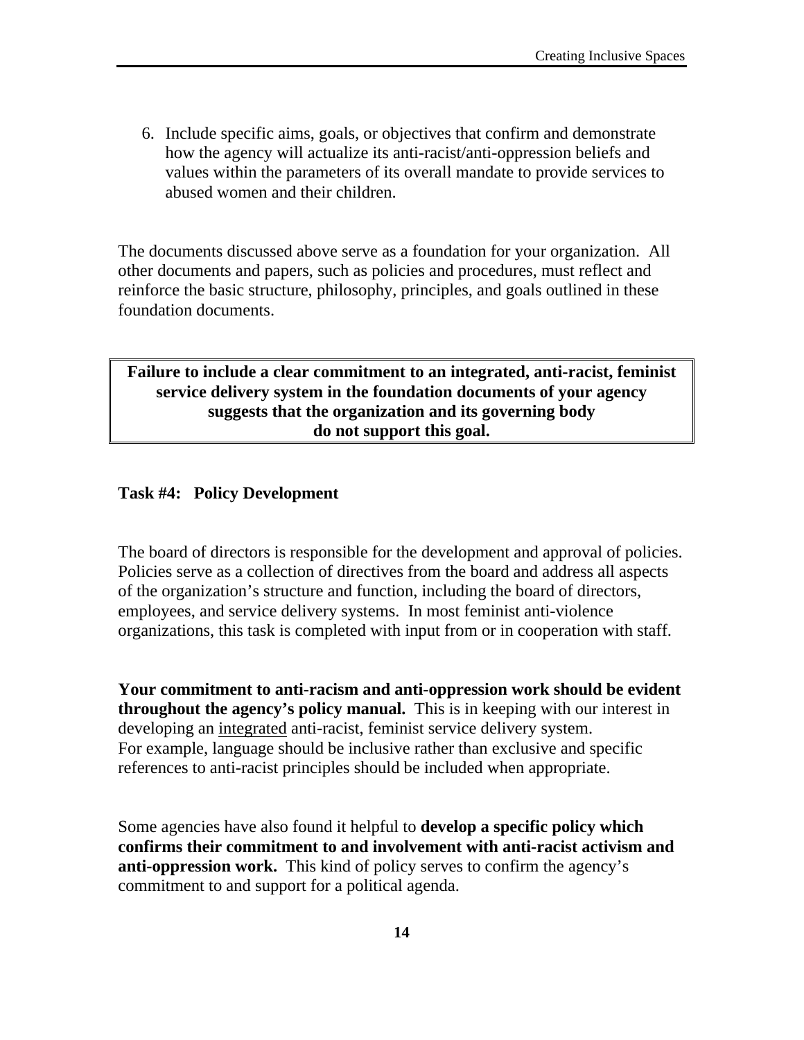6. Include specific aims, goals, or objectives that confirm and demonstrate how the agency will actualize its anti-racist/anti-oppression beliefs and values within the parameters of its overall mandate to provide services to abused women and their children.

The documents discussed above serve as a foundation for your organization. All other documents and papers, such as policies and procedures, must reflect and reinforce the basic structure, philosophy, principles, and goals outlined in these foundation documents.

**Failure to include a clear commitment to an integrated, anti-racist, feminist service delivery system in the foundation documents of your agency suggests that the organization and its governing body do not support this goal.**

### Task #4: Policy Development

The board of directors is responsible for the development and approval of policies. Policies serve as a collection of directives from the board and address all aspects of the organization's structure and function, including the board of directors, employees, and service delivery systems. In most feminist anti-violence organizations, this task is completed with input from or in cooperation with staff.

**Your commitment to anti-racism and anti-oppression work should be evident throughout the agency's policy manual.** This is in keeping with our interest in developing an <u>integrated</u> anti-racist, feminist service delivery system. For example, language should be inclusive rather than exclusive and specific references to anti-racist principles should be included when appropriate.

Some agencies have also found it helpful to **develop a specific policy which confirms their commitment to and involvement with anti-racist activism and anti-oppression work.** This kind of policy serves to confirm the agency's commitment to and support for a political agenda.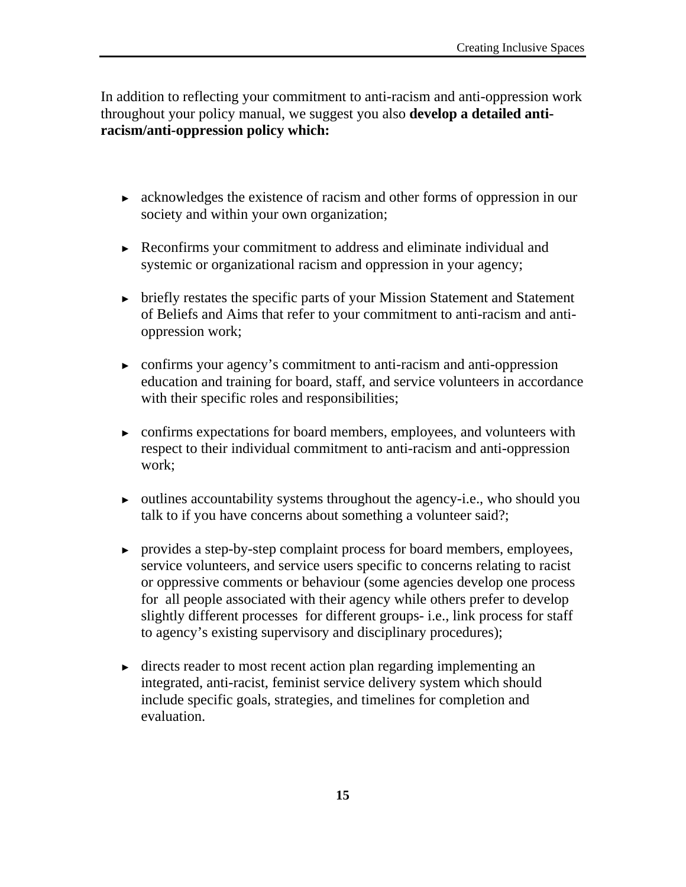In addition to reflecting your commitment to anti-racism and anti-oppression work throughout your policy manual, we suggest you also **develop a detailed anti-racism/anti-oppression policy which:**

- acknowledges the existence of racism and other forms of oppression in our society and within your own organization;
- Reconfirms your commitment to address and eliminate individual and systemic or organizational racism and oppression in your agency;
- briefly restates the specific parts of your Mission Statement and Statement of Beliefs and Aims that refer to your commitment to anti-racism and anti-oppression work;
- confirms your agency's commitment to anti-racism and anti-oppression education and training for board, staff, and service volunteers in accordance with their specific roles and responsibilities;
- confirms expectations for board members, employees, and volunteers with respect to their individual commitment to anti-racism and anti-oppression work;
- outlines accountability systems throughout the agency-i.e., who should you talk to if you have concerns about something a volunteer said?;
- provides a step-by-step complaint process for board members, employees, service volunteers, and service users specific to concerns relating to racist or oppressive comments or behaviour (some agencies develop one process for all people associated with their agency while others prefer to develop slightly different processes for different groups- i.e., link process for staff to agency's existing supervisory and disciplinary procedures);
- directs reader to most recent action plan regarding implementing an integrated, anti-racist, feminist service delivery system which should include specific goals, strategies, and timelines for completion and evaluation.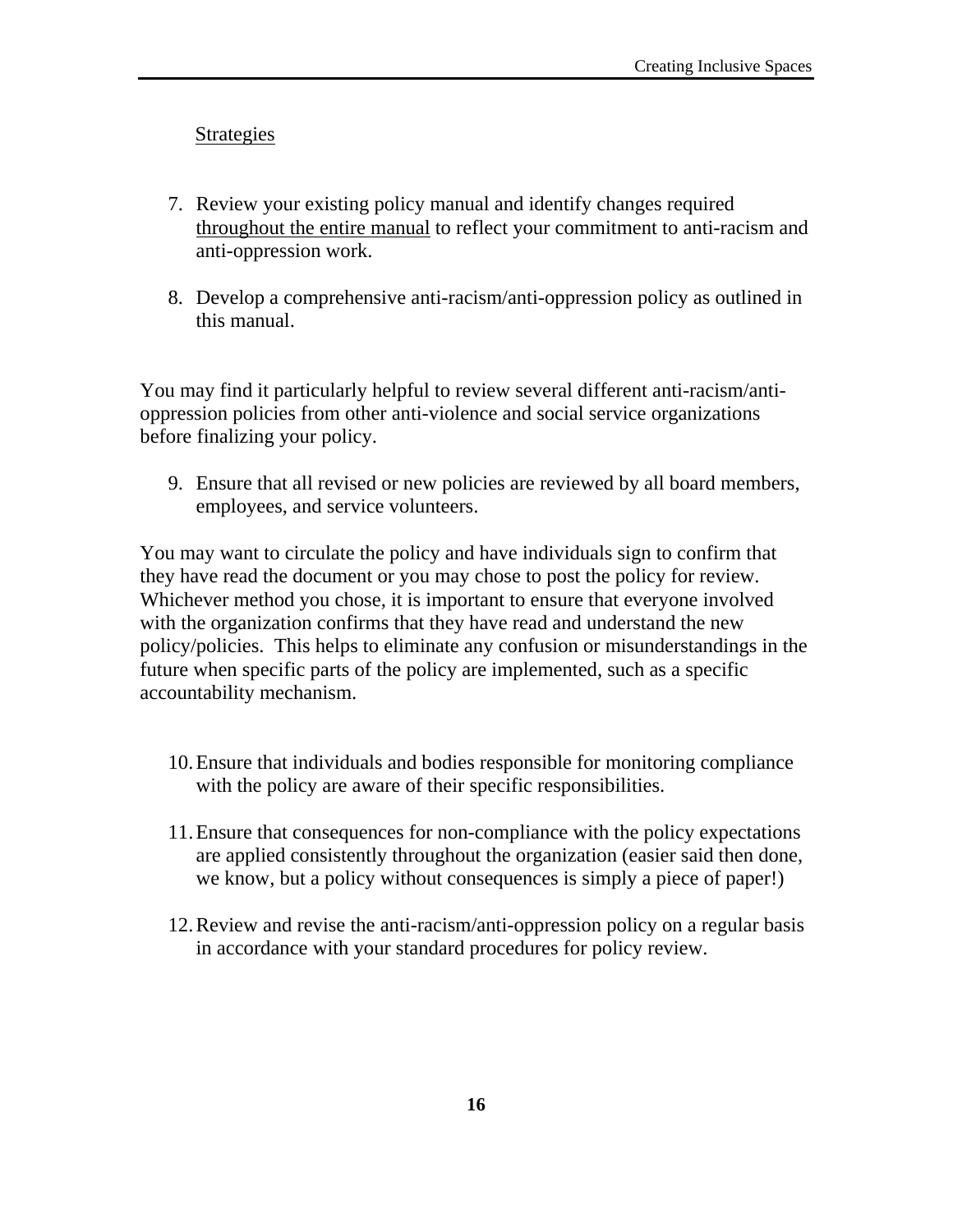<u>Strategies</u>

7. Review your existing policy manual and identify changes required <u>throughout the entire manual</u> to reflect your commitment to anti-racism and anti-oppression work.

8. Develop a comprehensive anti-racism/anti-oppression policy as outlined in this manual.

You may find it particularly helpful to review several different anti-racism/anti-oppression policies from other anti-violence and social service organizations before finalizing your policy.

9. Ensure that all revised or new policies are reviewed by all board members, employees, and service volunteers.

You may want to circulate the policy and have individuals sign to confirm that they have read the document or you may chose to post the policy for review. Whichever method you chose, it is important to ensure that everyone involved with the organization confirms that they have read and understand the new policy/policies. This helps to eliminate any confusion or misunderstandings in the future when specific parts of the policy are implemented, such as a specific accountability mechanism.

10. Ensure that individuals and bodies responsible for monitoring compliance with the policy are aware of their specific responsibilities.

11. Ensure that consequences for non-compliance with the policy expectations are applied consistently throughout the organization (easier said then done, we know, but a policy without consequences is simply a piece of paper!)

12. Review and revise the anti-racism/anti-oppression policy on a regular basis in accordance with your standard procedures for policy review.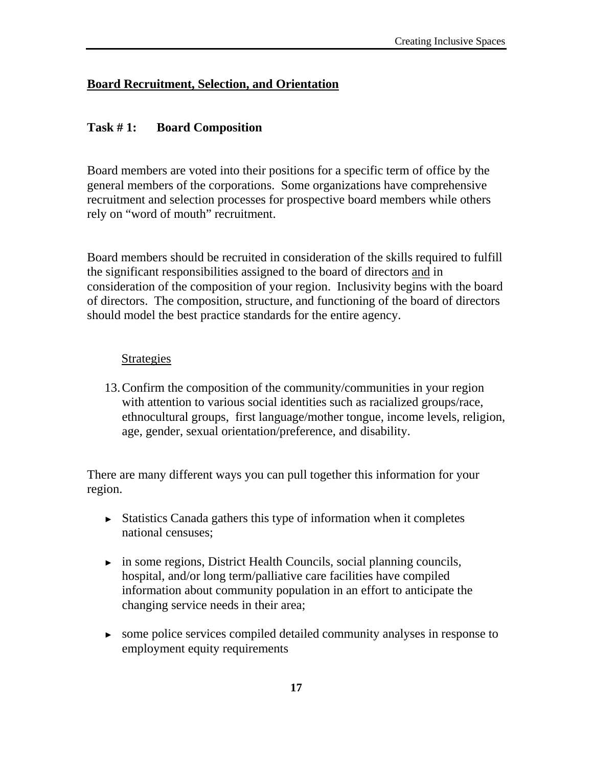## Board Recruitment, Selection, and Orientation

### Task # 1: Board Composition

Board members are voted into their positions for a specific term of office by the general members of the corporations. Some organizations have comprehensive recruitment and selection processes for prospective board members while others rely on "word of mouth" recruitment.

Board members should be recruited in consideration of the skills required to fulfill the significant responsibilities assigned to the board of directors and in consideration of the composition of your region. Inclusivity begins with the board of directors. The composition, structure, and functioning of the board of directors should model the best practice standards for the entire agency.

Strategies

13. Confirm the composition of the community/communities in your region with attention to various social identities such as racialized groups/race, ethnocultural groups, first language/mother tongue, income levels, religion, age, gender, sexual orientation/preference, and disability.

There are many different ways you can pull together this information for your region.

- Statistics Canada gathers this type of information when it completes national censuses;
- in some regions, District Health Councils, social planning councils, hospital, and/or long term/palliative care facilities have compiled information about community population in an effort to anticipate the changing service needs in their area;
- some police services compiled detailed community analyses in response to employment equity requirements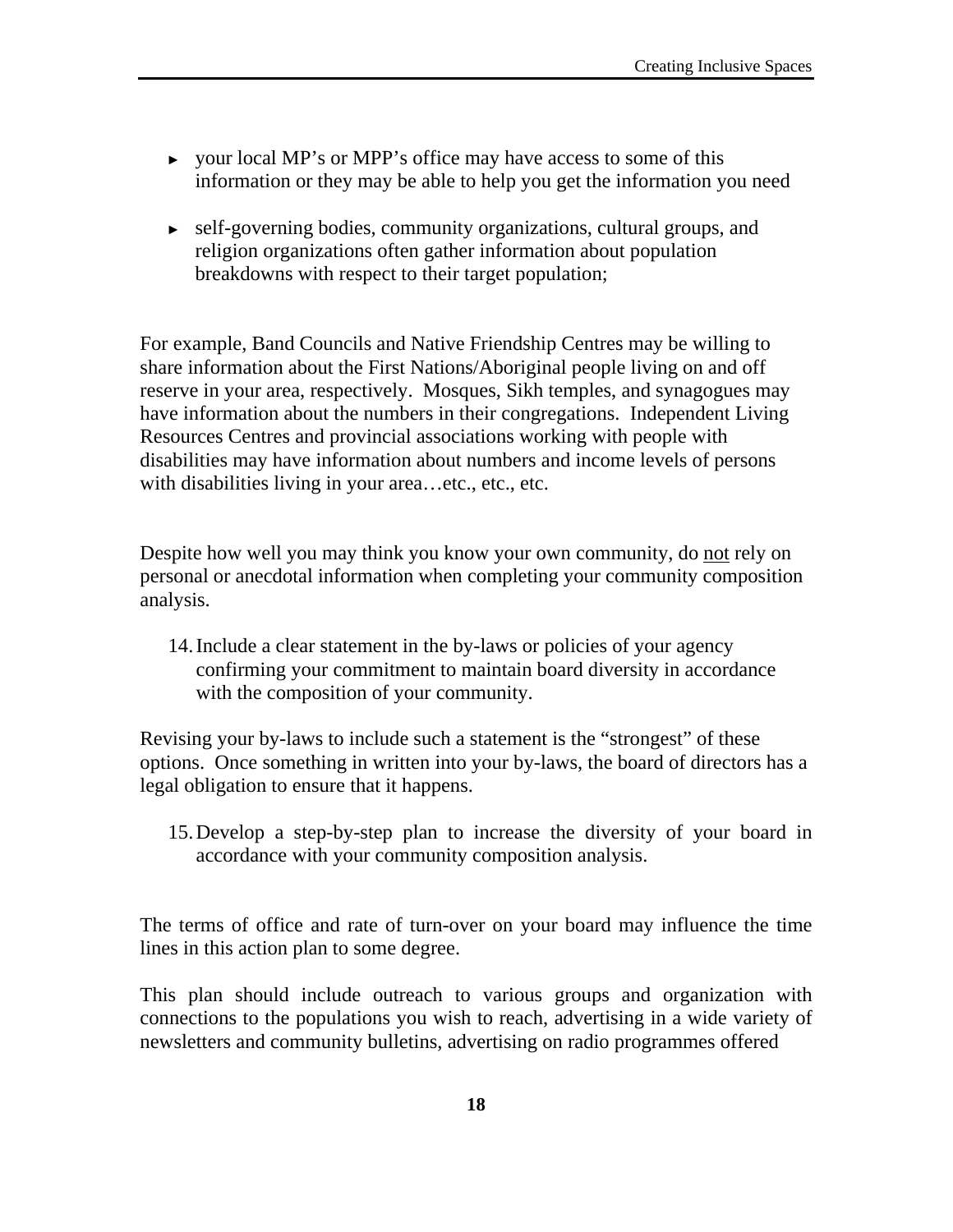- your local MP's or MPP's office may have access to some of this information or they may be able to help you get the information you need

- self-governing bodies, community organizations, cultural groups, and religion organizations often gather information about population breakdowns with respect to their target population;

For example, Band Councils and Native Friendship Centres may be willing to share information about the First Nations/Aboriginal people living on and off reserve in your area, respectively. Mosques, Sikh temples, and synagogues may have information about the numbers in their congregations. Independent Living Resources Centres and provincial associations working with people with disabilities may have information about numbers and income levels of persons with disabilities living in your area…etc., etc., etc.

Despite how well you may think you know your own community, do <u>not</u> rely on personal or anecdotal information when completing your community composition analysis.

14. Include a clear statement in the by-laws or policies of your agency confirming your commitment to maintain board diversity in accordance with the composition of your community.

Revising your by-laws to include such a statement is the "strongest" of these options. Once something in written into your by-laws, the board of directors has a legal obligation to ensure that it happens.

15. Develop a step-by-step plan to increase the diversity of your board in accordance with your community composition analysis.

The terms of office and rate of turn-over on your board may influence the time lines in this action plan to some degree.

This plan should include outreach to various groups and organization with connections to the populations you wish to reach, advertising in a wide variety of newsletters and community bulletins, advertising on radio programmes offered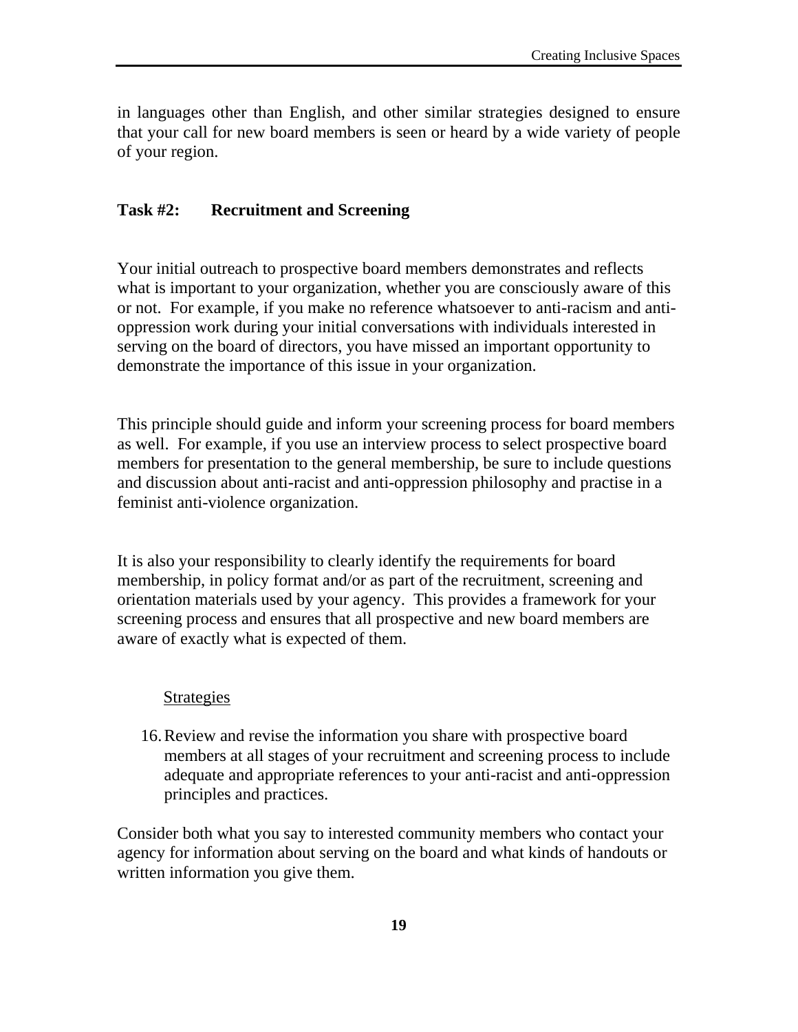in languages other than English, and other similar strategies designed to ensure that your call for new board members is seen or heard by a wide variety of people of your region.

### Task #2: Recruitment and Screening

Your initial outreach to prospective board members demonstrates and reflects what is important to your organization, whether you are consciously aware of this or not. For example, if you make no reference whatsoever to anti-racism and anti-oppression work during your initial conversations with individuals interested in serving on the board of directors, you have missed an important opportunity to demonstrate the importance of this issue in your organization.

This principle should guide and inform your screening process for board members as well. For example, if you use an interview process to select prospective board members for presentation to the general membership, be sure to include questions and discussion about anti-racist and anti-oppression philosophy and practise in a feminist anti-violence organization.

It is also your responsibility to clearly identify the requirements for board membership, in policy format and/or as part of the recruitment, screening and orientation materials used by your agency. This provides a framework for your screening process and ensures that all prospective and new board members are aware of exactly what is expected of them.

<u>Strategies</u>

16. Review and revise the information you share with prospective board members at all stages of your recruitment and screening process to include adequate and appropriate references to your anti-racist and anti-oppression principles and practices.

Consider both what you say to interested community members who contact your agency for information about serving on the board and what kinds of handouts or written information you give them.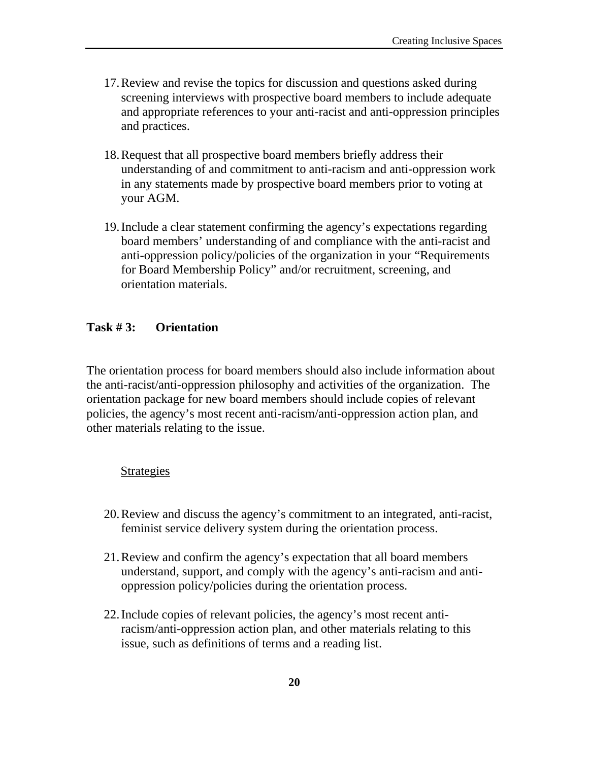17. Review and revise the topics for discussion and questions asked during screening interviews with prospective board members to include adequate and appropriate references to your anti-racist and anti-oppression principles and practices.

18. Request that all prospective board members briefly address their understanding of and commitment to anti-racism and anti-oppression work in any statements made by prospective board members prior to voting at your AGM.

19. Include a clear statement confirming the agency's expectations regarding board members' understanding of and compliance with the anti-racist and anti-oppression policy/policies of the organization in your "Requirements for Board Membership Policy" and/or recruitment, screening, and orientation materials.

### Task # 3: Orientation

The orientation process for board members should also include information about the anti-racist/anti-oppression philosophy and activities of the organization. The orientation package for new board members should include copies of relevant policies, the agency's most recent anti-racism/anti-oppression action plan, and other materials relating to the issue.

<u>Strategies</u>

20. Review and discuss the agency's commitment to an integrated, anti-racist, feminist service delivery system during the orientation process.

21. Review and confirm the agency's expectation that all board members understand, support, and comply with the agency's anti-racism and anti-oppression policy/policies during the orientation process.

22. Include copies of relevant policies, the agency's most recent anti-racism/anti-oppression action plan, and other materials relating to this issue, such as definitions of terms and a reading list.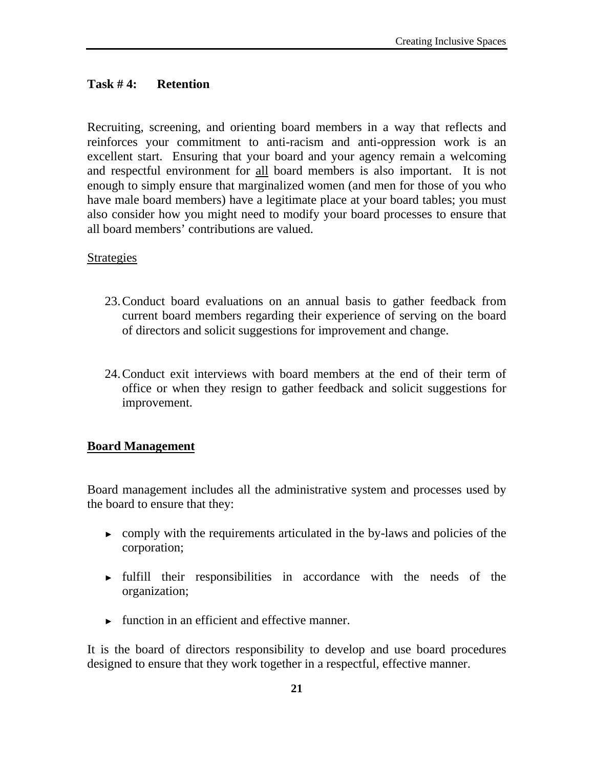## Task # 4: Retention

Recruiting, screening, and orienting board members in a way that reflects and reinforces your commitment to anti-racism and anti-oppression work is an excellent start. Ensuring that your board and your agency remain a welcoming and respectful environment for <u>all</u> board members is also important. It is not enough to simply ensure that marginalized women (and men for those of you who have male board members) have a legitimate place at your board tables; you must also consider how you might need to modify your board processes to ensure that all board members' contributions are valued.

<u>Strategies</u>

23. Conduct board evaluations on an annual basis to gather feedback from current board members regarding their experience of serving on the board of directors and solicit suggestions for improvement and change.

24. Conduct exit interviews with board members at the end of their term of office or when they resign to gather feedback and solicit suggestions for improvement.

## <u>Board Management</u>

Board management includes all the administrative system and processes used by the board to ensure that they:

- comply with the requirements articulated in the by-laws and policies of the corporation;
- fulfill their responsibilities in accordance with the needs of the organization;
- function in an efficient and effective manner.

It is the board of directors responsibility to develop and use board procedures designed to ensure that they work together in a respectful, effective manner.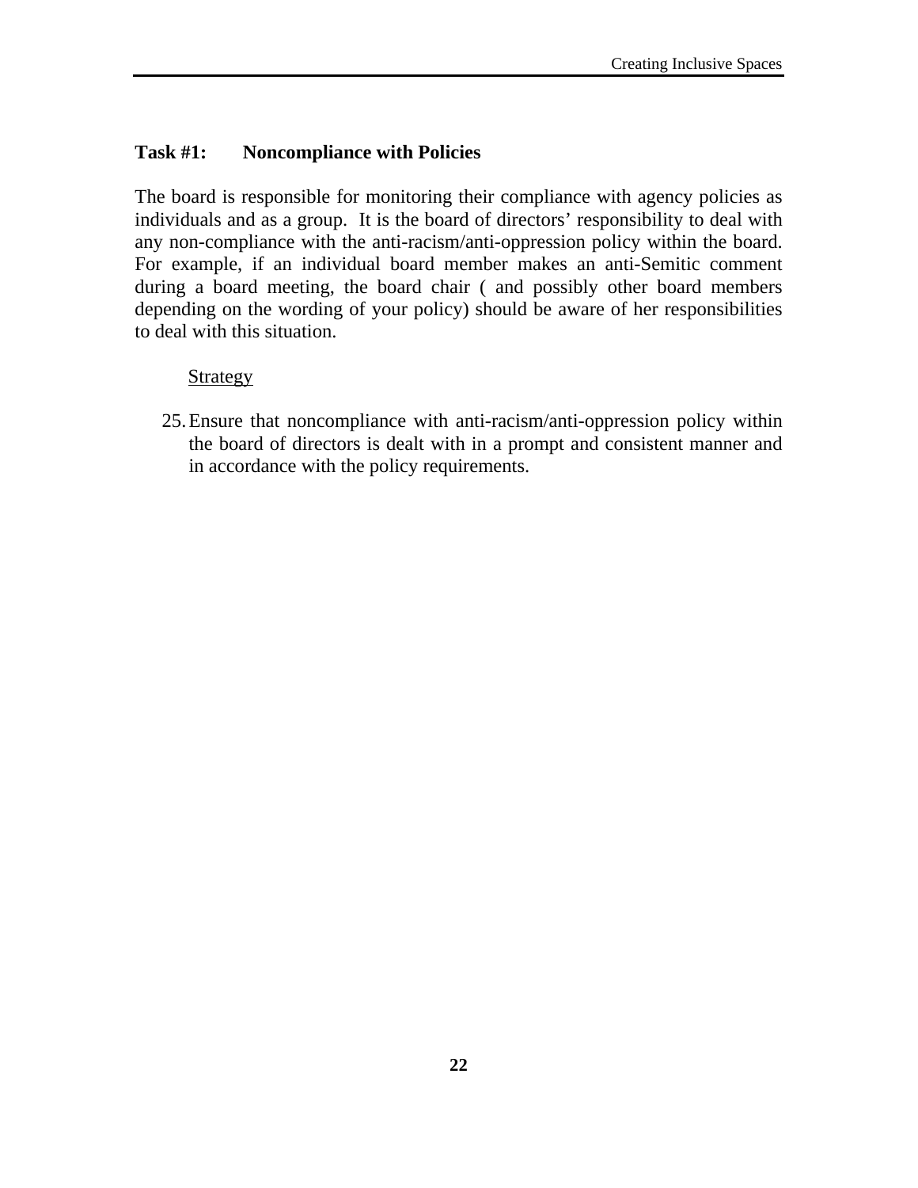### Task #1: Noncompliance with Policies

The board is responsible for monitoring their compliance with agency policies as individuals and as a group. It is the board of directors' responsibility to deal with any non-compliance with the anti-racism/anti-oppression policy within the board. For example, if an individual board member makes an anti-Semitic comment during a board meeting, the board chair ( and possibly other board members depending on the wording of your policy) should be aware of her responsibilities to deal with this situation.

<u>Strategy</u>

25. Ensure that noncompliance with anti-racism/anti-oppression policy within the board of directors is dealt with in a prompt and consistent manner and in accordance with the policy requirements.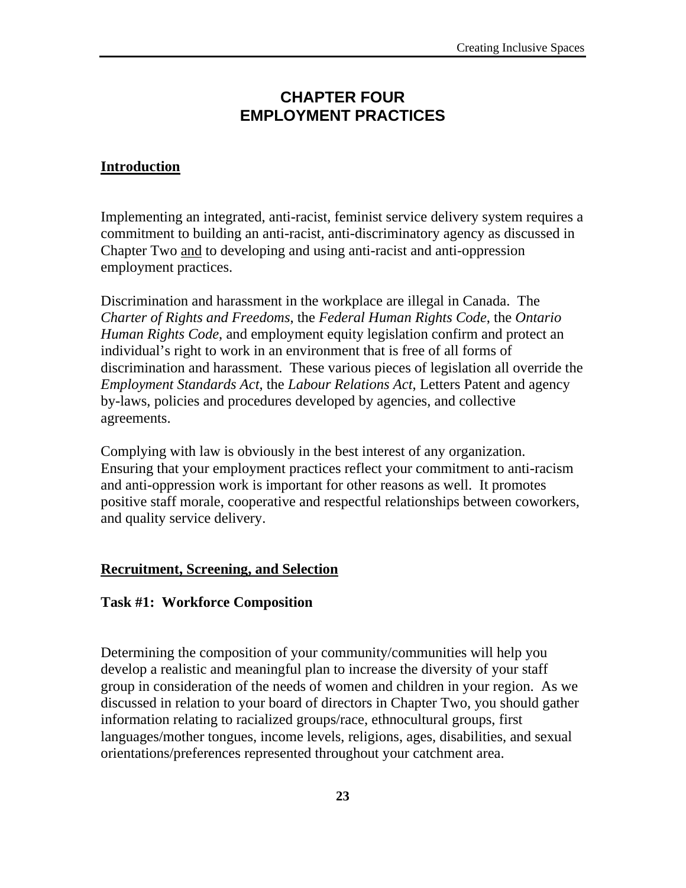# CHAPTER FOUR
# EMPLOYMENT PRACTICES

## Introduction

Implementing an integrated, anti-racist, feminist service delivery system requires a commitment to building an anti-racist, anti-discriminatory agency as discussed in Chapter Two <u>and</u> to developing and using anti-racist and anti-oppression employment practices.

Discrimination and harassment in the workplace are illegal in Canada. The *Charter of Rights and Freedoms*, the *Federal Human Rights Code*, the *Ontario Human Rights Code*, and employment equity legislation confirm and protect an individual's right to work in an environment that is free of all forms of discrimination and harassment. These various pieces of legislation all override the *Employment Standards Act*, the *Labour Relations Act*, Letters Patent and agency by-laws, policies and procedures developed by agencies, and collective agreements.

Complying with law is obviously in the best interest of any organization. Ensuring that your employment practices reflect your commitment to anti-racism and anti-oppression work is important for other reasons as well. It promotes positive staff morale, cooperative and respectful relationships between coworkers, and quality service delivery.

## Recruitment, Screening, and Selection

### Task #1: Workforce Composition

Determining the composition of your community/communities will help you develop a realistic and meaningful plan to increase the diversity of your staff group in consideration of the needs of women and children in your region. As we discussed in relation to your board of directors in Chapter Two, you should gather information relating to racialized groups/race, ethnocultural groups, first languages/mother tongues, income levels, religions, ages, disabilities, and sexual orientations/preferences represented throughout your catchment area.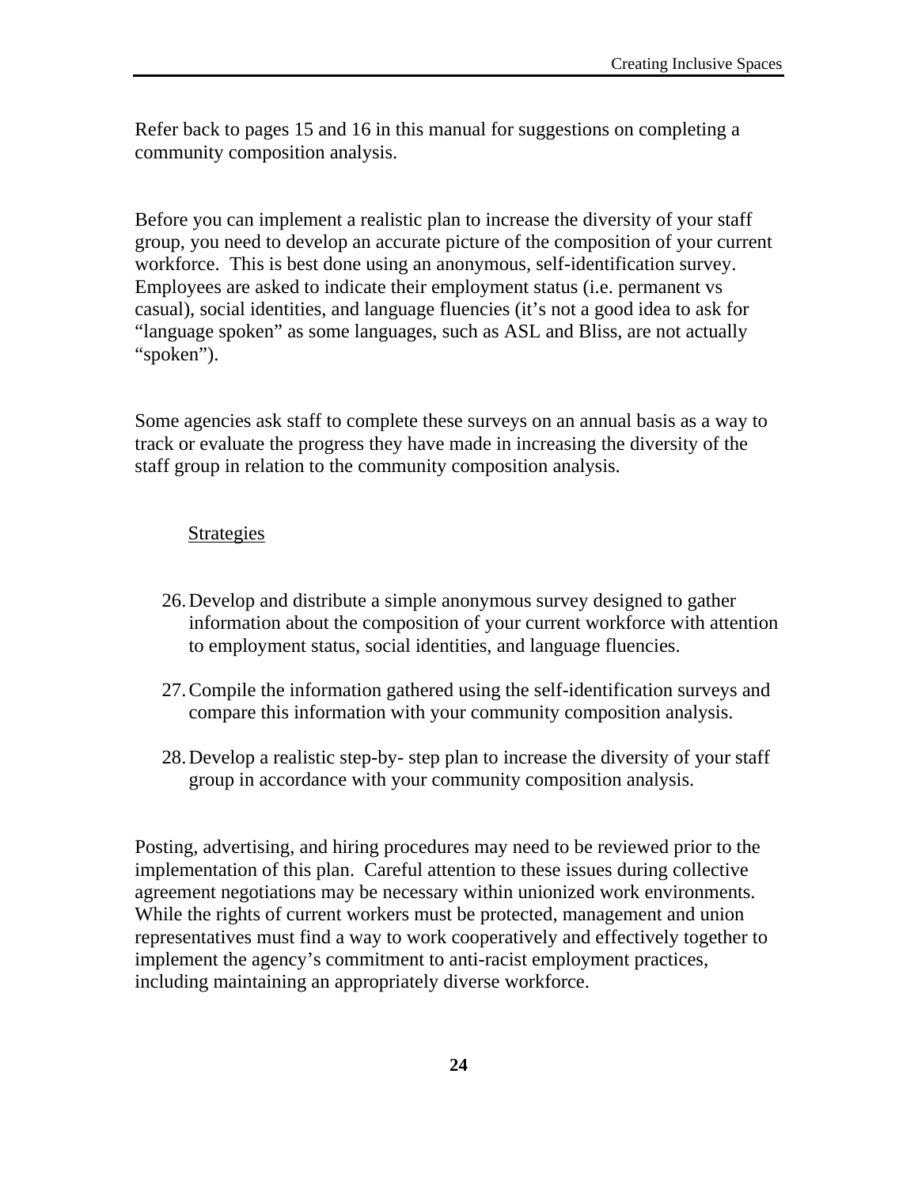Refer back to pages 15 and 16 in this manual for suggestions on completing a community composition analysis.

Before you can implement a realistic plan to increase the diversity of your staff group, you need to develop an accurate picture of the composition of your current workforce. This is best done using an anonymous, self-identification survey. Employees are asked to indicate their employment status (i.e. permanent vs casual), social identities, and language fluencies (it's not a good idea to ask for "language spoken" as some languages, such as ASL and Bliss, are not actually "spoken").

Some agencies ask staff to complete these surveys on an annual basis as a way to track or evaluate the progress they have made in increasing the diversity of the staff group in relation to the community composition analysis.

<u>Strategies</u>

26. Develop and distribute a simple anonymous survey designed to gather information about the composition of your current workforce with attention to employment status, social identities, and language fluencies.

27. Compile the information gathered using the self-identification surveys and compare this information with your community composition analysis.

28. Develop a realistic step-by- step plan to increase the diversity of your staff group in accordance with your community composition analysis.

Posting, advertising, and hiring procedures may need to be reviewed prior to the implementation of this plan. Careful attention to these issues during collective agreement negotiations may be necessary within unionized work environments. While the rights of current workers must be protected, management and union representatives must find a way to work cooperatively and effectively together to implement the agency's commitment to anti-racist employment practices, including maintaining an appropriately diverse workforce.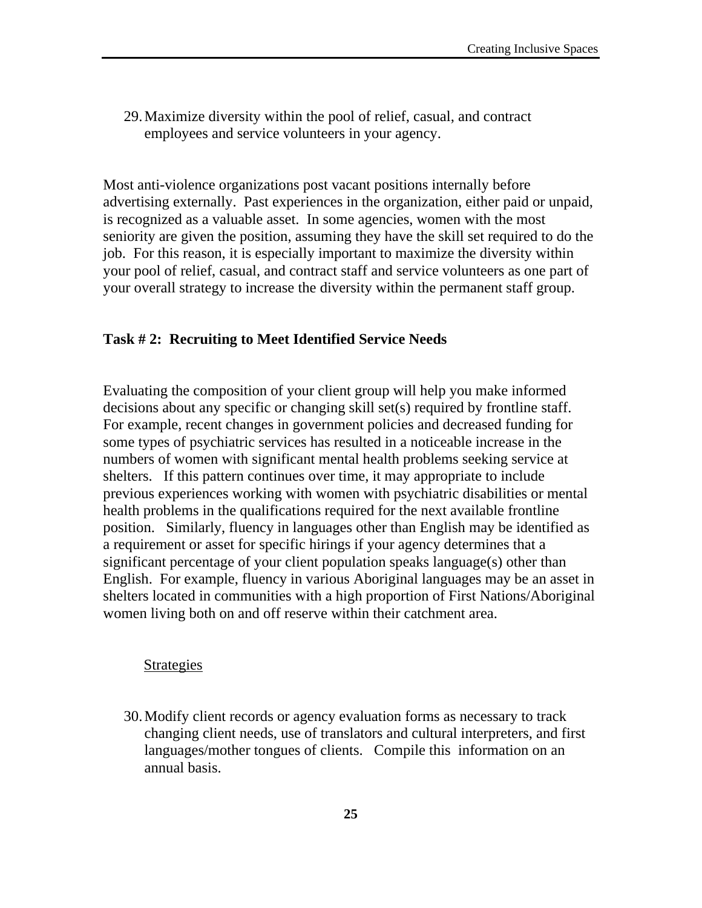29. Maximize diversity within the pool of relief, casual, and contract employees and service volunteers in your agency.

Most anti-violence organizations post vacant positions internally before advertising externally. Past experiences in the organization, either paid or unpaid, is recognized as a valuable asset. In some agencies, women with the most seniority are given the position, assuming they have the skill set required to do the job. For this reason, it is especially important to maximize the diversity within your pool of relief, casual, and contract staff and service volunteers as one part of your overall strategy to increase the diversity within the permanent staff group.

### Task # 2: Recruiting to Meet Identified Service Needs

Evaluating the composition of your client group will help you make informed decisions about any specific or changing skill set(s) required by frontline staff. For example, recent changes in government policies and decreased funding for some types of psychiatric services has resulted in a noticeable increase in the numbers of women with significant mental health problems seeking service at shelters. If this pattern continues over time, it may appropriate to include previous experiences working with women with psychiatric disabilities or mental health problems in the qualifications required for the next available frontline position. Similarly, fluency in languages other than English may be identified as a requirement or asset for specific hirings if your agency determines that a significant percentage of your client population speaks language(s) other than English. For example, fluency in various Aboriginal languages may be an asset in shelters located in communities with a high proportion of First Nations/Aboriginal women living both on and off reserve within their catchment area.

<u>Strategies</u>

30. Modify client records or agency evaluation forms as necessary to track changing client needs, use of translators and cultural interpreters, and first languages/mother tongues of clients. Compile this information on an annual basis.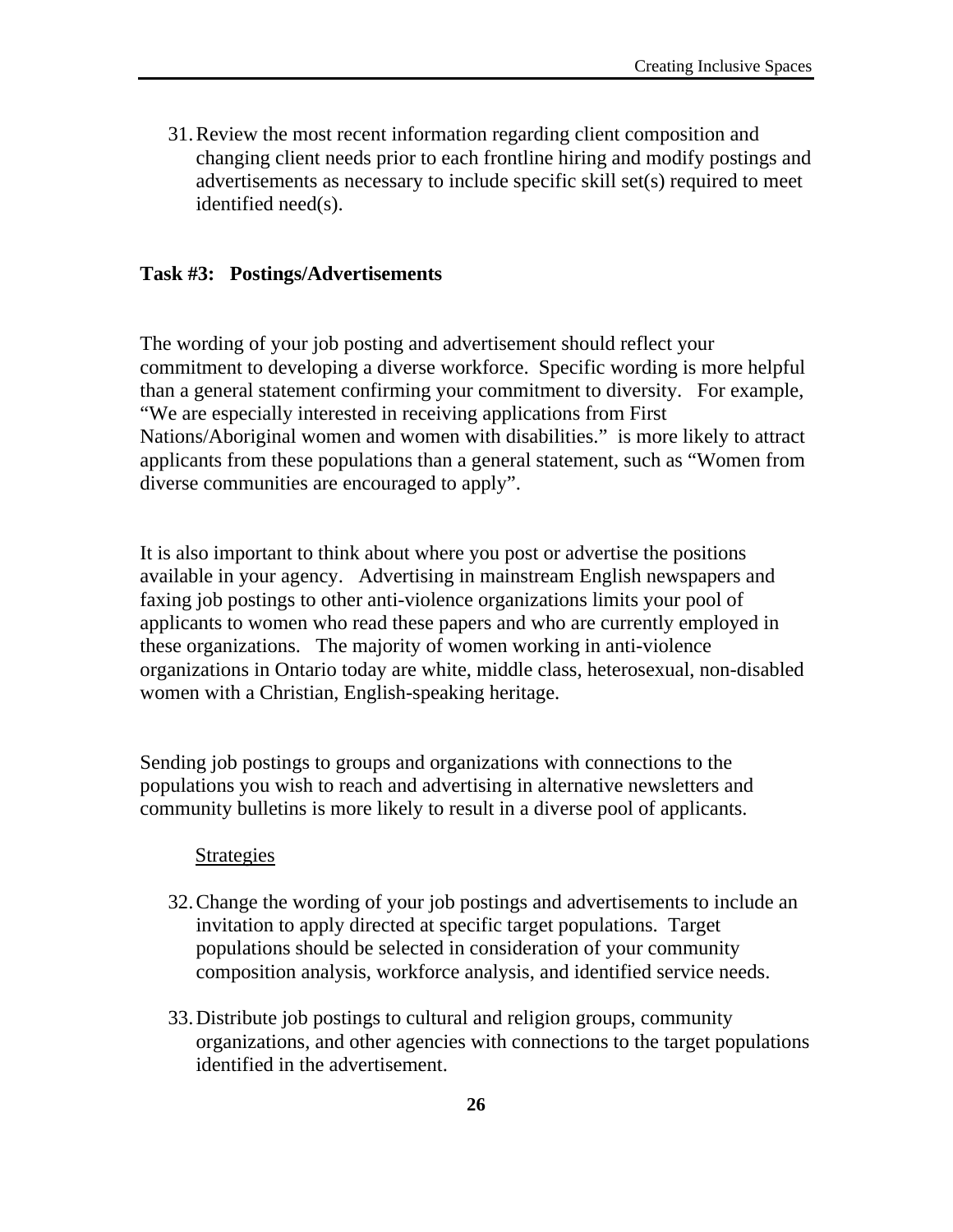31. Review the most recent information regarding client composition and changing client needs prior to each frontline hiring and modify postings and advertisements as necessary to include specific skill set(s) required to meet identified need(s).

### Task #3: Postings/Advertisements

The wording of your job posting and advertisement should reflect your commitment to developing a diverse workforce. Specific wording is more helpful than a general statement confirming your commitment to diversity. For example, "We are especially interested in receiving applications from First Nations/Aboriginal women and women with disabilities." is more likely to attract applicants from these populations than a general statement, such as "Women from diverse communities are encouraged to apply".

It is also important to think about where you post or advertise the positions available in your agency. Advertising in mainstream English newspapers and faxing job postings to other anti-violence organizations limits your pool of applicants to women who read these papers and who are currently employed in these organizations. The majority of women working in anti-violence organizations in Ontario today are white, middle class, heterosexual, non-disabled women with a Christian, English-speaking heritage.

Sending job postings to groups and organizations with connections to the populations you wish to reach and advertising in alternative newsletters and community bulletins is more likely to result in a diverse pool of applicants.

Strategies

32. Change the wording of your job postings and advertisements to include an invitation to apply directed at specific target populations. Target populations should be selected in consideration of your community composition analysis, workforce analysis, and identified service needs.

33. Distribute job postings to cultural and religion groups, community organizations, and other agencies with connections to the target populations identified in the advertisement.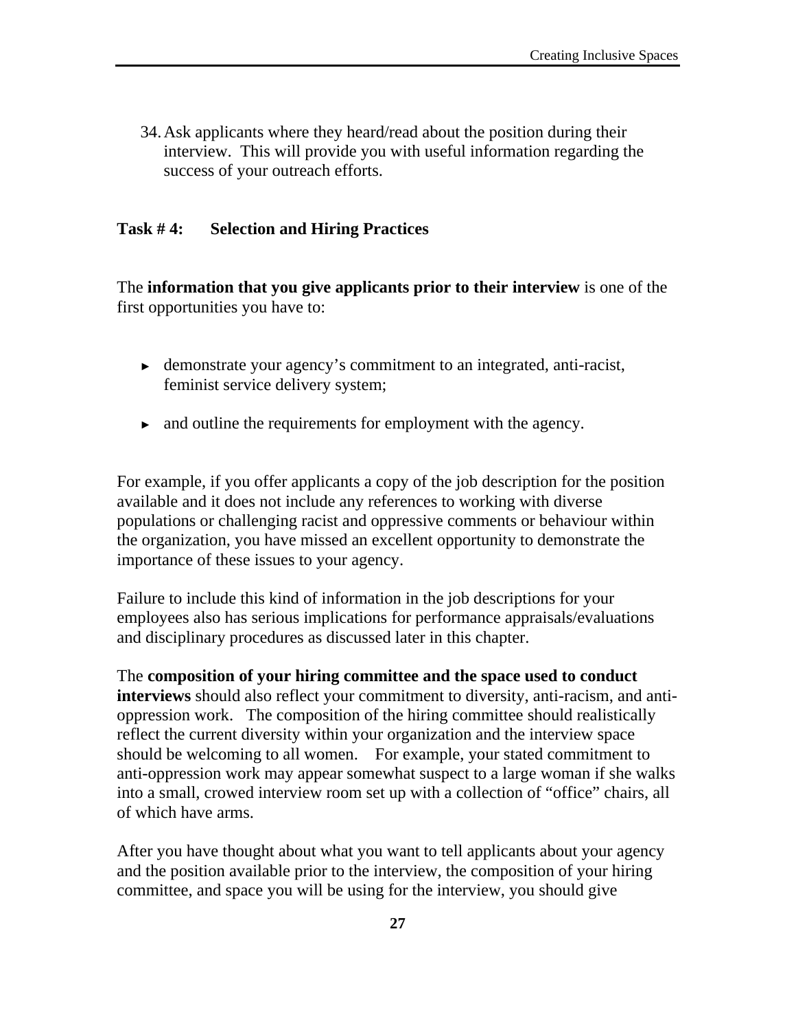34. Ask applicants where they heard/read about the position during their interview. This will provide you with useful information regarding the success of your outreach efforts.

### Task # 4: Selection and Hiring Practices

The **information that you give applicants prior to their interview** is one of the first opportunities you have to:

- demonstrate your agency's commitment to an integrated, anti-racist, feminist service delivery system;
- and outline the requirements for employment with the agency.

For example, if you offer applicants a copy of the job description for the position available and it does not include any references to working with diverse populations or challenging racist and oppressive comments or behaviour within the organization, you have missed an excellent opportunity to demonstrate the importance of these issues to your agency.

Failure to include this kind of information in the job descriptions for your employees also has serious implications for performance appraisals/evaluations and disciplinary procedures as discussed later in this chapter.

The **composition of your hiring committee and the space used to conduct interviews** should also reflect your commitment to diversity, anti-racism, and anti-oppression work. The composition of the hiring committee should realistically reflect the current diversity within your organization and the interview space should be welcoming to all women. For example, your stated commitment to anti-oppression work may appear somewhat suspect to a large woman if she walks into a small, crowed interview room set up with a collection of "office" chairs, all of which have arms.

After you have thought about what you want to tell applicants about your agency and the position available prior to the interview, the composition of your hiring committee, and space you will be using for the interview, you should give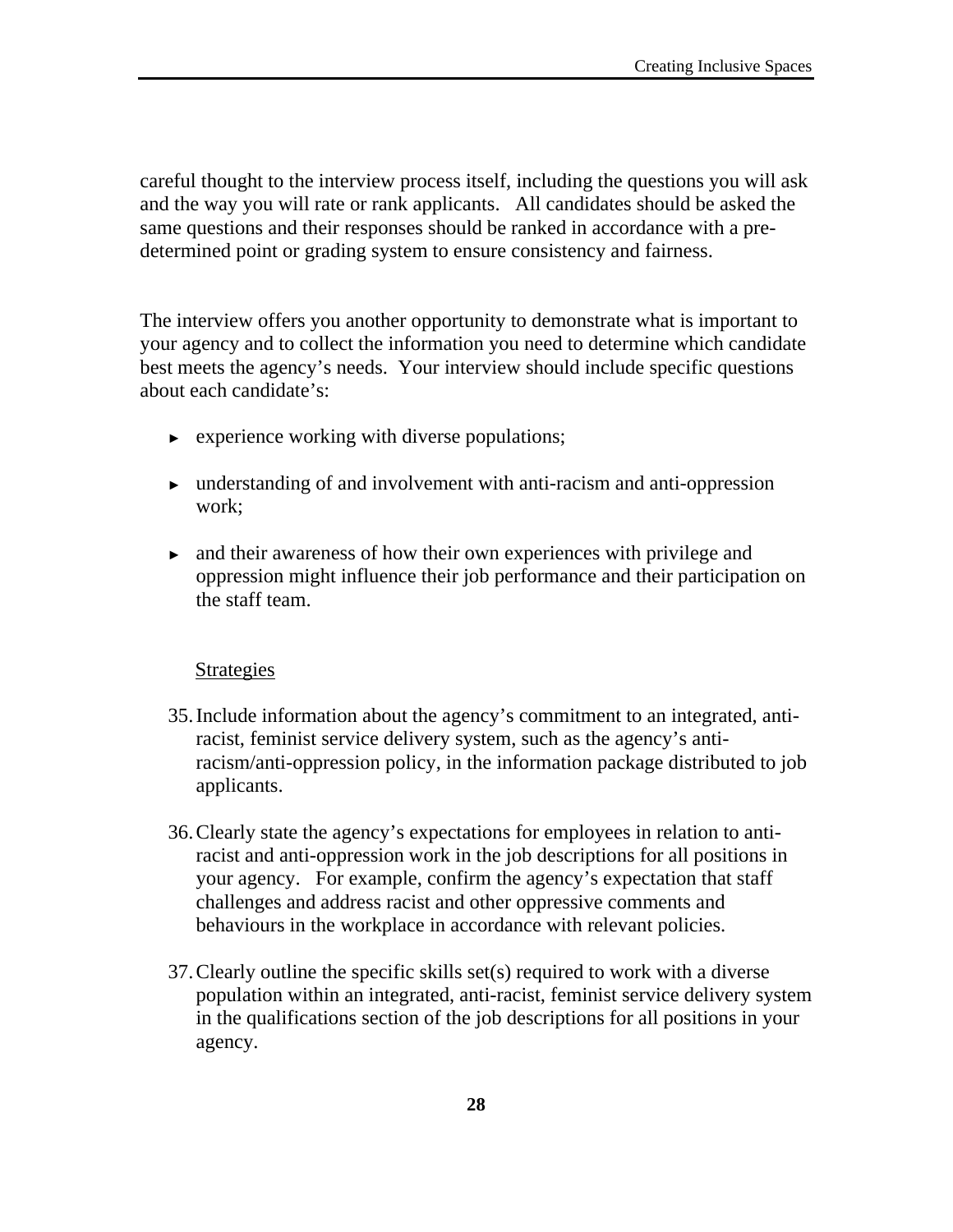careful thought to the interview process itself, including the questions you will ask and the way you will rate or rank applicants. All candidates should be asked the same questions and their responses should be ranked in accordance with a pre-determined point or grading system to ensure consistency and fairness.

The interview offers you another opportunity to demonstrate what is important to your agency and to collect the information you need to determine which candidate best meets the agency's needs. Your interview should include specific questions about each candidate's:

- experience working with diverse populations;
- understanding of and involvement with anti-racism and anti-oppression work;
- and their awareness of how their own experiences with privilege and oppression might influence their job performance and their participation on the staff team.

<u>Strategies</u>

35. Include information about the agency's commitment to an integrated, anti-racist, feminist service delivery system, such as the agency's anti-racism/anti-oppression policy, in the information package distributed to job applicants.

36. Clearly state the agency's expectations for employees in relation to anti-racist and anti-oppression work in the job descriptions for all positions in your agency. For example, confirm the agency's expectation that staff challenges and address racist and other oppressive comments and behaviours in the workplace in accordance with relevant policies.

37. Clearly outline the specific skills set(s) required to work with a diverse population within an integrated, anti-racist, feminist service delivery system in the qualifications section of the job descriptions for all positions in your agency.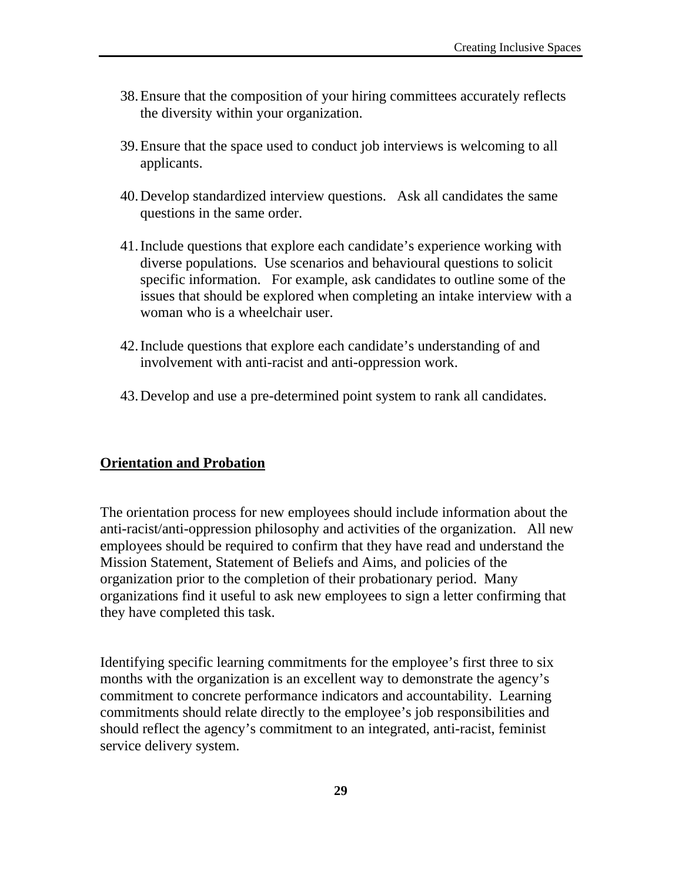38. Ensure that the composition of your hiring committees accurately reflects the diversity within your organization.

39. Ensure that the space used to conduct job interviews is welcoming to all applicants.

40. Develop standardized interview questions. Ask all candidates the same questions in the same order.

41. Include questions that explore each candidate's experience working with diverse populations. Use scenarios and behavioural questions to solicit specific information. For example, ask candidates to outline some of the issues that should be explored when completing an intake interview with a woman who is a wheelchair user.

42. Include questions that explore each candidate's understanding of and involvement with anti-racist and anti-oppression work.

43. Develop and use a pre-determined point system to rank all candidates.

## **Orientation and Probation**

The orientation process for new employees should include information about the anti-racist/anti-oppression philosophy and activities of the organization. All new employees should be required to confirm that they have read and understand the Mission Statement, Statement of Beliefs and Aims, and policies of the organization prior to the completion of their probationary period. Many organizations find it useful to ask new employees to sign a letter confirming that they have completed this task.

Identifying specific learning commitments for the employee's first three to six months with the organization is an excellent way to demonstrate the agency's commitment to concrete performance indicators and accountability. Learning commitments should relate directly to the employee's job responsibilities and should reflect the agency's commitment to an integrated, anti-racist, feminist service delivery system.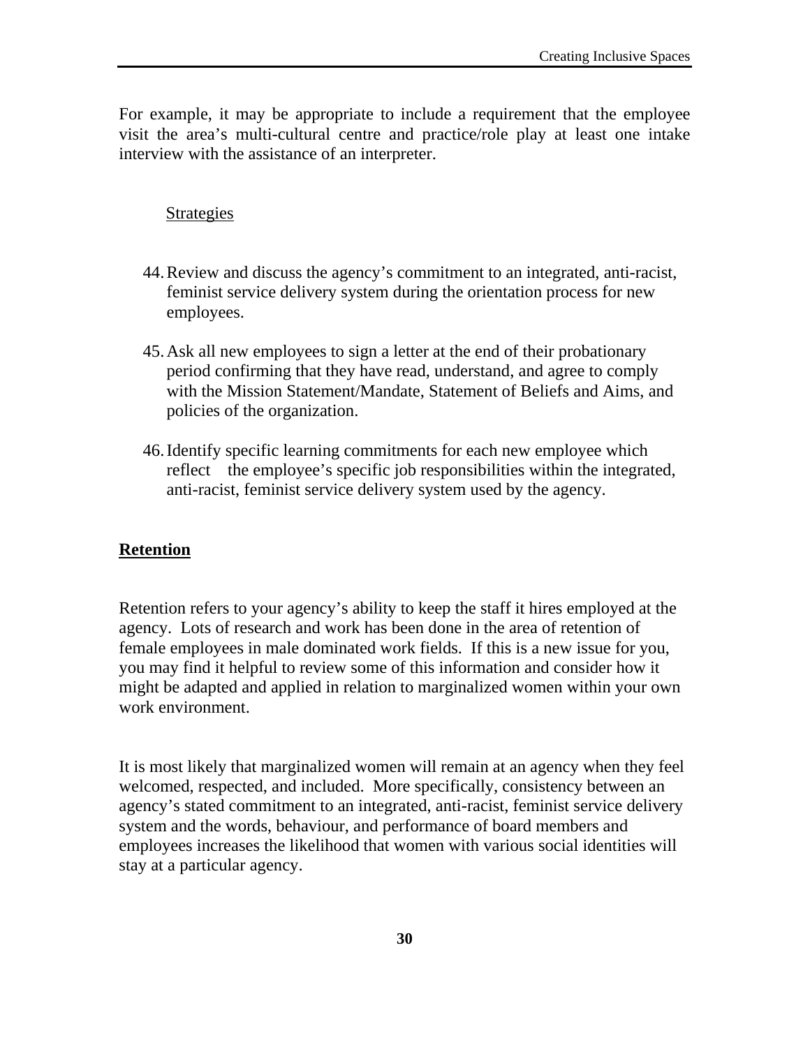For example, it may be appropriate to include a requirement that the employee visit the area's multi-cultural centre and practice/role play at least one intake interview with the assistance of an interpreter.

Strategies

44. Review and discuss the agency's commitment to an integrated, anti-racist, feminist service delivery system during the orientation process for new employees.

45. Ask all new employees to sign a letter at the end of their probationary period confirming that they have read, understand, and agree to comply with the Mission Statement/Mandate, Statement of Beliefs and Aims, and policies of the organization.

46. Identify specific learning commitments for each new employee which reflect the employee's specific job responsibilities within the integrated, anti-racist, feminist service delivery system used by the agency.

## Retention

Retention refers to your agency's ability to keep the staff it hires employed at the agency. Lots of research and work has been done in the area of retention of female employees in male dominated work fields. If this is a new issue for you, you may find it helpful to review some of this information and consider how it might be adapted and applied in relation to marginalized women within your own work environment.

It is most likely that marginalized women will remain at an agency when they feel welcomed, respected, and included. More specifically, consistency between an agency's stated commitment to an integrated, anti-racist, feminist service delivery system and the words, behaviour, and performance of board members and employees increases the likelihood that women with various social identities will stay at a particular agency.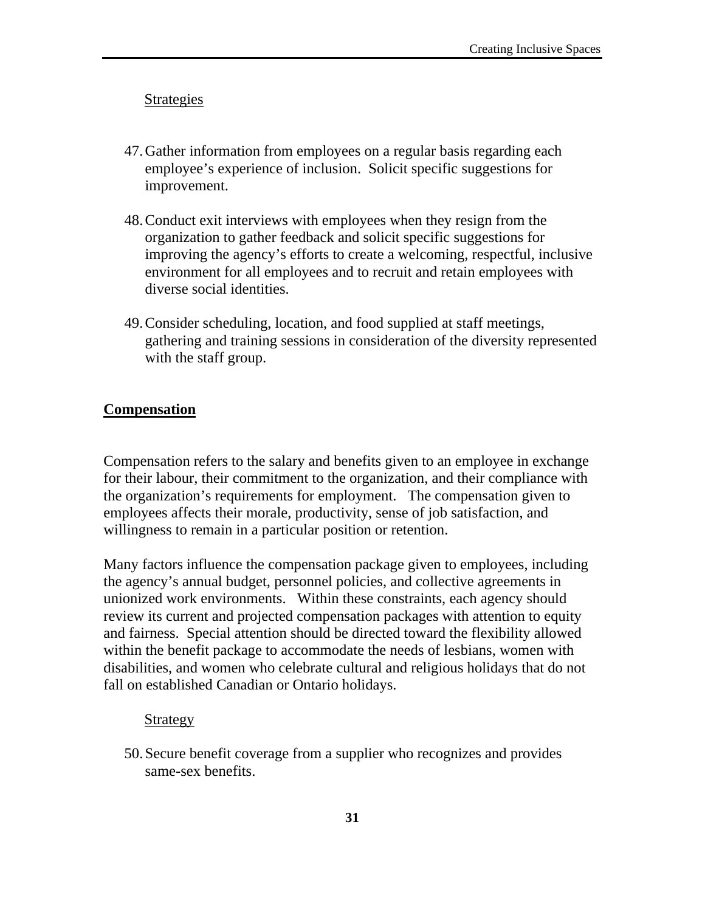Strategies

47. Gather information from employees on a regular basis regarding each employee's experience of inclusion. Solicit specific suggestions for improvement.

48. Conduct exit interviews with employees when they resign from the organization to gather feedback and solicit specific suggestions for improving the agency's efforts to create a welcoming, respectful, inclusive environment for all employees and to recruit and retain employees with diverse social identities.

49. Consider scheduling, location, and food supplied at staff meetings, gathering and training sessions in consideration of the diversity represented with the staff group.

## Compensation

Compensation refers to the salary and benefits given to an employee in exchange for their labour, their commitment to the organization, and their compliance with the organization's requirements for employment. The compensation given to employees affects their morale, productivity, sense of job satisfaction, and willingness to remain in a particular position or retention.

Many factors influence the compensation package given to employees, including the agency's annual budget, personnel policies, and collective agreements in unionized work environments. Within these constraints, each agency should review its current and projected compensation packages with attention to equity and fairness. Special attention should be directed toward the flexibility allowed within the benefit package to accommodate the needs of lesbians, women with disabilities, and women who celebrate cultural and religious holidays that do not fall on established Canadian or Ontario holidays.

Strategy

50. Secure benefit coverage from a supplier who recognizes and provides same-sex benefits.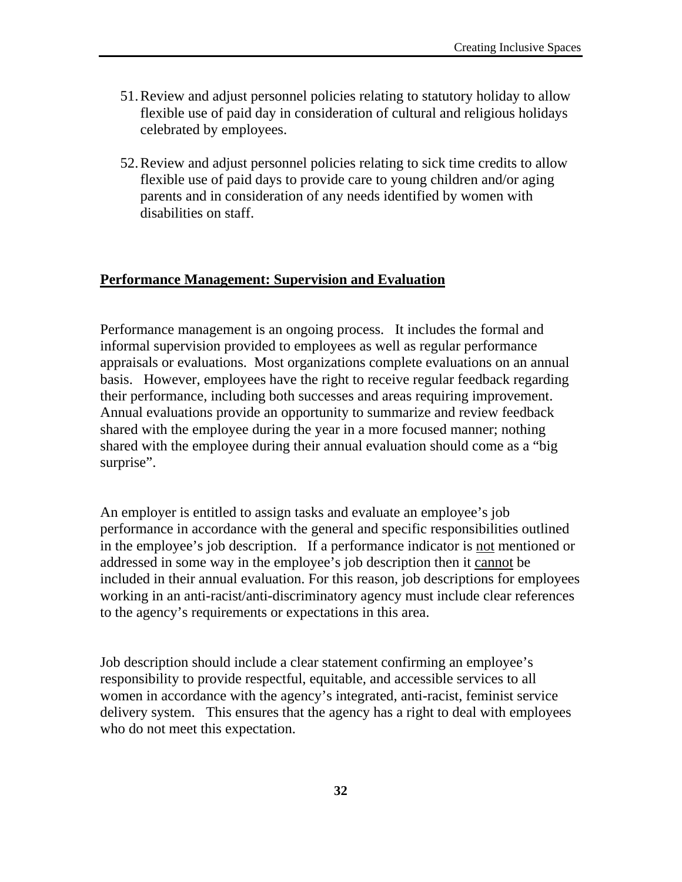51. Review and adjust personnel policies relating to statutory holiday to allow flexible use of paid day in consideration of cultural and religious holidays celebrated by employees.

52. Review and adjust personnel policies relating to sick time credits to allow flexible use of paid days to provide care to young children and/or aging parents and in consideration of any needs identified by women with disabilities on staff.

## **<u>Performance Management: Supervision and Evaluation</u>**

Performance management is an ongoing process. It includes the formal and informal supervision provided to employees as well as regular performance appraisals or evaluations. Most organizations complete evaluations on an annual basis. However, employees have the right to receive regular feedback regarding their performance, including both successes and areas requiring improvement. Annual evaluations provide an opportunity to summarize and review feedback shared with the employee during the year in a more focused manner; nothing shared with the employee during their annual evaluation should come as a "big surprise".

An employer is entitled to assign tasks and evaluate an employee's job performance in accordance with the general and specific responsibilities outlined in the employee's job description. If a performance indicator is <u>not</u> mentioned or addressed in some way in the employee's job description then it <u>cannot</u> be included in their annual evaluation. For this reason, job descriptions for employees working in an anti-racist/anti-discriminatory agency must include clear references to the agency's requirements or expectations in this area.

Job description should include a clear statement confirming an employee's responsibility to provide respectful, equitable, and accessible services to all women in accordance with the agency's integrated, anti-racist, feminist service delivery system. This ensures that the agency has a right to deal with employees who do not meet this expectation.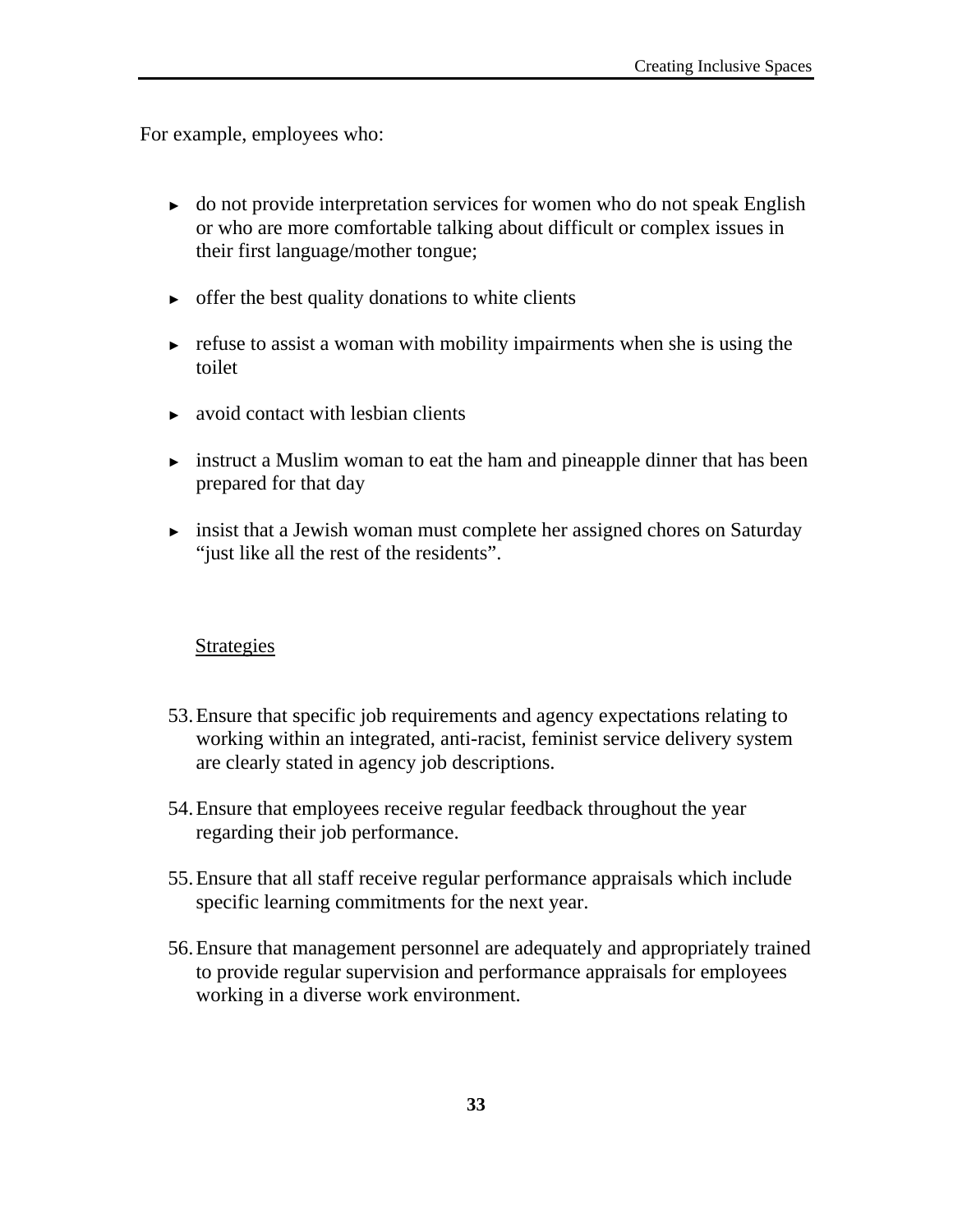For example, employees who:

- do not provide interpretation services for women who do not speak English or who are more comfortable talking about difficult or complex issues in their first language/mother tongue;
- offer the best quality donations to white clients
- refuse to assist a woman with mobility impairments when she is using the toilet
- avoid contact with lesbian clients
- instruct a Muslim woman to eat the ham and pineapple dinner that has been prepared for that day
- insist that a Jewish woman must complete her assigned chores on Saturday "just like all the rest of the residents".

Strategies

53. Ensure that specific job requirements and agency expectations relating to working within an integrated, anti-racist, feminist service delivery system are clearly stated in agency job descriptions.

54. Ensure that employees receive regular feedback throughout the year regarding their job performance.

55. Ensure that all staff receive regular performance appraisals which include specific learning commitments for the next year.

56. Ensure that management personnel are adequately and appropriately trained to provide regular supervision and performance appraisals for employees working in a diverse work environment.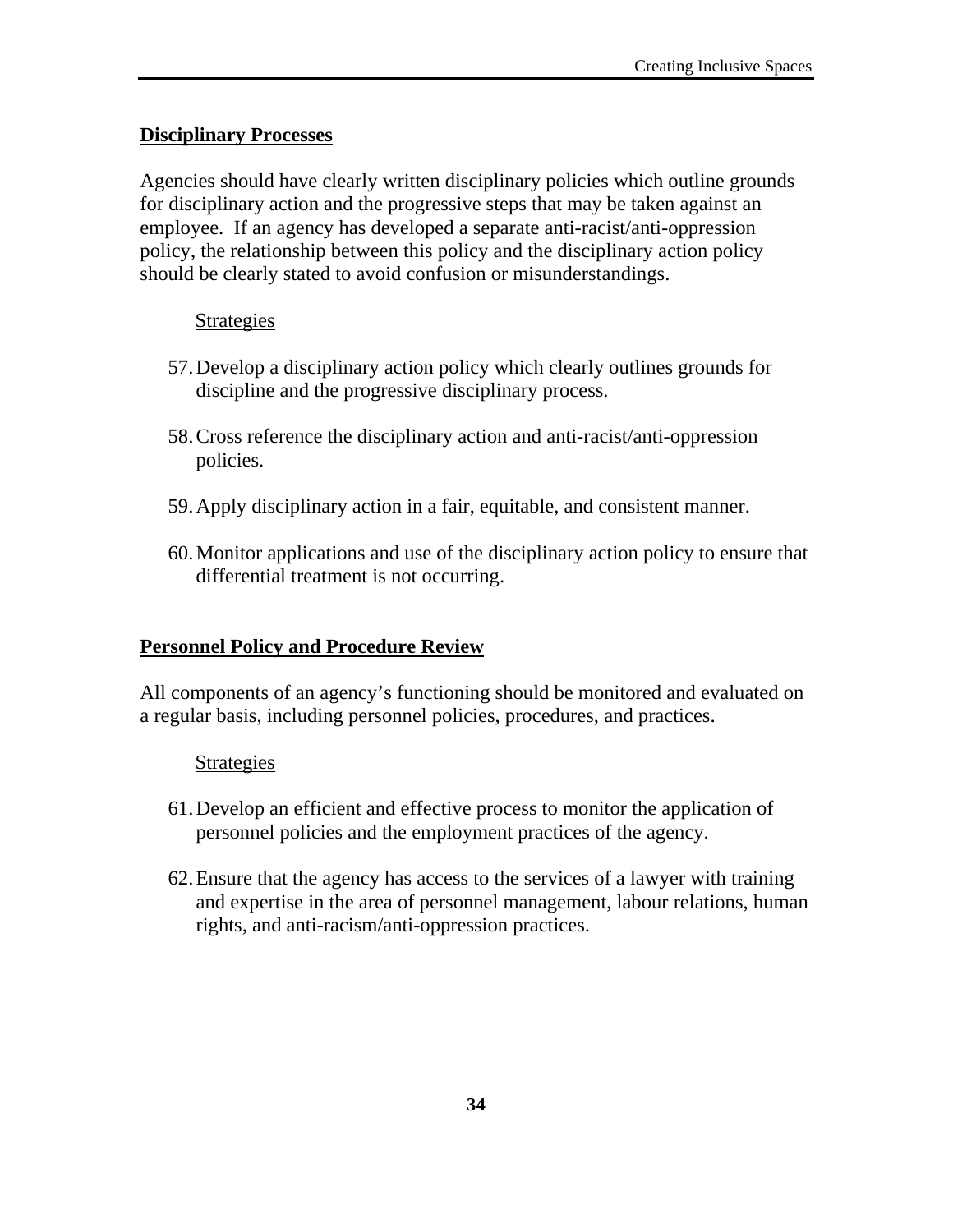## Disciplinary Processes

Agencies should have clearly written disciplinary policies which outline grounds for disciplinary action and the progressive steps that may be taken against an employee. If an agency has developed a separate anti-racist/anti-oppression policy, the relationship between this policy and the disciplinary action policy should be clearly stated to avoid confusion or misunderstandings.

### Strategies

57. Develop a disciplinary action policy which clearly outlines grounds for discipline and the progressive disciplinary process.

58. Cross reference the disciplinary action and anti-racist/anti-oppression policies.

59. Apply disciplinary action in a fair, equitable, and consistent manner.

60. Monitor applications and use of the disciplinary action policy to ensure that differential treatment is not occurring.

## Personnel Policy and Procedure Review

All components of an agency's functioning should be monitored and evaluated on a regular basis, including personnel policies, procedures, and practices.

### Strategies

61. Develop an efficient and effective process to monitor the application of personnel policies and the employment practices of the agency.

62. Ensure that the agency has access to the services of a lawyer with training and expertise in the area of personnel management, labour relations, human rights, and anti-racism/anti-oppression practices.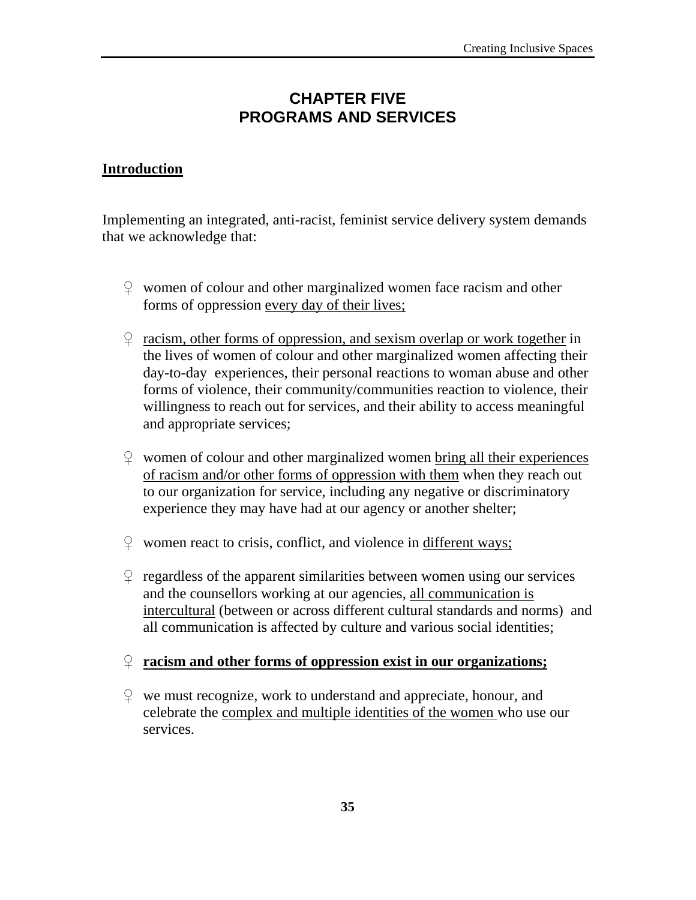# CHAPTER FIVE
# PROGRAMS AND SERVICES

## Introduction

Implementing an integrated, anti-racist, feminist service delivery system demands that we acknowledge that:

- women of colour and other marginalized women face racism and other forms of oppression <u>every day of their lives;</u>

- <u>racism, other forms of oppression, and sexism overlap or work together</u> in the lives of women of colour and other marginalized women affecting their day-to-day experiences, their personal reactions to woman abuse and other forms of violence, their community/communities reaction to violence, their willingness to reach out for services, and their ability to access meaningful and appropriate services;

- women of colour and other marginalized women <u>bring all their experiences of racism and/or other forms of oppression with them</u> when they reach out to our organization for service, including any negative or discriminatory experience they may have had at our agency or another shelter;

- women react to crisis, conflict, and violence in <u>different ways;</u>

- regardless of the apparent similarities between women using our services and the counsellors working at our agencies, <u>all communication is intercultural</u> (between or across different cultural standards and norms) and all communication is affected by culture and various social identities;

- <u>**racism and other forms of oppression exist in our organizations;**</u>

- we must recognize, work to understand and appreciate, honour, and celebrate the <u>complex and multiple identities of the women</u> who use our services.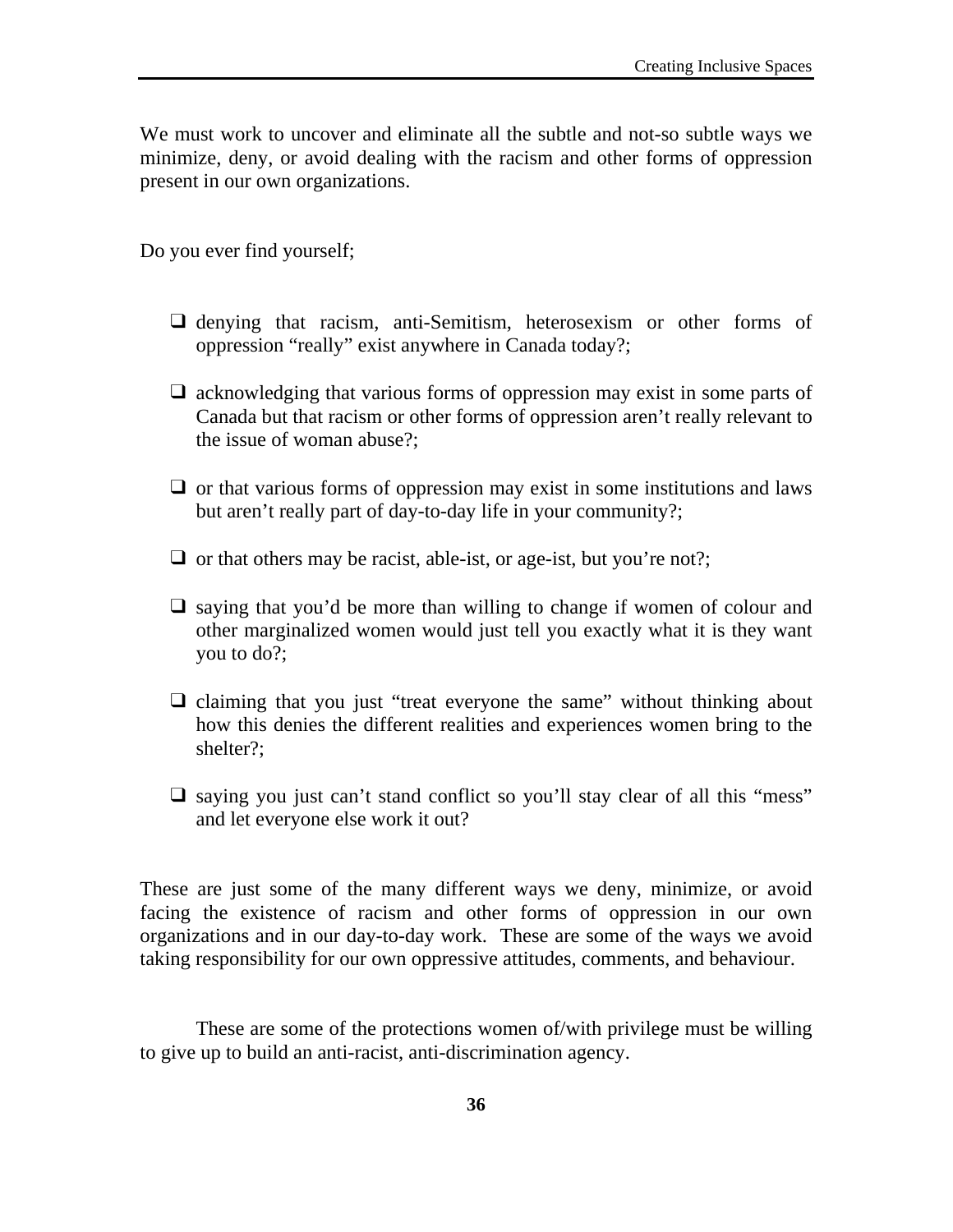We must work to uncover and eliminate all the subtle and not-so subtle ways we minimize, deny, or avoid dealing with the racism and other forms of oppression present in our own organizations.

Do you ever find yourself;

- ❑ denying that racism, anti-Semitism, heterosexism or other forms of oppression "really" exist anywhere in Canada today?;
- ❑ acknowledging that various forms of oppression may exist in some parts of Canada but that racism or other forms of oppression aren't really relevant to the issue of woman abuse?;
- ❑ or that various forms of oppression may exist in some institutions and laws but aren't really part of day-to-day life in your community?;
- ❑ or that others may be racist, able-ist, or age-ist, but you're not?;
- ❑ saying that you'd be more than willing to change if women of colour and other marginalized women would just tell you exactly what it is they want you to do?;
- ❑ claiming that you just "treat everyone the same" without thinking about how this denies the different realities and experiences women bring to the shelter?;
- ❑ saying you just can't stand conflict so you'll stay clear of all this "mess" and let everyone else work it out?

These are just some of the many different ways we deny, minimize, or avoid facing the existence of racism and other forms of oppression in our own organizations and in our day-to-day work. These are some of the ways we avoid taking responsibility for our own oppressive attitudes, comments, and behaviour.

These are some of the protections women of/with privilege must be willing to give up to build an anti-racist, anti-discrimination agency.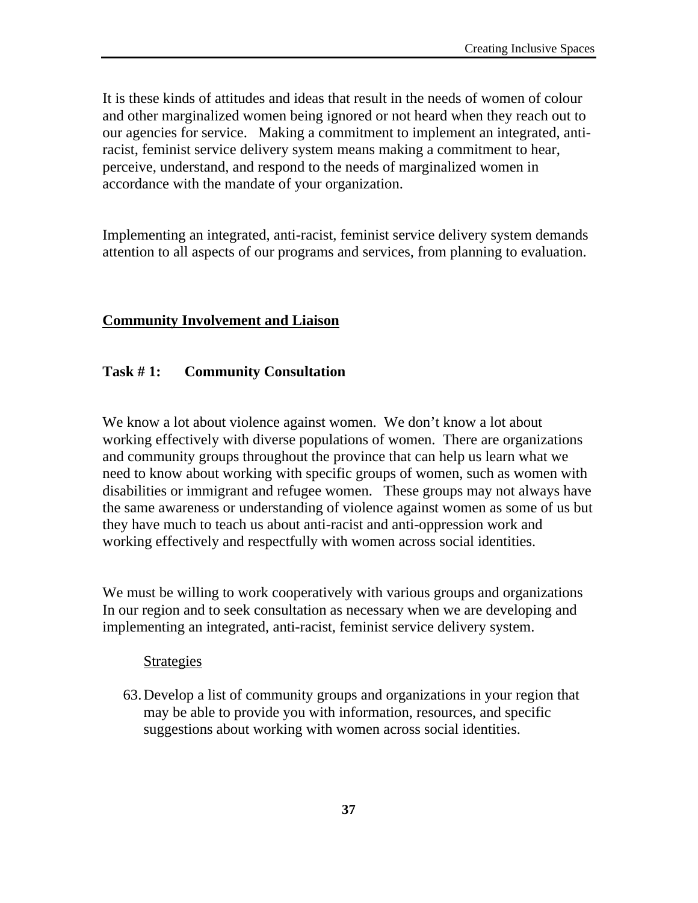It is these kinds of attitudes and ideas that result in the needs of women of colour and other marginalized women being ignored or not heard when they reach out to our agencies for service. Making a commitment to implement an integrated, anti-racist, feminist service delivery system means making a commitment to hear, perceive, understand, and respond to the needs of marginalized women in accordance with the mandate of your organization.

Implementing an integrated, anti-racist, feminist service delivery system demands attention to all aspects of our programs and services, from planning to evaluation.

## Community Involvement and Liaison

### Task # 1: Community Consultation

We know a lot about violence against women. We don't know a lot about working effectively with diverse populations of women. There are organizations and community groups throughout the province that can help us learn what we need to know about working with specific groups of women, such as women with disabilities or immigrant and refugee women. These groups may not always have the same awareness or understanding of violence against women as some of us but they have much to teach us about anti-racist and anti-oppression work and working effectively and respectfully with women across social identities.

We must be willing to work cooperatively with various groups and organizations In our region and to seek consultation as necessary when we are developing and implementing an integrated, anti-racist, feminist service delivery system.

Strategies

63. Develop a list of community groups and organizations in your region that may be able to provide you with information, resources, and specific suggestions about working with women across social identities.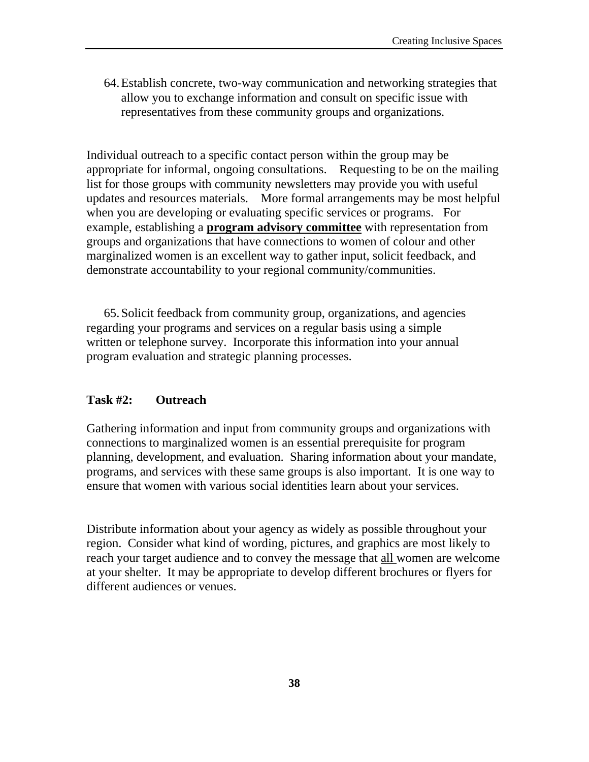64. Establish concrete, two-way communication and networking strategies that allow you to exchange information and consult on specific issue with representatives from these community groups and organizations.

Individual outreach to a specific contact person within the group may be appropriate for informal, ongoing consultations. Requesting to be on the mailing list for those groups with community newsletters may provide you with useful updates and resources materials. More formal arrangements may be most helpful when you are developing or evaluating specific services or programs. For example, establishing a <u>**program advisory committee**</u> with representation from groups and organizations that have connections to women of colour and other marginalized women is an excellent way to gather input, solicit feedback, and demonstrate accountability to your regional community/communities.

65. Solicit feedback from community group, organizations, and agencies regarding your programs and services on a regular basis using a simple written or telephone survey. Incorporate this information into your annual program evaluation and strategic planning processes.

**Task #2: Outreach**

Gathering information and input from community groups and organizations with connections to marginalized women is an essential prerequisite for program planning, development, and evaluation. Sharing information about your mandate, programs, and services with these same groups is also important. It is one way to ensure that women with various social identities learn about your services.

Distribute information about your agency as widely as possible throughout your region. Consider what kind of wording, pictures, and graphics are most likely to reach your target audience and to convey the message that <u>all</u> women are welcome at your shelter. It may be appropriate to develop different brochures or flyers for different audiences or venues.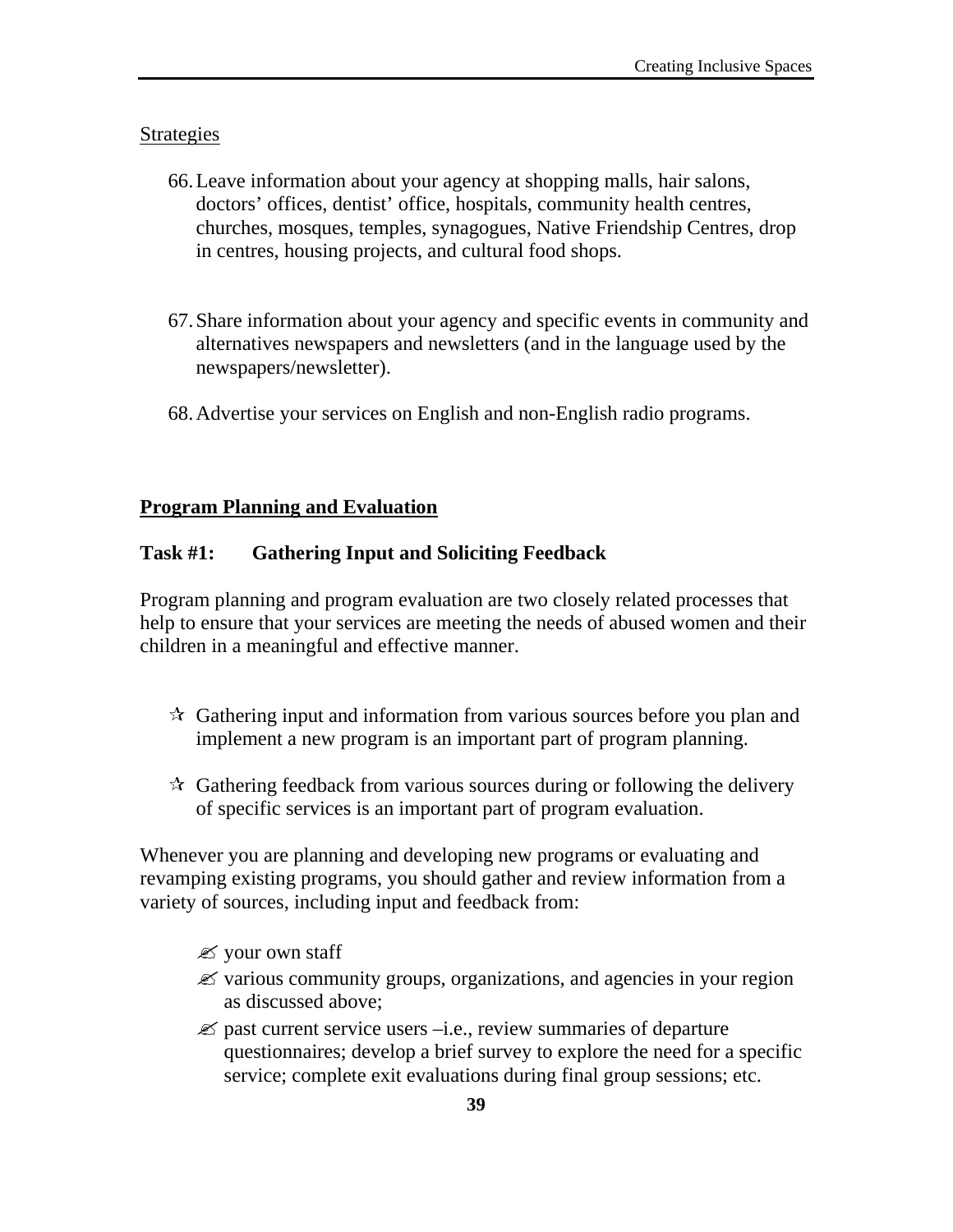Strategies

66. Leave information about your agency at shopping malls, hair salons, doctors' offices, dentist' office, hospitals, community health centres, churches, mosques, temples, synagogues, Native Friendship Centres, drop in centres, housing projects, and cultural food shops.

67. Share information about your agency and specific events in community and alternatives newspapers and newsletters (and in the language used by the newspapers/newsletter).

68. Advertise your services on English and non-English radio programs.

## Program Planning and Evaluation

### Task #1: Gathering Input and Soliciting Feedback

Program planning and program evaluation are two closely related processes that help to ensure that your services are meeting the needs of abused women and their children in a meaningful and effective manner.

- ✰ Gathering input and information from various sources before you plan and implement a new program is an important part of program planning.
- ✰ Gathering feedback from various sources during or following the delivery of specific services is an important part of program evaluation.

Whenever you are planning and developing new programs or evaluating and revamping existing programs, you should gather and review information from a variety of sources, including input and feedback from:

- ✍ your own staff
- ✍ various community groups, organizations, and agencies in your region as discussed above;
- ✍ past current service users –i.e., review summaries of departure questionnaires; develop a brief survey to explore the need for a specific service; complete exit evaluations during final group sessions; etc.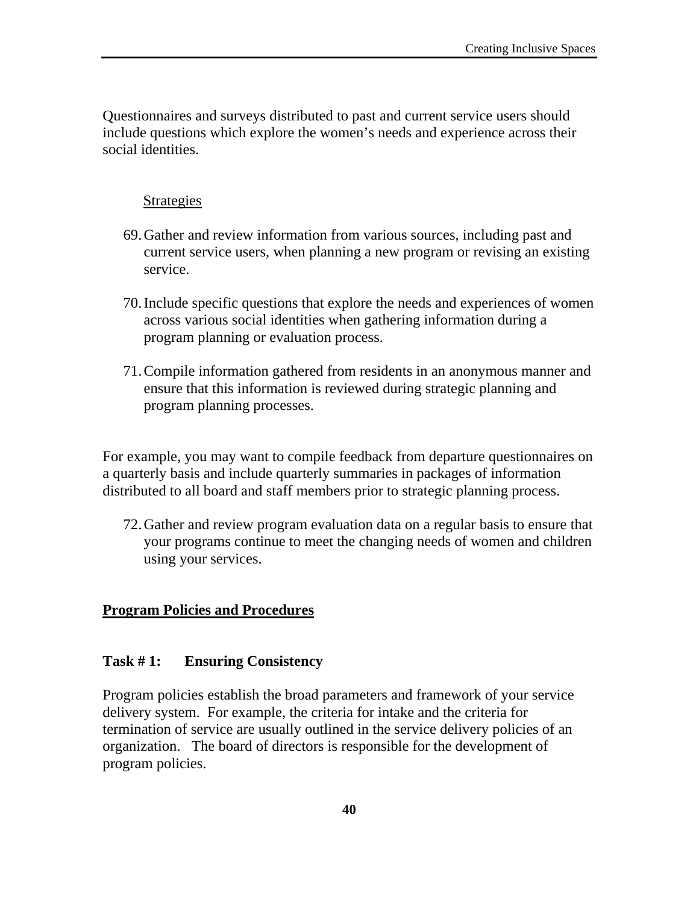Questionnaires and surveys distributed to past and current service users should include questions which explore the women's needs and experience across their social identities.

Strategies

69. Gather and review information from various sources, including past and current service users, when planning a new program or revising an existing service.

70. Include specific questions that explore the needs and experiences of women across various social identities when gathering information during a program planning or evaluation process.

71. Compile information gathered from residents in an anonymous manner and ensure that this information is reviewed during strategic planning and program planning processes.

For example, you may want to compile feedback from departure questionnaires on a quarterly basis and include quarterly summaries in packages of information distributed to all board and staff members prior to strategic planning process.

72. Gather and review program evaluation data on a regular basis to ensure that your programs continue to meet the changing needs of women and children using your services.

## Program Policies and Procedures

### Task # 1: Ensuring Consistency

Program policies establish the broad parameters and framework of your service delivery system. For example, the criteria for intake and the criteria for termination of service are usually outlined in the service delivery policies of an organization. The board of directors is responsible for the development of program policies.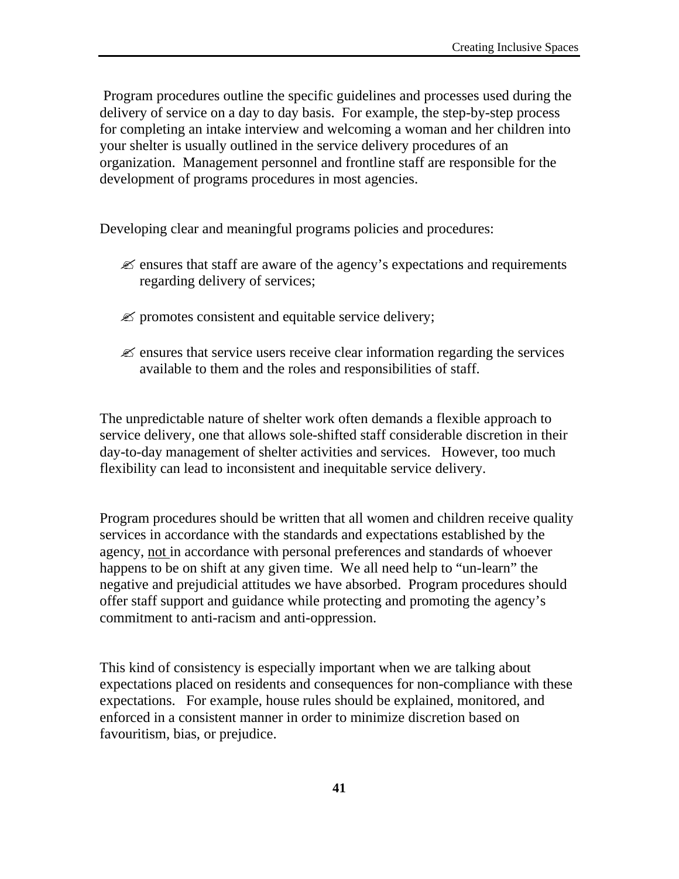Program procedures outline the specific guidelines and processes used during the delivery of service on a day to day basis. For example, the step-by-step process for completing an intake interview and welcoming a woman and her children into your shelter is usually outlined in the service delivery procedures of an organization. Management personnel and frontline staff are responsible for the development of programs procedures in most agencies.

Developing clear and meaningful programs policies and procedures:

- ensures that staff are aware of the agency's expectations and requirements regarding delivery of services;
- promotes consistent and equitable service delivery;
- ensures that service users receive clear information regarding the services available to them and the roles and responsibilities of staff.

The unpredictable nature of shelter work often demands a flexible approach to service delivery, one that allows sole-shifted staff considerable discretion in their day-to-day management of shelter activities and services. However, too much flexibility can lead to inconsistent and inequitable service delivery.

Program procedures should be written that all women and children receive quality services in accordance with the standards and expectations established by the agency, <u>not</u> in accordance with personal preferences and standards of whoever happens to be on shift at any given time. We all need help to "un-learn" the negative and prejudicial attitudes we have absorbed. Program procedures should offer staff support and guidance while protecting and promoting the agency's commitment to anti-racism and anti-oppression.

This kind of consistency is especially important when we are talking about expectations placed on residents and consequences for non-compliance with these expectations. For example, house rules should be explained, monitored, and enforced in a consistent manner in order to minimize discretion based on favouritism, bias, or prejudice.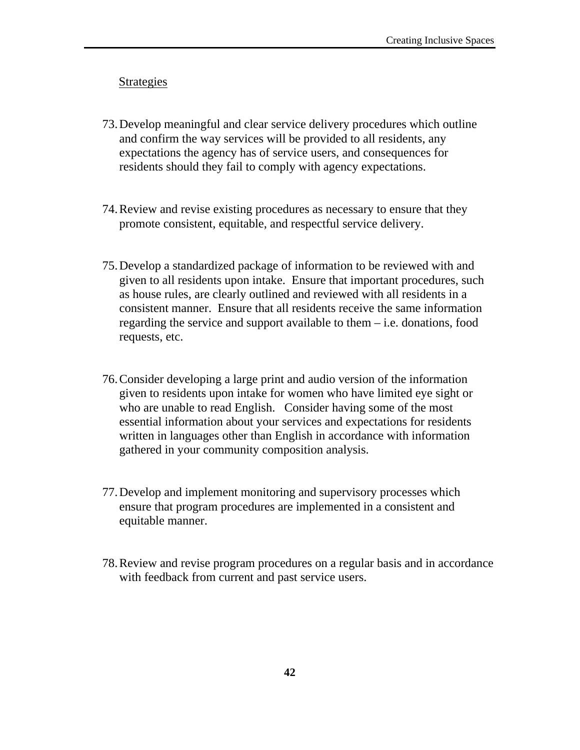Strategies

73. Develop meaningful and clear service delivery procedures which outline and confirm the way services will be provided to all residents, any expectations the agency has of service users, and consequences for residents should they fail to comply with agency expectations.

74. Review and revise existing procedures as necessary to ensure that they promote consistent, equitable, and respectful service delivery.

75. Develop a standardized package of information to be reviewed with and given to all residents upon intake. Ensure that important procedures, such as house rules, are clearly outlined and reviewed with all residents in a consistent manner. Ensure that all residents receive the same information regarding the service and support available to them – i.e. donations, food requests, etc.

76. Consider developing a large print and audio version of the information given to residents upon intake for women who have limited eye sight or who are unable to read English. Consider having some of the most essential information about your services and expectations for residents written in languages other than English in accordance with information gathered in your community composition analysis.

77. Develop and implement monitoring and supervisory processes which ensure that program procedures are implemented in a consistent and equitable manner.

78. Review and revise program procedures on a regular basis and in accordance with feedback from current and past service users.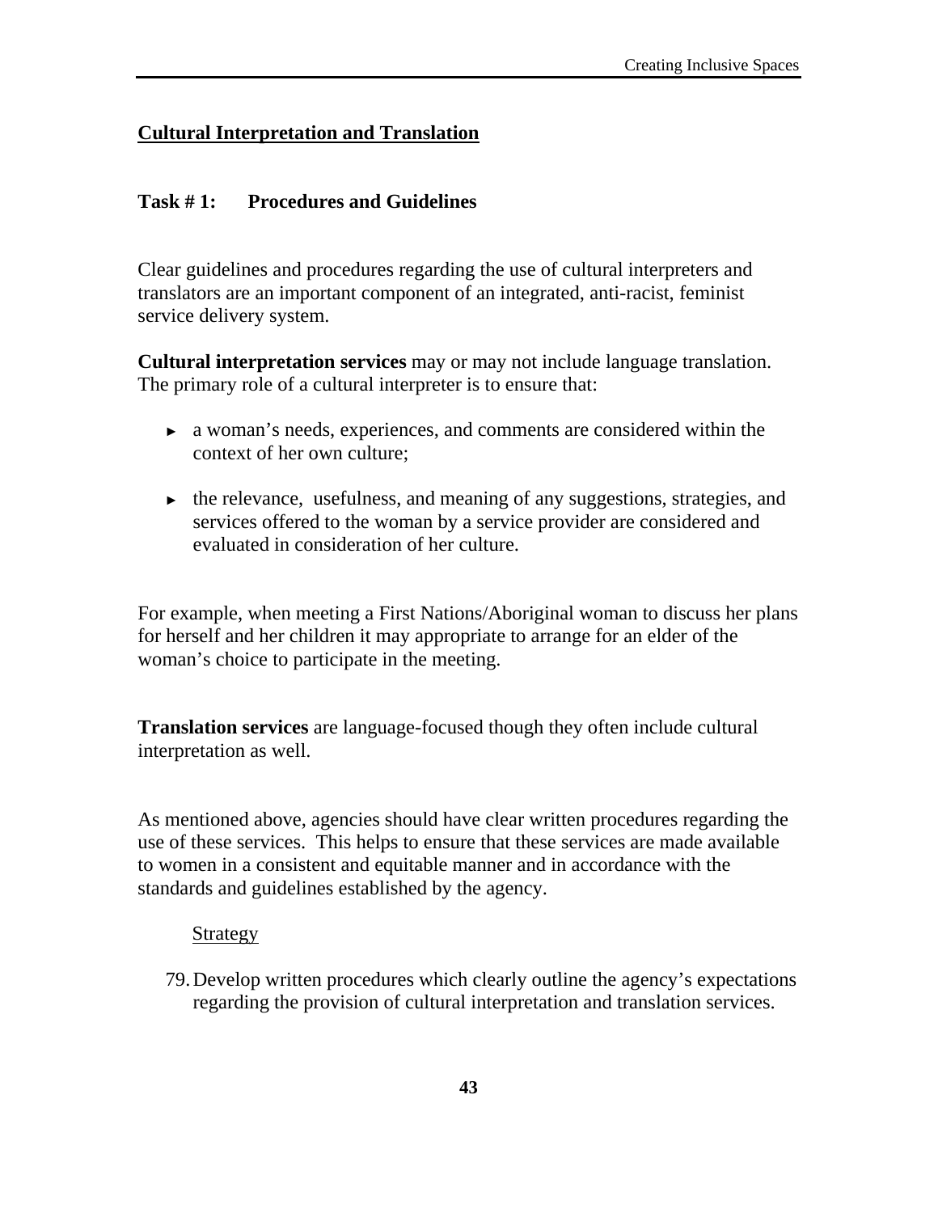## Cultural Interpretation and Translation

### Task # 1: Procedures and Guidelines

Clear guidelines and procedures regarding the use of cultural interpreters and translators are an important component of an integrated, anti-racist, feminist service delivery system.

**Cultural interpretation services** may or may not include language translation. The primary role of a cultural interpreter is to ensure that:

- a woman's needs, experiences, and comments are considered within the context of her own culture;
- the relevance, usefulness, and meaning of any suggestions, strategies, and services offered to the woman by a service provider are considered and evaluated in consideration of her culture.

For example, when meeting a First Nations/Aboriginal woman to discuss her plans for herself and her children it may appropriate to arrange for an elder of the woman's choice to participate in the meeting.

**Translation services** are language-focused though they often include cultural interpretation as well.

As mentioned above, agencies should have clear written procedures regarding the use of these services. This helps to ensure that these services are made available to women in a consistent and equitable manner and in accordance with the standards and guidelines established by the agency.

Strategy

79. Develop written procedures which clearly outline the agency's expectations regarding the provision of cultural interpretation and translation services.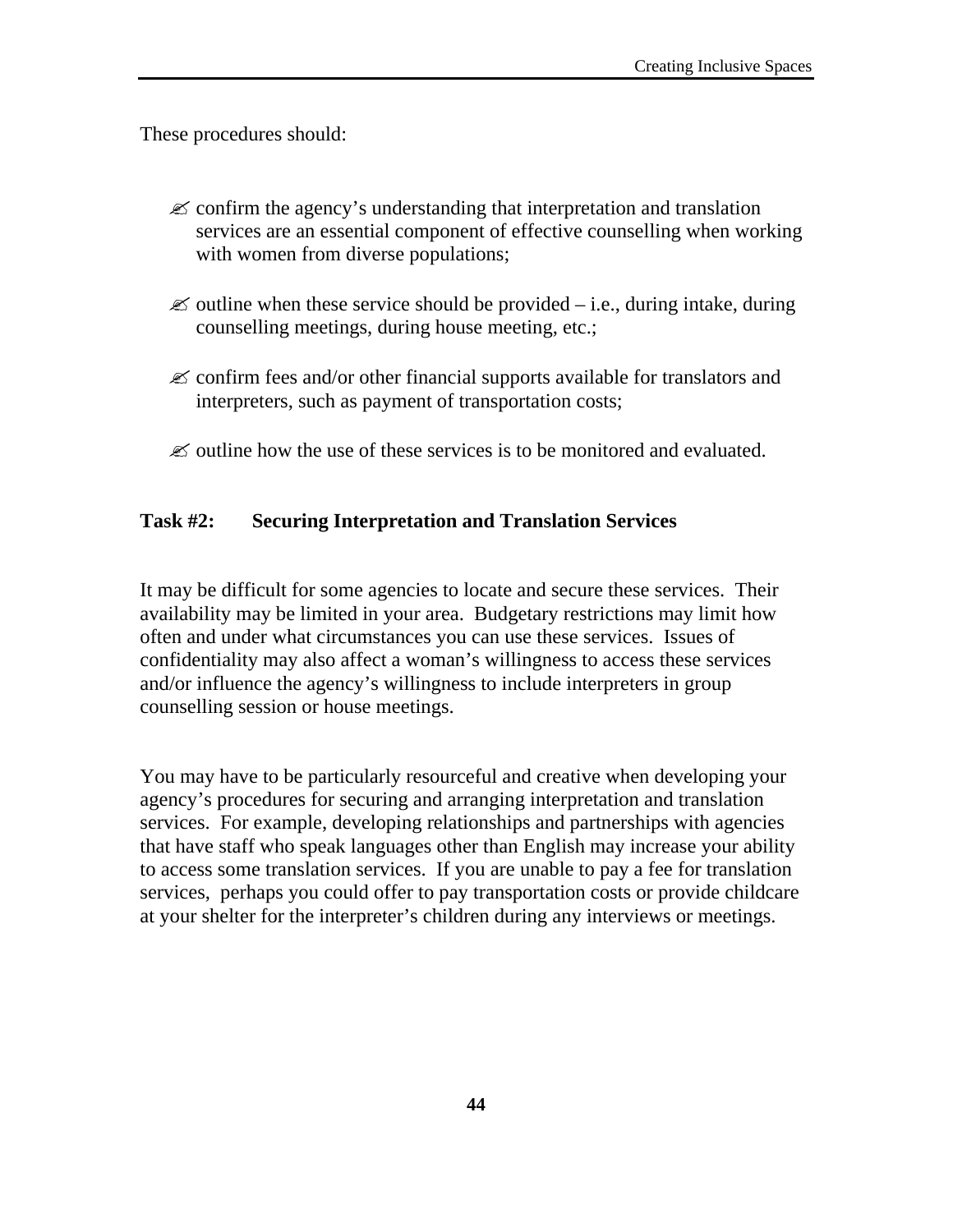These procedures should:

- ✍ confirm the agency's understanding that interpretation and translation services are an essential component of effective counselling when working with women from diverse populations;
- ✍ outline when these service should be provided – i.e., during intake, during counselling meetings, during house meeting, etc.;
- ✍ confirm fees and/or other financial supports available for translators and interpreters, such as payment of transportation costs;
- ✍ outline how the use of these services is to be monitored and evaluated.

**Task #2: Securing Interpretation and Translation Services**

It may be difficult for some agencies to locate and secure these services. Their availability may be limited in your area. Budgetary restrictions may limit how often and under what circumstances you can use these services. Issues of confidentiality may also affect a woman's willingness to access these services and/or influence the agency's willingness to include interpreters in group counselling session or house meetings.

You may have to be particularly resourceful and creative when developing your agency's procedures for securing and arranging interpretation and translation services. For example, developing relationships and partnerships with agencies that have staff who speak languages other than English may increase your ability to access some translation services. If you are unable to pay a fee for translation services, perhaps you could offer to pay transportation costs or provide childcare at your shelter for the interpreter's children during any interviews or meetings.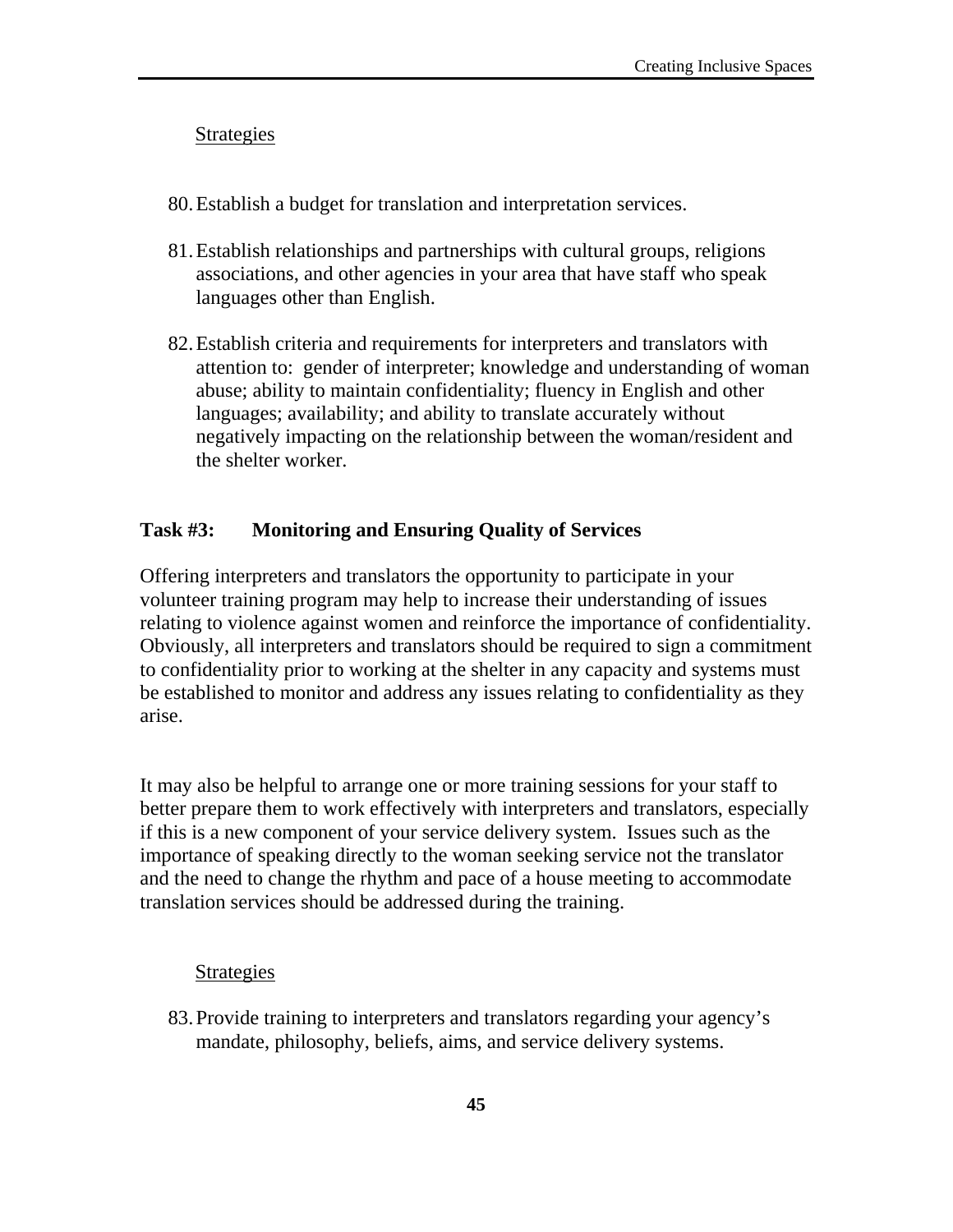Strategies

80. Establish a budget for translation and interpretation services.

81. Establish relationships and partnerships with cultural groups, religions associations, and other agencies in your area that have staff who speak languages other than English.

82. Establish criteria and requirements for interpreters and translators with attention to: gender of interpreter; knowledge and understanding of woman abuse; ability to maintain confidentiality; fluency in English and other languages; availability; and ability to translate accurately without negatively impacting on the relationship between the woman/resident and the shelter worker.

**Task #3: Monitoring and Ensuring Quality of Services**

Offering interpreters and translators the opportunity to participate in your volunteer training program may help to increase their understanding of issues relating to violence against women and reinforce the importance of confidentiality. Obviously, all interpreters and translators should be required to sign a commitment to confidentiality prior to working at the shelter in any capacity and systems must be established to monitor and address any issues relating to confidentiality as they arise.

It may also be helpful to arrange one or more training sessions for your staff to better prepare them to work effectively with interpreters and translators, especially if this is a new component of your service delivery system. Issues such as the importance of speaking directly to the woman seeking service not the translator and the need to change the rhythm and pace of a house meeting to accommodate translation services should be addressed during the training.

Strategies

83. Provide training to interpreters and translators regarding your agency's mandate, philosophy, beliefs, aims, and service delivery systems.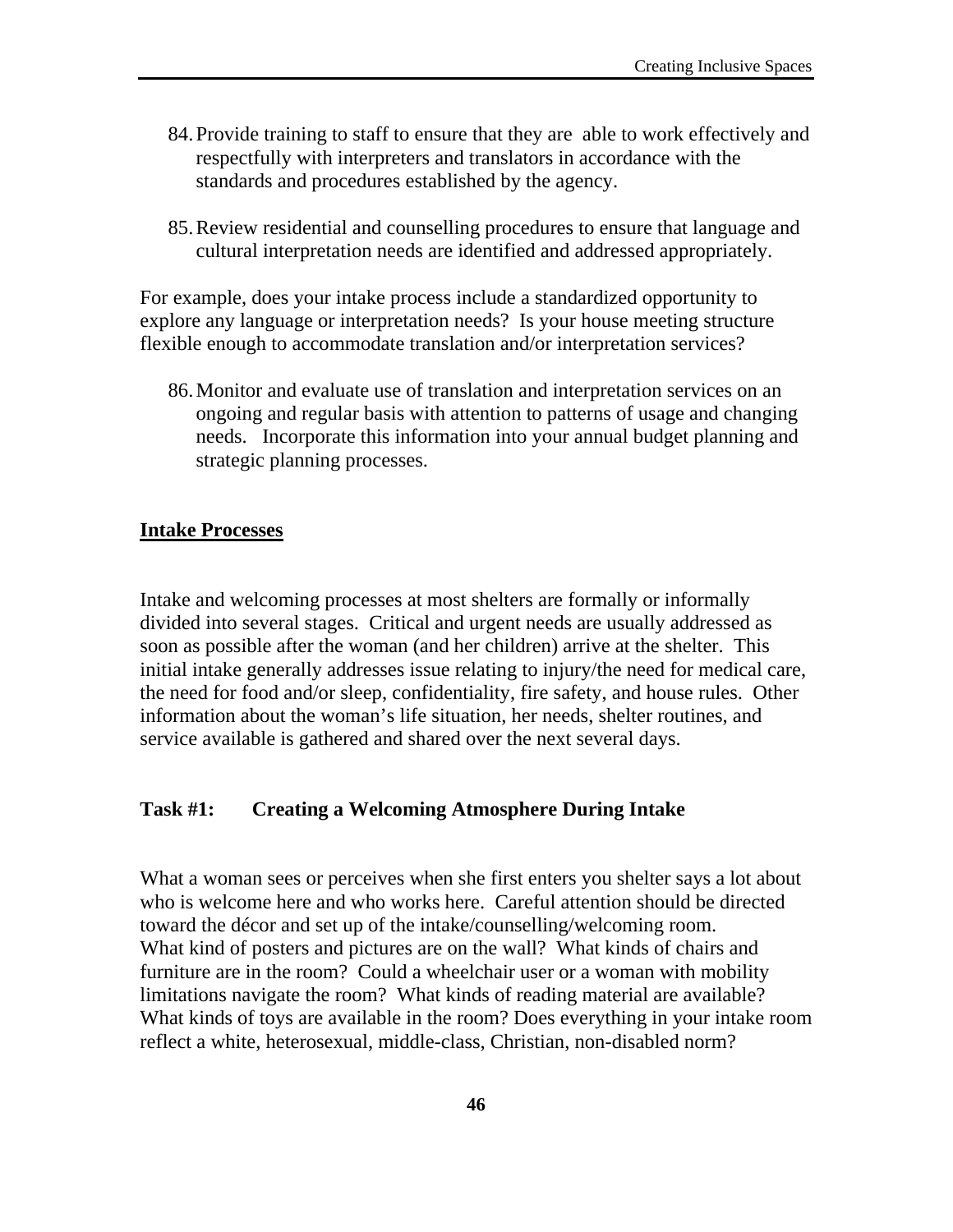84. Provide training to staff to ensure that they are able to work effectively and respectfully with interpreters and translators in accordance with the standards and procedures established by the agency.

85. Review residential and counselling procedures to ensure that language and cultural interpretation needs are identified and addressed appropriately.

For example, does your intake process include a standardized opportunity to explore any language or interpretation needs? Is your house meeting structure flexible enough to accommodate translation and/or interpretation services?

86. Monitor and evaluate use of translation and interpretation services on an ongoing and regular basis with attention to patterns of usage and changing needs. Incorporate this information into your annual budget planning and strategic planning processes.

## Intake Processes

Intake and welcoming processes at most shelters are formally or informally divided into several stages. Critical and urgent needs are usually addressed as soon as possible after the woman (and her children) arrive at the shelter. This initial intake generally addresses issue relating to injury/the need for medical care, the need for food and/or sleep, confidentiality, fire safety, and house rules. Other information about the woman's life situation, her needs, shelter routines, and service available is gathered and shared over the next several days.

### Task #1: Creating a Welcoming Atmosphere During Intake

What a woman sees or perceives when she first enters you shelter says a lot about who is welcome here and who works here. Careful attention should be directed toward the décor and set up of the intake/counselling/welcoming room. What kind of posters and pictures are on the wall? What kinds of chairs and furniture are in the room? Could a wheelchair user or a woman with mobility limitations navigate the room? What kinds of reading material are available? What kinds of toys are available in the room? Does everything in your intake room reflect a white, heterosexual, middle-class, Christian, non-disabled norm?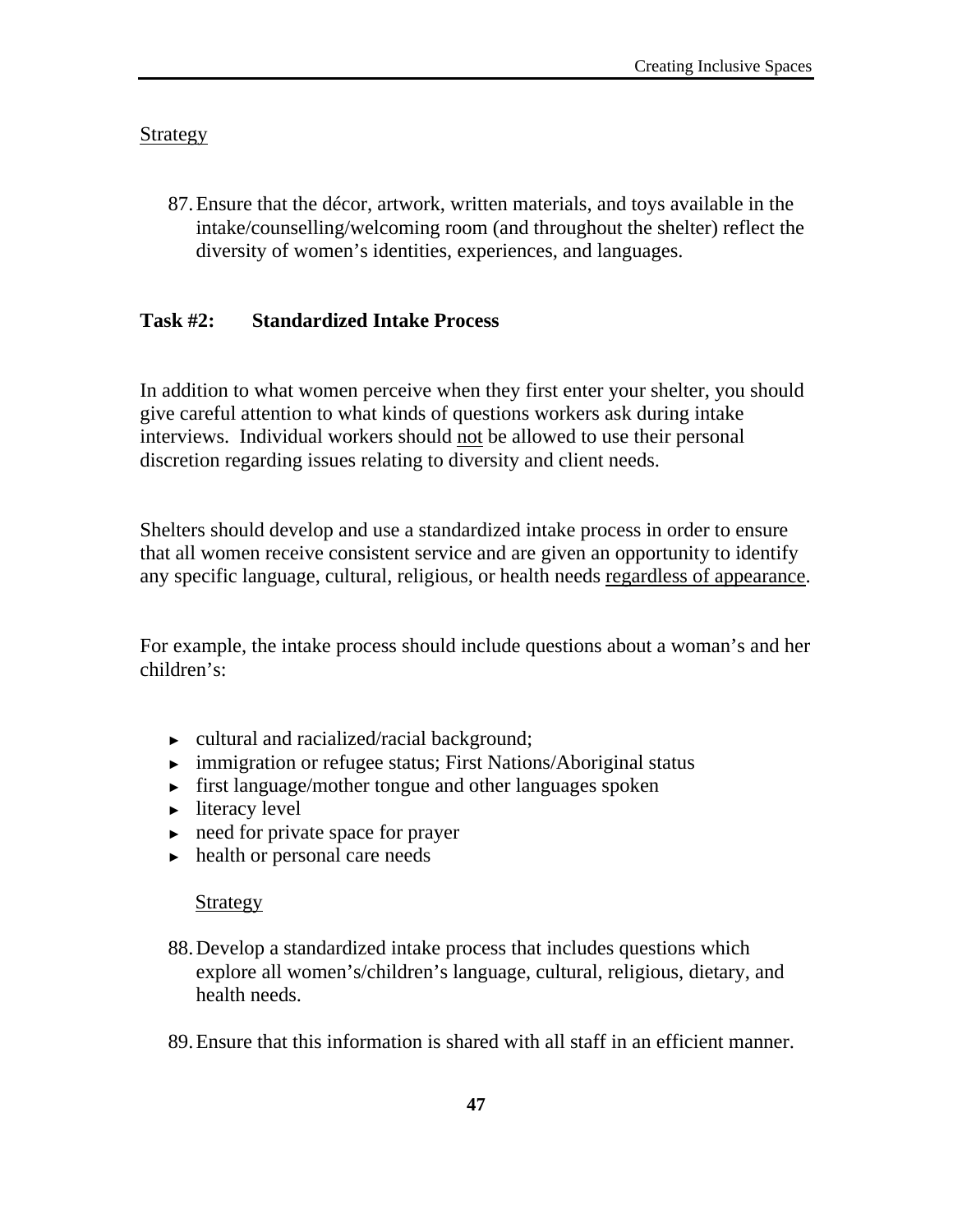<u>Strategy</u>

87. Ensure that the décor, artwork, written materials, and toys available in the intake/counselling/welcoming room (and throughout the shelter) reflect the diversity of women's identities, experiences, and languages.

### Task #2: Standardized Intake Process

In addition to what women perceive when they first enter your shelter, you should give careful attention to what kinds of questions workers ask during intake interviews. Individual workers should <u>not</u> be allowed to use their personal discretion regarding issues relating to diversity and client needs.

Shelters should develop and use a standardized intake process in order to ensure that all women receive consistent service and are given an opportunity to identify any specific language, cultural, religious, or health needs <u>regardless of appearance</u>.

For example, the intake process should include questions about a woman's and her children's:

- cultural and racialized/racial background;
- immigration or refugee status; First Nations/Aboriginal status
- first language/mother tongue and other languages spoken
- literacy level
- need for private space for prayer
- health or personal care needs

<u>Strategy</u>

88. Develop a standardized intake process that includes questions which explore all women's/children's language, cultural, religious, dietary, and health needs.

89. Ensure that this information is shared with all staff in an efficient manner.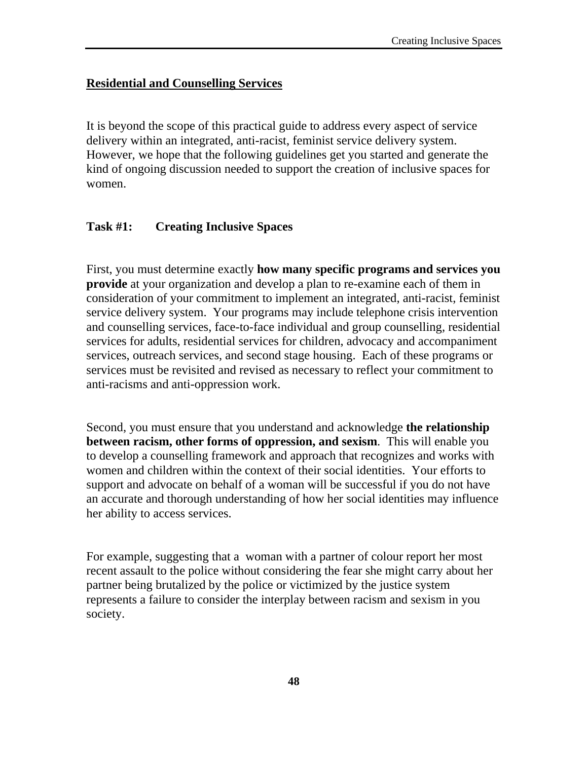## Residential and Counselling Services

It is beyond the scope of this practical guide to address every aspect of service delivery within an integrated, anti-racist, feminist service delivery system. However, we hope that the following guidelines get you started and generate the kind of ongoing discussion needed to support the creation of inclusive spaces for women.

### Task #1: Creating Inclusive Spaces

First, you must determine exactly **how many specific programs and services you provide** at your organization and develop a plan to re-examine each of them in consideration of your commitment to implement an integrated, anti-racist, feminist service delivery system. Your programs may include telephone crisis intervention and counselling services, face-to-face individual and group counselling, residential services for adults, residential services for children, advocacy and accompaniment services, outreach services, and second stage housing. Each of these programs or services must be revisited and revised as necessary to reflect your commitment to anti-racisms and anti-oppression work.

Second, you must ensure that you understand and acknowledge **the relationship between racism, other forms of oppression, and sexism**. This will enable you to develop a counselling framework and approach that recognizes and works with women and children within the context of their social identities. Your efforts to support and advocate on behalf of a woman will be successful if you do not have an accurate and thorough understanding of how her social identities may influence her ability to access services.

For example, suggesting that a woman with a partner of colour report her most recent assault to the police without considering the fear she might carry about her partner being brutalized by the police or victimized by the justice system represents a failure to consider the interplay between racism and sexism in you society.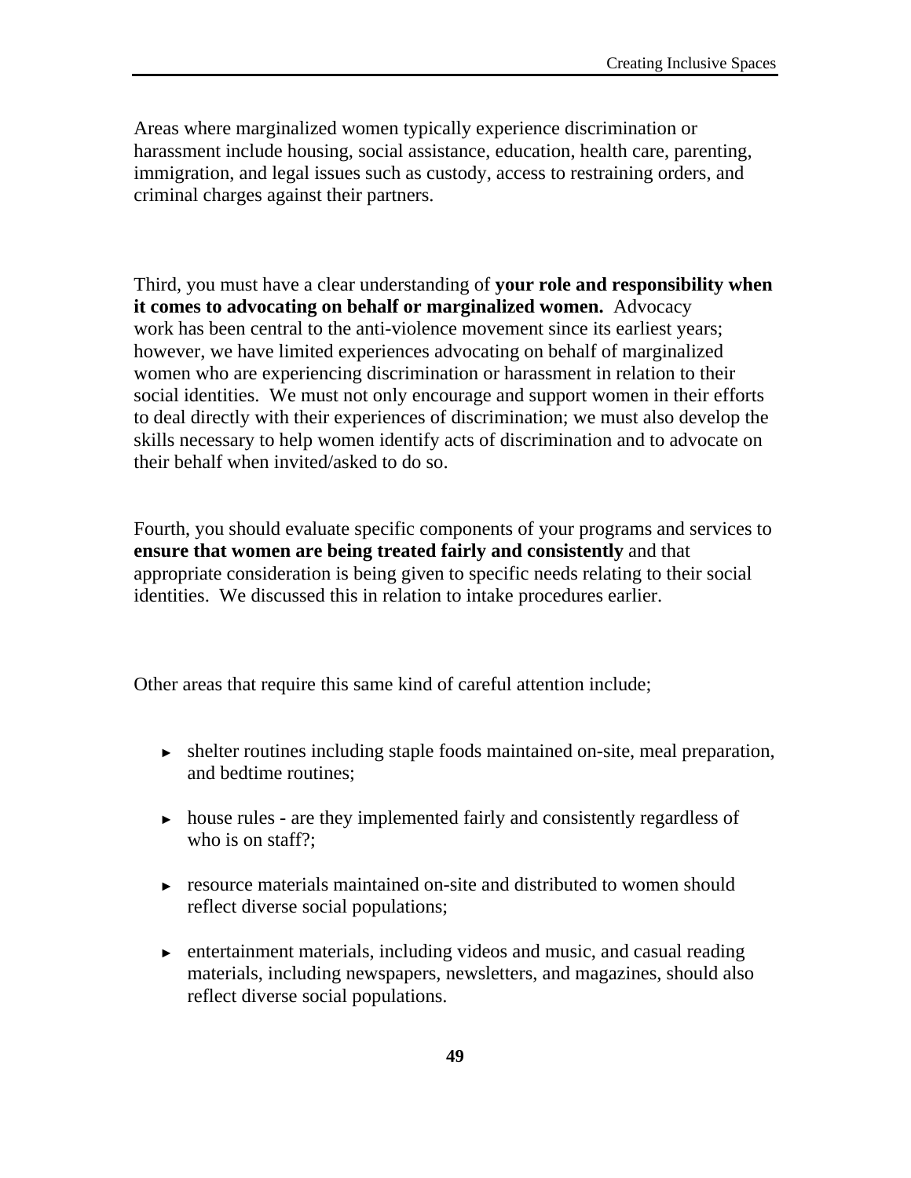Areas where marginalized women typically experience discrimination or harassment include housing, social assistance, education, health care, parenting, immigration, and legal issues such as custody, access to restraining orders, and criminal charges against their partners.

Third, you must have a clear understanding of **your role and responsibility when it comes to advocating on behalf or marginalized women.** Advocacy work has been central to the anti-violence movement since its earliest years; however, we have limited experiences advocating on behalf of marginalized women who are experiencing discrimination or harassment in relation to their social identities. We must not only encourage and support women in their efforts to deal directly with their experiences of discrimination; we must also develop the skills necessary to help women identify acts of discrimination and to advocate on their behalf when invited/asked to do so.

Fourth, you should evaluate specific components of your programs and services to **ensure that women are being treated fairly and consistently** and that appropriate consideration is being given to specific needs relating to their social identities. We discussed this in relation to intake procedures earlier.

Other areas that require this same kind of careful attention include;

- shelter routines including staple foods maintained on-site, meal preparation, and bedtime routines;
- house rules - are they implemented fairly and consistently regardless of who is on staff?;
- resource materials maintained on-site and distributed to women should reflect diverse social populations;
- entertainment materials, including videos and music, and casual reading materials, including newspapers, newsletters, and magazines, should also reflect diverse social populations.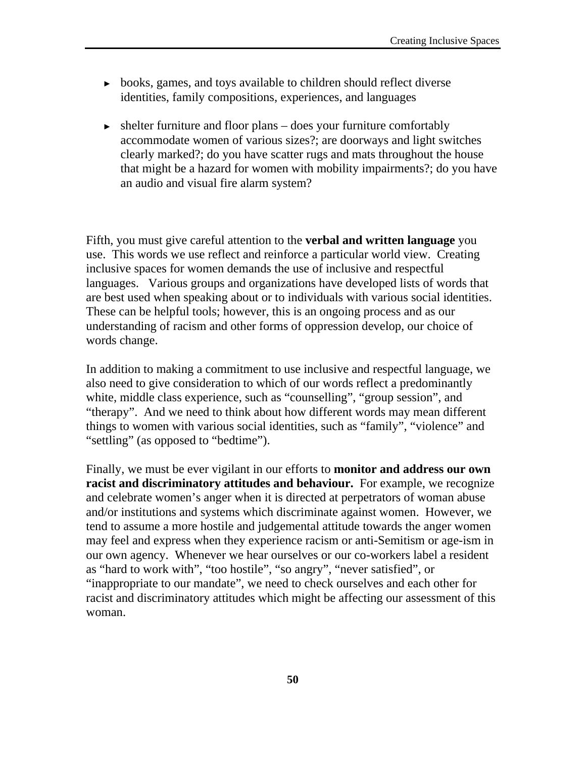- books, games, and toys available to children should reflect diverse identities, family compositions, experiences, and languages

- shelter furniture and floor plans – does your furniture comfortably accommodate women of various sizes?; are doorways and light switches clearly marked?; do you have scatter rugs and mats throughout the house that might be a hazard for women with mobility impairments?; do you have an audio and visual fire alarm system?

Fifth, you must give careful attention to the **verbal and written language** you use. This words we use reflect and reinforce a particular world view. Creating inclusive spaces for women demands the use of inclusive and respectful languages. Various groups and organizations have developed lists of words that are best used when speaking about or to individuals with various social identities. These can be helpful tools; however, this is an ongoing process and as our understanding of racism and other forms of oppression develop, our choice of words change.

In addition to making a commitment to use inclusive and respectful language, we also need to give consideration to which of our words reflect a predominantly white, middle class experience, such as "counselling", "group session", and "therapy". And we need to think about how different words may mean different things to women with various social identities, such as "family", "violence" and "settling" (as opposed to "bedtime").

Finally, we must be ever vigilant in our efforts to **monitor and address our own racist and discriminatory attitudes and behaviour.** For example, we recognize and celebrate women's anger when it is directed at perpetrators of woman abuse and/or institutions and systems which discriminate against women. However, we tend to assume a more hostile and judgemental attitude towards the anger women may feel and express when they experience racism or anti-Semitism or age-ism in our own agency. Whenever we hear ourselves or our co-workers label a resident as "hard to work with", "too hostile", "so angry", "never satisfied", or "inappropriate to our mandate", we need to check ourselves and each other for racist and discriminatory attitudes which might be affecting our assessment of this woman.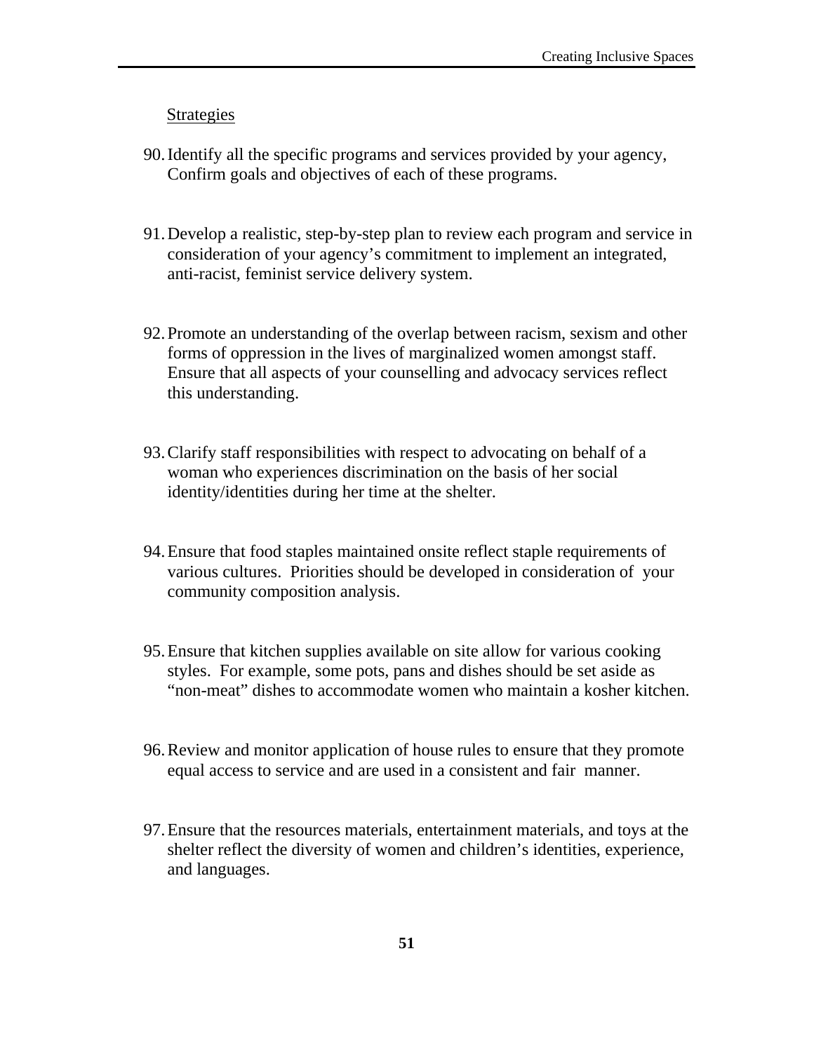Strategies

90. Identify all the specific programs and services provided by your agency, Confirm goals and objectives of each of these programs.

91. Develop a realistic, step-by-step plan to review each program and service in consideration of your agency's commitment to implement an integrated, anti-racist, feminist service delivery system.

92. Promote an understanding of the overlap between racism, sexism and other forms of oppression in the lives of marginalized women amongst staff. Ensure that all aspects of your counselling and advocacy services reflect this understanding.

93. Clarify staff responsibilities with respect to advocating on behalf of a woman who experiences discrimination on the basis of her social identity/identities during her time at the shelter.

94. Ensure that food staples maintained onsite reflect staple requirements of various cultures. Priorities should be developed in consideration of your community composition analysis.

95. Ensure that kitchen supplies available on site allow for various cooking styles. For example, some pots, pans and dishes should be set aside as "non-meat" dishes to accommodate women who maintain a kosher kitchen.

96. Review and monitor application of house rules to ensure that they promote equal access to service and are used in a consistent and fair manner.

97. Ensure that the resources materials, entertainment materials, and toys at the shelter reflect the diversity of women and children's identities, experience, and languages.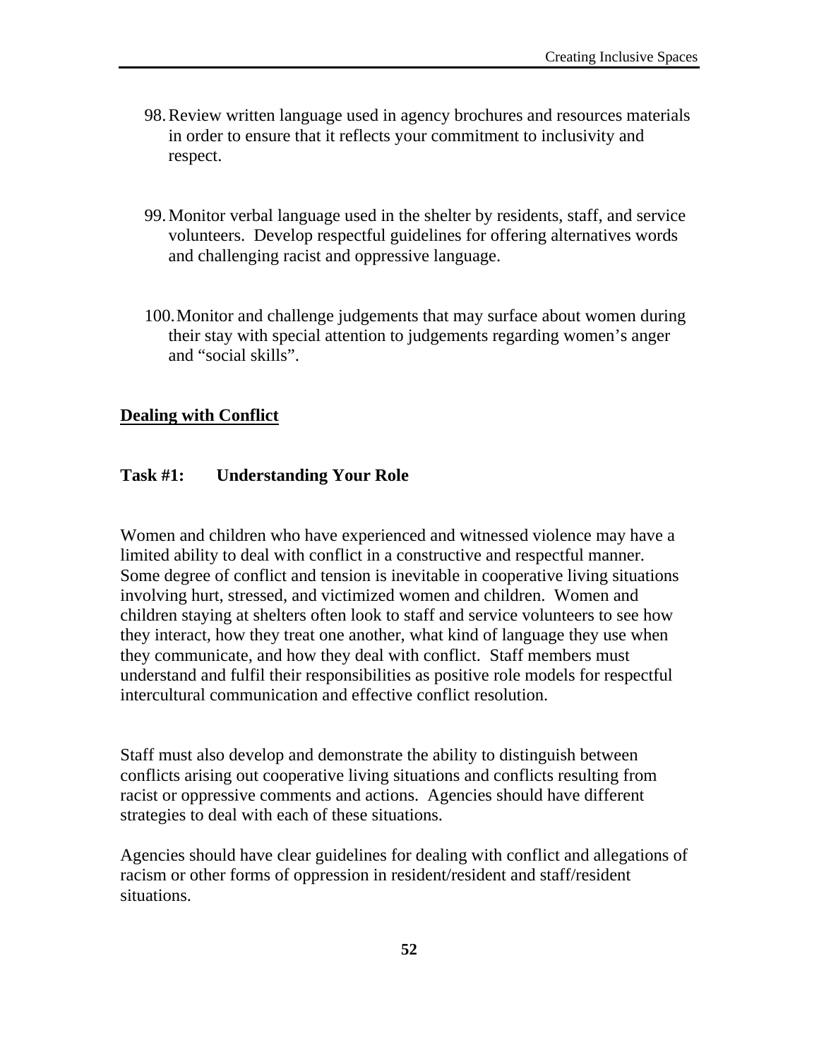98. Review written language used in agency brochures and resources materials in order to ensure that it reflects your commitment to inclusivity and respect.

99. Monitor verbal language used in the shelter by residents, staff, and service volunteers. Develop respectful guidelines for offering alternatives words and challenging racist and oppressive language.

100. Monitor and challenge judgements that may surface about women during their stay with special attention to judgements regarding women's anger and "social skills".

## Dealing with Conflict

### Task #1: Understanding Your Role

Women and children who have experienced and witnessed violence may have a limited ability to deal with conflict in a constructive and respectful manner. Some degree of conflict and tension is inevitable in cooperative living situations involving hurt, stressed, and victimized women and children. Women and children staying at shelters often look to staff and service volunteers to see how they interact, how they treat one another, what kind of language they use when they communicate, and how they deal with conflict. Staff members must understand and fulfil their responsibilities as positive role models for respectful intercultural communication and effective conflict resolution.

Staff must also develop and demonstrate the ability to distinguish between conflicts arising out cooperative living situations and conflicts resulting from racist or oppressive comments and actions. Agencies should have different strategies to deal with each of these situations.

Agencies should have clear guidelines for dealing with conflict and allegations of racism or other forms of oppression in resident/resident and staff/resident situations.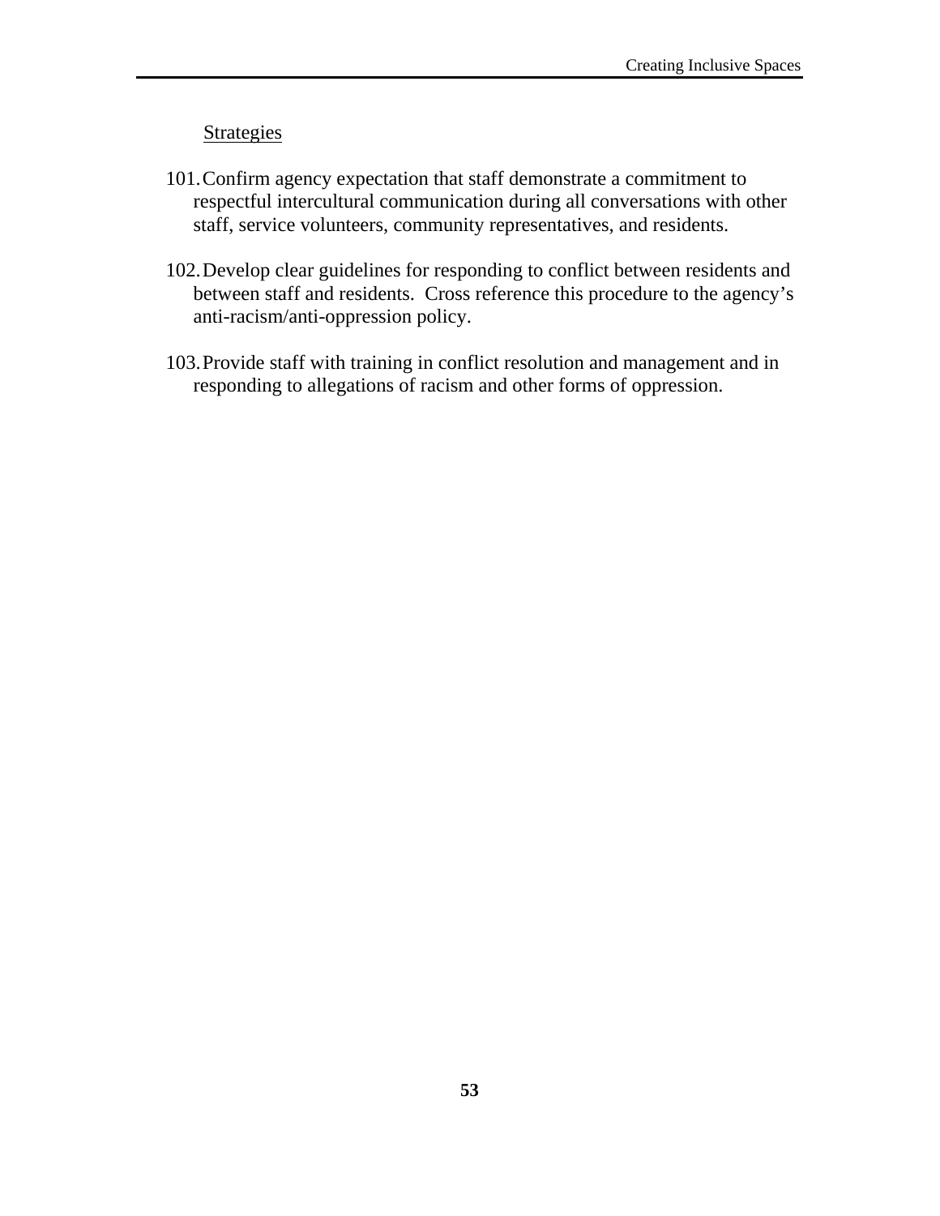<u>Strategies</u>

101. Confirm agency expectation that staff demonstrate a commitment to respectful intercultural communication during all conversations with other staff, service volunteers, community representatives, and residents.

102. Develop clear guidelines for responding to conflict between residents and between staff and residents.  Cross reference this procedure to the agency's anti-racism/anti-oppression policy.

103. Provide staff with training in conflict resolution and management and in responding to allegations of racism and other forms of oppression.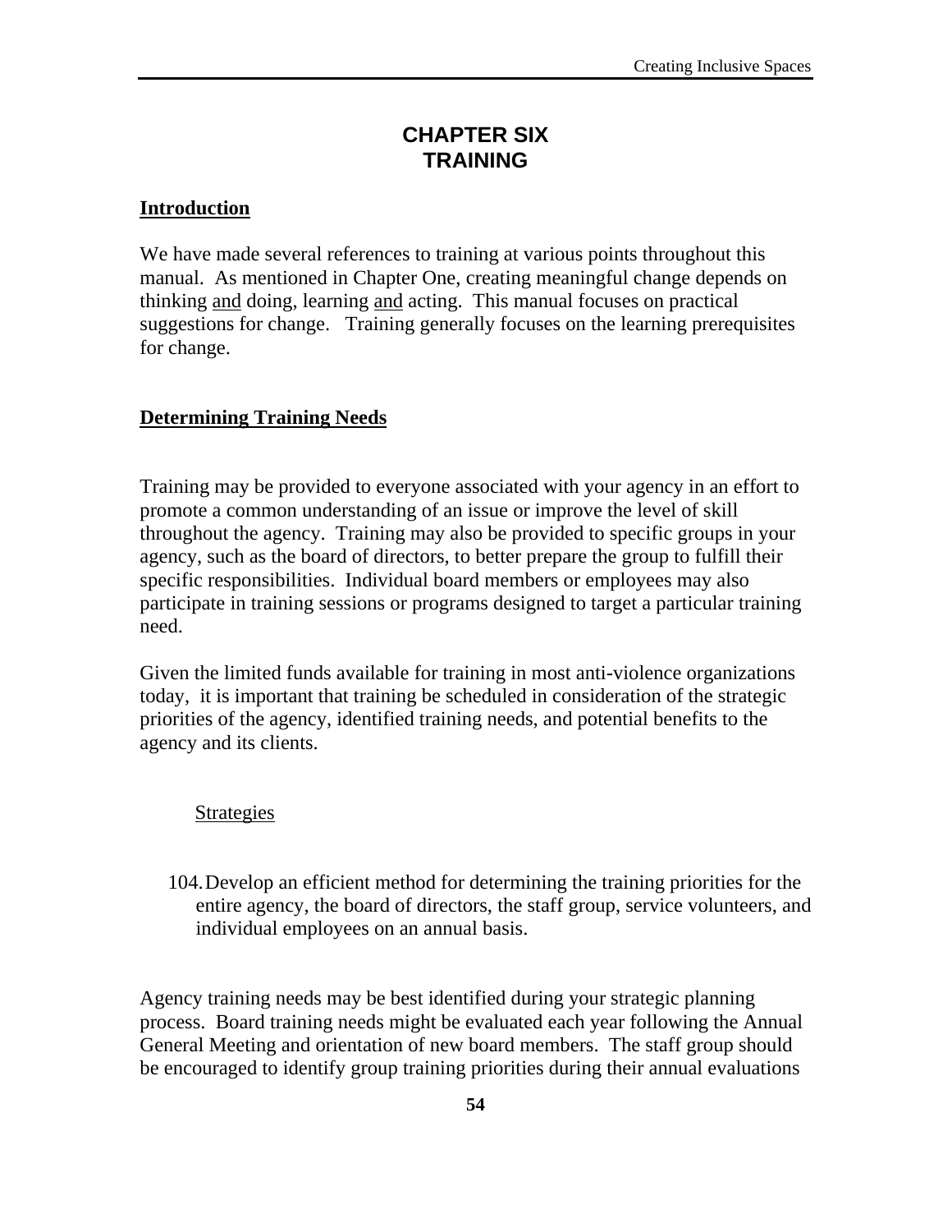# CHAPTER SIX
# TRAINING

## Introduction

We have made several references to training at various points throughout this manual. As mentioned in Chapter One, creating meaningful change depends on thinking <u>and</u> doing, learning <u>and</u> acting. This manual focuses on practical suggestions for change. Training generally focuses on the learning prerequisites for change.

## Determining Training Needs

Training may be provided to everyone associated with your agency in an effort to promote a common understanding of an issue or improve the level of skill throughout the agency. Training may also be provided to specific groups in your agency, such as the board of directors, to better prepare the group to fulfill their specific responsibilities. Individual board members or employees may also participate in training sessions or programs designed to target a particular training need.

Given the limited funds available for training in most anti-violence organizations today, it is important that training be scheduled in consideration of the strategic priorities of the agency, identified training needs, and potential benefits to the agency and its clients.

<u>Strategies</u>

104. Develop an efficient method for determining the training priorities for the entire agency, the board of directors, the staff group, service volunteers, and individual employees on an annual basis.

Agency training needs may be best identified during your strategic planning process. Board training needs might be evaluated each year following the Annual General Meeting and orientation of new board members. The staff group should be encouraged to identify group training priorities during their annual evaluations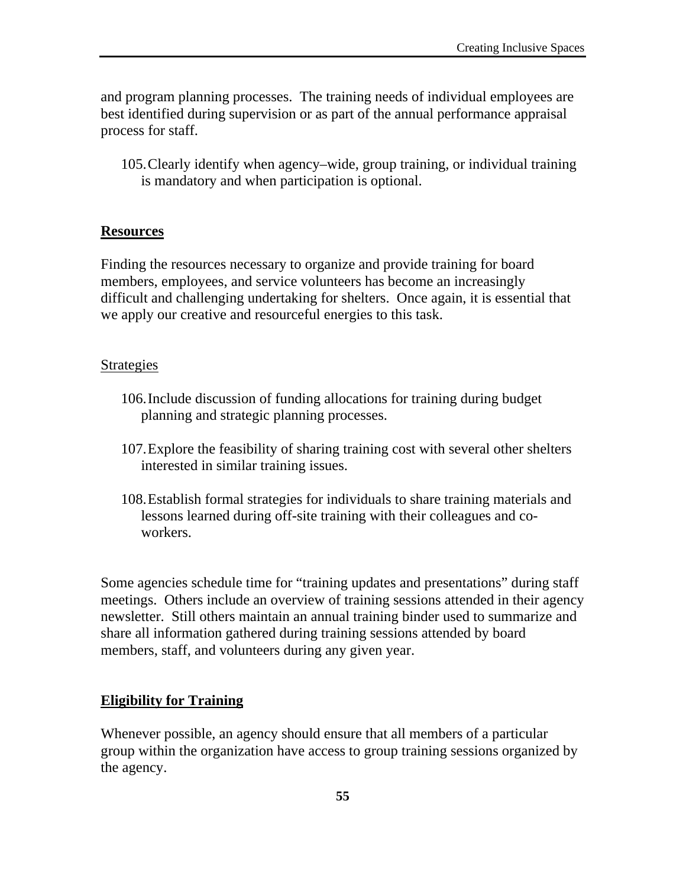and program planning processes. The training needs of individual employees are best identified during supervision or as part of the annual performance appraisal process for staff.

105. Clearly identify when agency–wide, group training, or individual training is mandatory and when participation is optional.

## **Resources**

Finding the resources necessary to organize and provide training for board members, employees, and service volunteers has become an increasingly difficult and challenging undertaking for shelters. Once again, it is essential that we apply our creative and resourceful energies to this task.

### Strategies

106. Include discussion of funding allocations for training during budget planning and strategic planning processes.

107. Explore the feasibility of sharing training cost with several other shelters interested in similar training issues.

108. Establish formal strategies for individuals to share training materials and lessons learned during off-site training with their colleagues and co-workers.

Some agencies schedule time for "training updates and presentations" during staff meetings. Others include an overview of training sessions attended in their agency newsletter. Still others maintain an annual training binder used to summarize and share all information gathered during training sessions attended by board members, staff, and volunteers during any given year.

## **Eligibility for Training**

Whenever possible, an agency should ensure that all members of a particular group within the organization have access to group training sessions organized by the agency.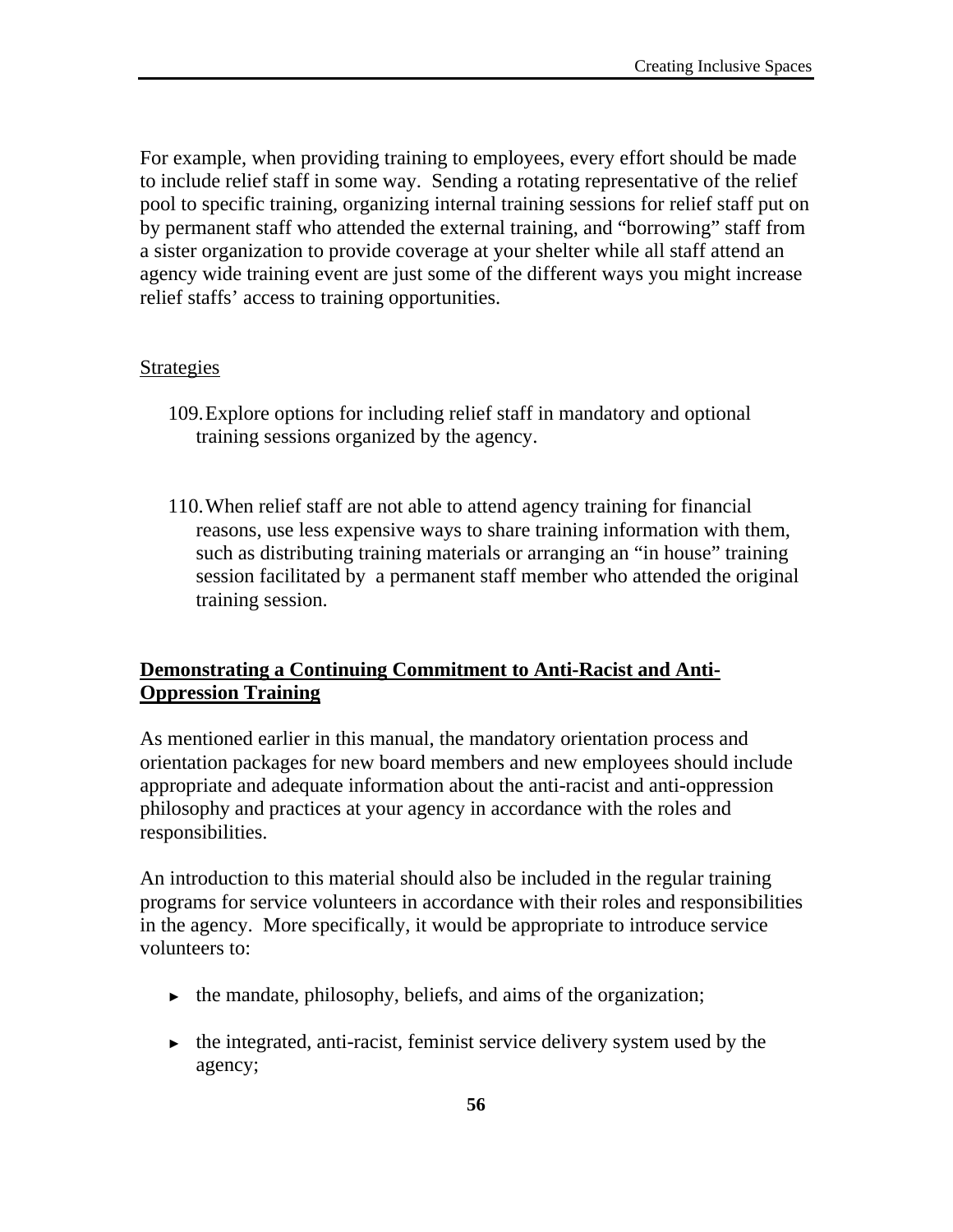For example, when providing training to employees, every effort should be made to include relief staff in some way. Sending a rotating representative of the relief pool to specific training, organizing internal training sessions for relief staff put on by permanent staff who attended the external training, and "borrowing" staff from a sister organization to provide coverage at your shelter while all staff attend an agency wide training event are just some of the different ways you might increase relief staffs' access to training opportunities.

Strategies

109. Explore options for including relief staff in mandatory and optional training sessions organized by the agency.

110. When relief staff are not able to attend agency training for financial reasons, use less expensive ways to share training information with them, such as distributing training materials or arranging an "in house" training session facilitated by a permanent staff member who attended the original training session.

## **Demonstrating a Continuing Commitment to Anti-Racist and Anti-Oppression Training**

As mentioned earlier in this manual, the mandatory orientation process and orientation packages for new board members and new employees should include appropriate and adequate information about the anti-racist and anti-oppression philosophy and practices at your agency in accordance with the roles and responsibilities.

An introduction to this material should also be included in the regular training programs for service volunteers in accordance with their roles and responsibilities in the agency. More specifically, it would be appropriate to introduce service volunteers to:

- the mandate, philosophy, beliefs, and aims of the organization;
- the integrated, anti-racist, feminist service delivery system used by the agency;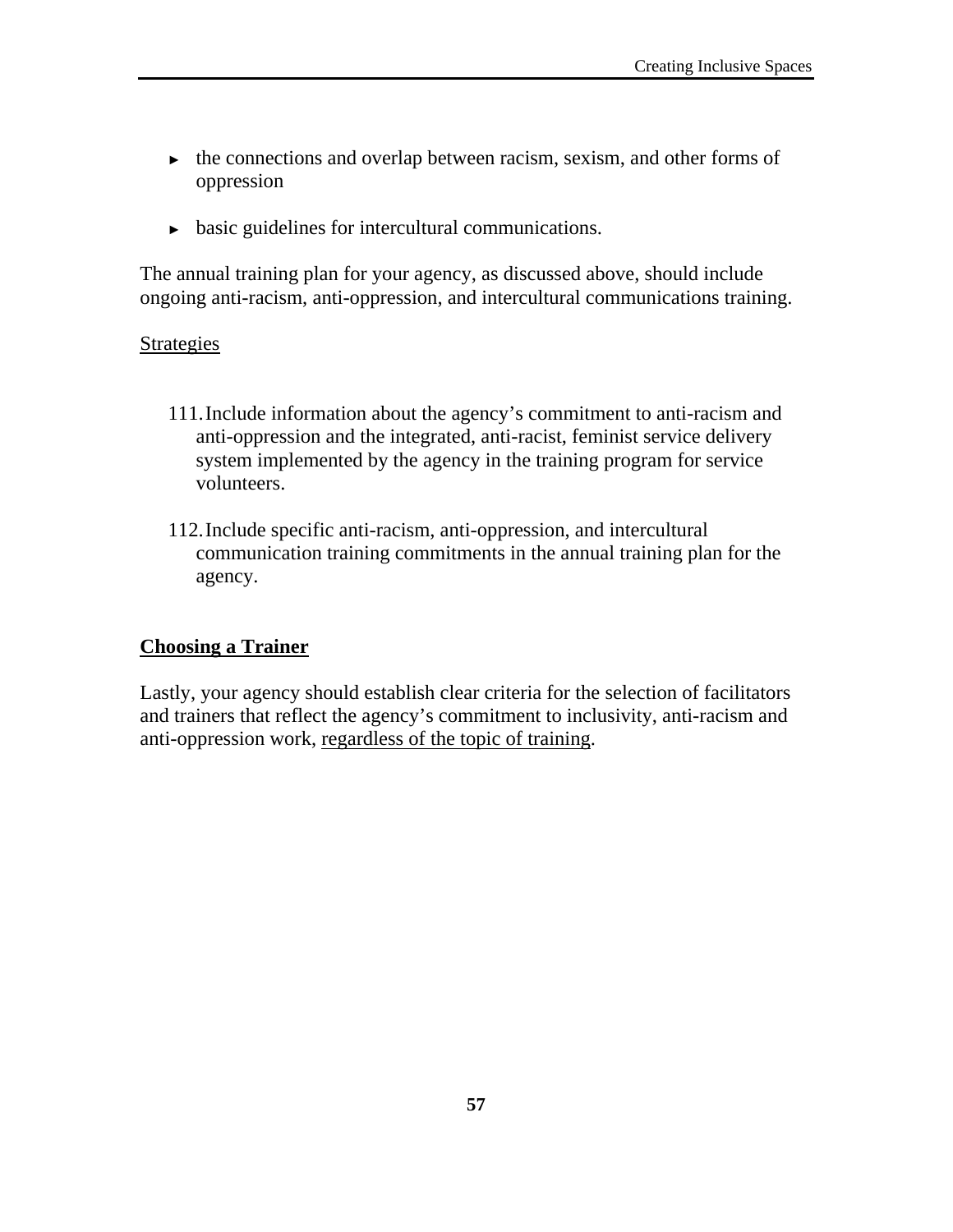- the connections and overlap between racism, sexism, and other forms of oppression
- basic guidelines for intercultural communications.

The annual training plan for your agency, as discussed above, should include ongoing anti-racism, anti-oppression, and intercultural communications training.

<u>Strategies</u>

111. Include information about the agency's commitment to anti-racism and anti-oppression and the integrated, anti-racist, feminist service delivery system implemented by the agency in the training program for service volunteers.

112. Include specific anti-racism, anti-oppression, and intercultural communication training commitments in the annual training plan for the agency.

### <u>Choosing a Trainer</u>

Lastly, your agency should establish clear criteria for the selection of facilitators and trainers that reflect the agency's commitment to inclusivity, anti-racism and anti-oppression work, <u>regardless of the topic of training</u>.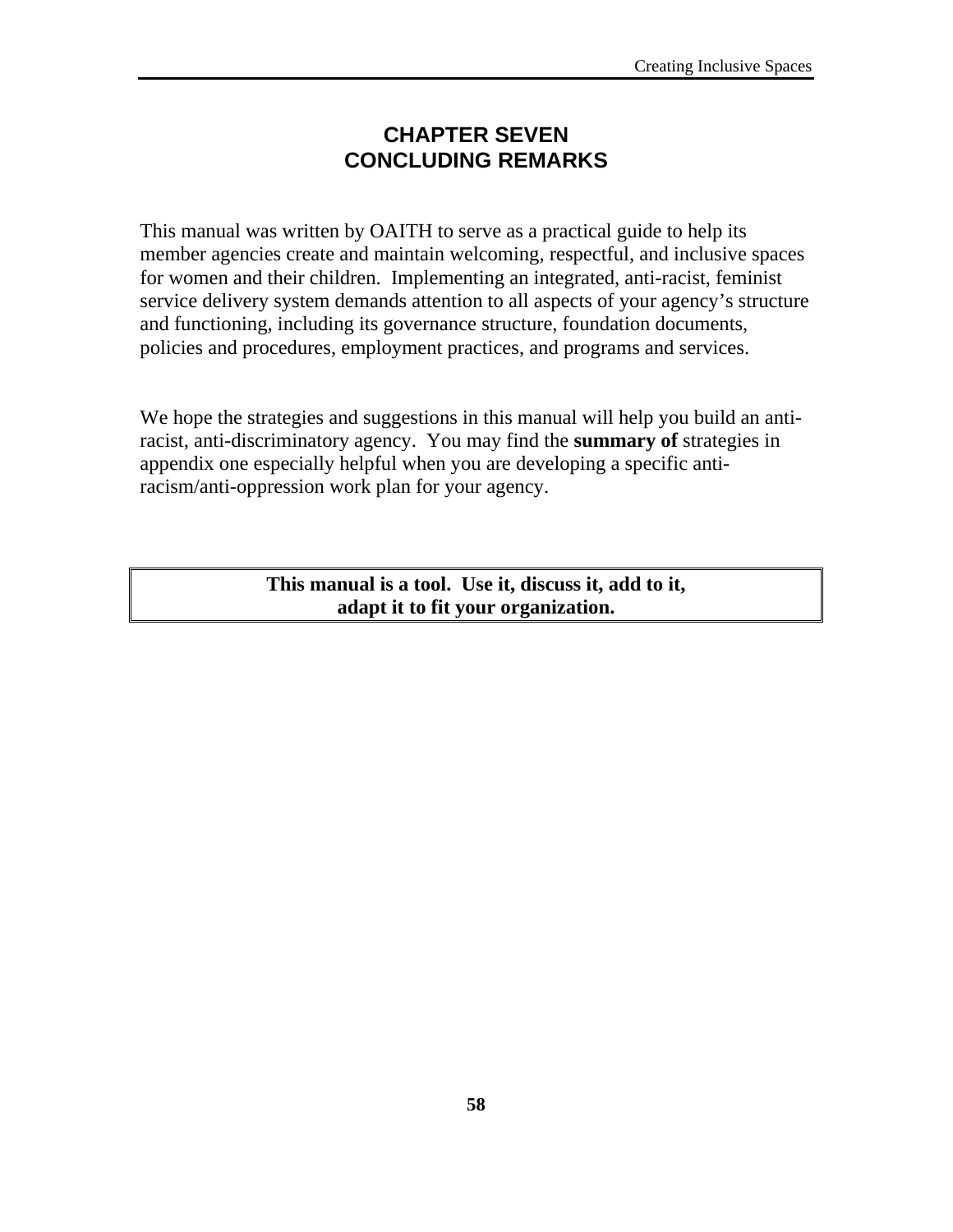# CHAPTER SEVEN
# CONCLUDING REMARKS

This manual was written by OAITH to serve as a practical guide to help its member agencies create and maintain welcoming, respectful, and inclusive spaces for women and their children. Implementing an integrated, anti-racist, feminist service delivery system demands attention to all aspects of your agency's structure and functioning, including its governance structure, foundation documents, policies and procedures, employment practices, and programs and services.

We hope the strategies and suggestions in this manual will help you build an anti-racist, anti-discriminatory agency. You may find the **summary of** strategies in appendix one especially helpful when you are developing a specific anti-racism/anti-oppression work plan for your agency.

**This manual is a tool. Use it, discuss it, add to it, adapt it to fit your organization.**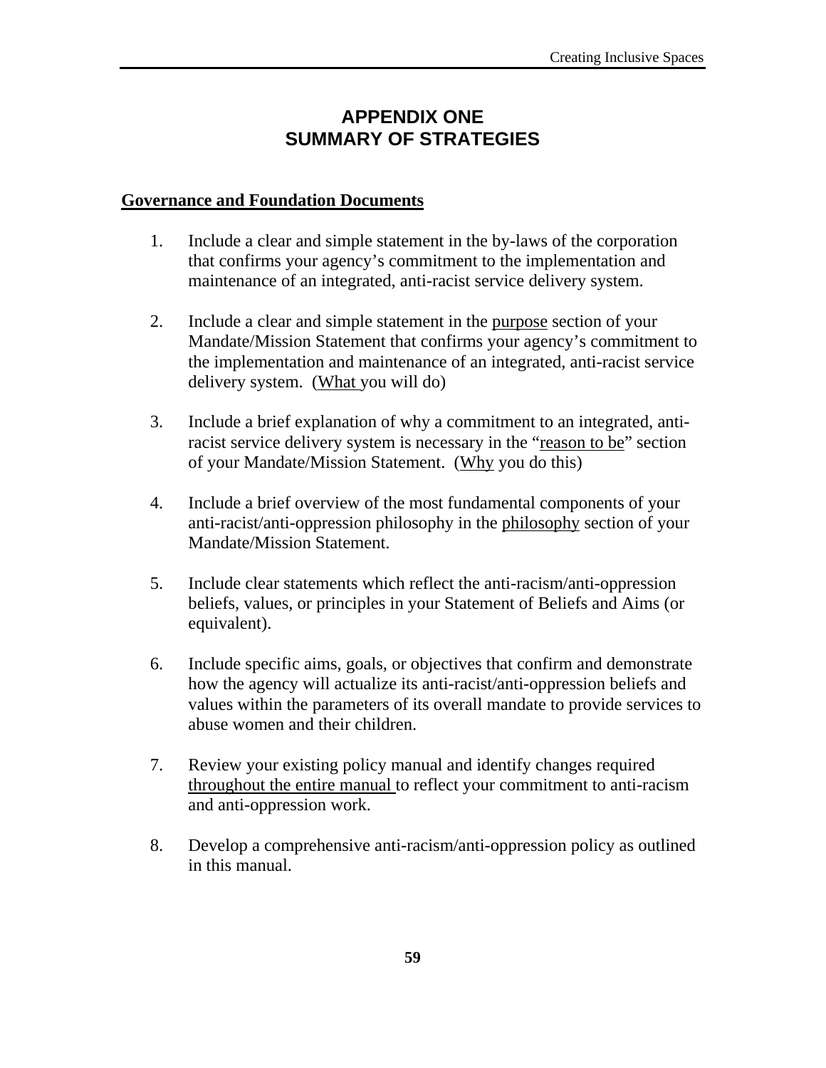# APPENDIX ONE
# SUMMARY OF STRATEGIES

## Governance and Foundation Documents

1. Include a clear and simple statement in the by-laws of the corporation that confirms your agency's commitment to the implementation and maintenance of an integrated, anti-racist service delivery system.

2. Include a clear and simple statement in the purpose section of your Mandate/Mission Statement that confirms your agency's commitment to the implementation and maintenance of an integrated, anti-racist service delivery system. (What you will do)

3. Include a brief explanation of why a commitment to an integrated, anti-racist service delivery system is necessary in the "reason to be" section of your Mandate/Mission Statement. (Why you do this)

4. Include a brief overview of the most fundamental components of your anti-racist/anti-oppression philosophy in the philosophy section of your Mandate/Mission Statement.

5. Include clear statements which reflect the anti-racism/anti-oppression beliefs, values, or principles in your Statement of Beliefs and Aims (or equivalent).

6. Include specific aims, goals, or objectives that confirm and demonstrate how the agency will actualize its anti-racist/anti-oppression beliefs and values within the parameters of its overall mandate to provide services to abuse women and their children.

7. Review your existing policy manual and identify changes required throughout the entire manual to reflect your commitment to anti-racism and anti-oppression work.

8. Develop a comprehensive anti-racism/anti-oppression policy as outlined in this manual.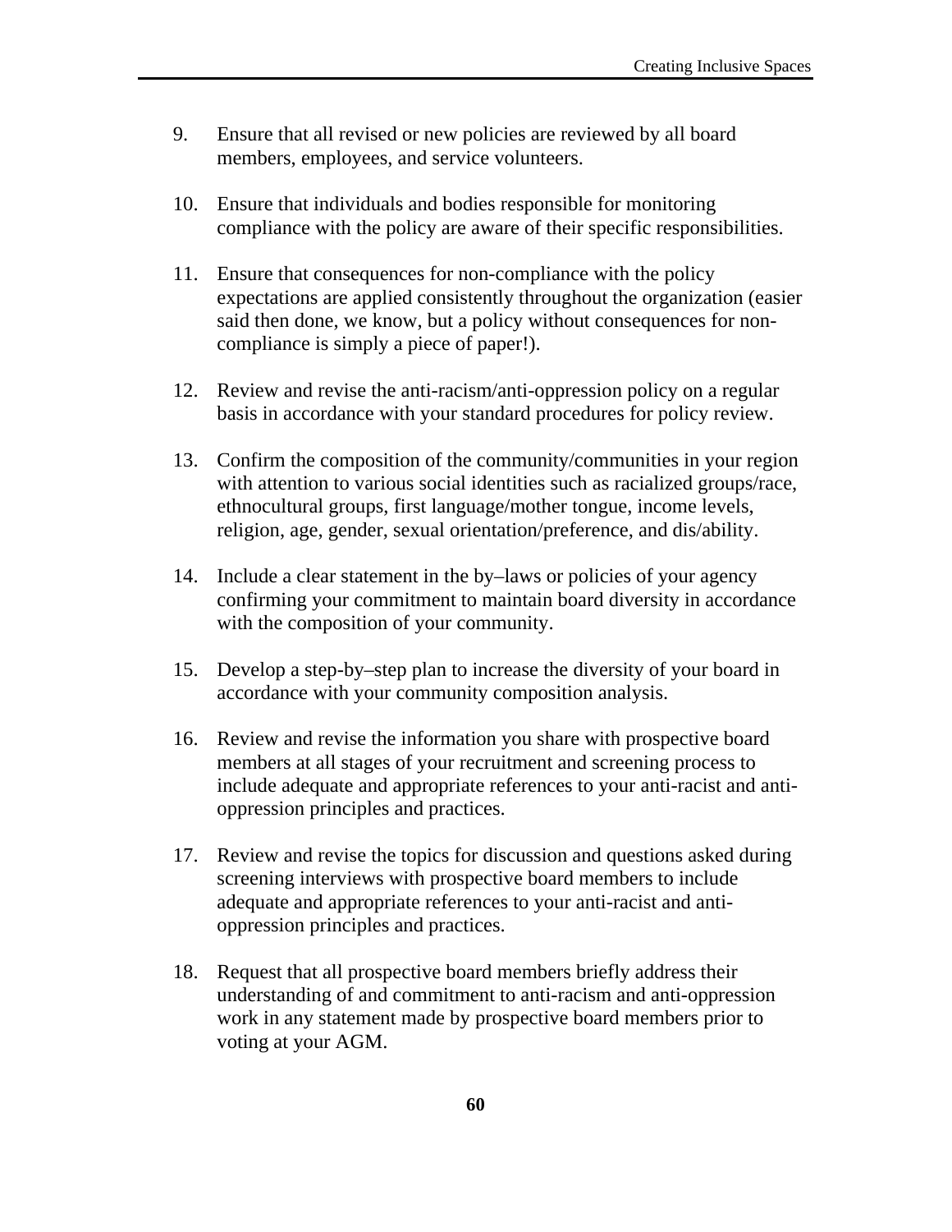9. Ensure that all revised or new policies are reviewed by all board members, employees, and service volunteers.

10. Ensure that individuals and bodies responsible for monitoring compliance with the policy are aware of their specific responsibilities.

11. Ensure that consequences for non-compliance with the policy expectations are applied consistently throughout the organization (easier said then done, we know, but a policy without consequences for non-compliance is simply a piece of paper!).

12. Review and revise the anti-racism/anti-oppression policy on a regular basis in accordance with your standard procedures for policy review.

13. Confirm the composition of the community/communities in your region with attention to various social identities such as racialized groups/race, ethnocultural groups, first language/mother tongue, income levels, religion, age, gender, sexual orientation/preference, and dis/ability.

14. Include a clear statement in the by–laws or policies of your agency confirming your commitment to maintain board diversity in accordance with the composition of your community.

15. Develop a step-by–step plan to increase the diversity of your board in accordance with your community composition analysis.

16. Review and revise the information you share with prospective board members at all stages of your recruitment and screening process to include adequate and appropriate references to your anti-racist and anti-oppression principles and practices.

17. Review and revise the topics for discussion and questions asked during screening interviews with prospective board members to include adequate and appropriate references to your anti-racist and anti-oppression principles and practices.

18. Request that all prospective board members briefly address their understanding of and commitment to anti-racism and anti-oppression work in any statement made by prospective board members prior to voting at your AGM.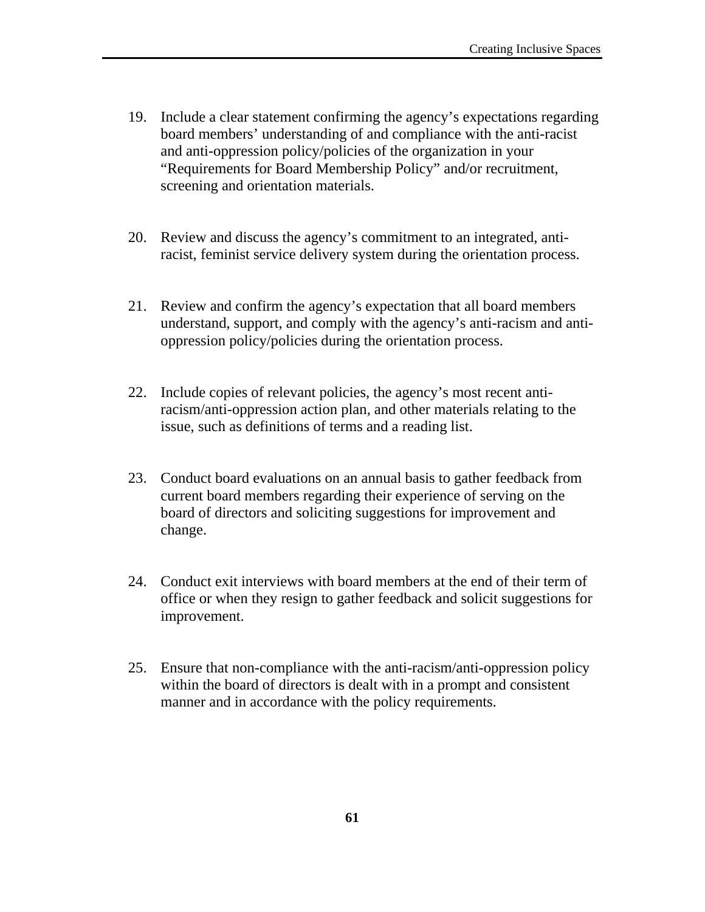19. Include a clear statement confirming the agency's expectations regarding board members' understanding of and compliance with the anti-racist and anti-oppression policy/policies of the organization in your "Requirements for Board Membership Policy" and/or recruitment, screening and orientation materials.

20. Review and discuss the agency's commitment to an integrated, anti-racist, feminist service delivery system during the orientation process.

21. Review and confirm the agency's expectation that all board members understand, support, and comply with the agency's anti-racism and anti-oppression policy/policies during the orientation process.

22. Include copies of relevant policies, the agency's most recent anti-racism/anti-oppression action plan, and other materials relating to the issue, such as definitions of terms and a reading list.

23. Conduct board evaluations on an annual basis to gather feedback from current board members regarding their experience of serving on the board of directors and soliciting suggestions for improvement and change.

24. Conduct exit interviews with board members at the end of their term of office or when they resign to gather feedback and solicit suggestions for improvement.

25. Ensure that non-compliance with the anti-racism/anti-oppression policy within the board of directors is dealt with in a prompt and consistent manner and in accordance with the policy requirements.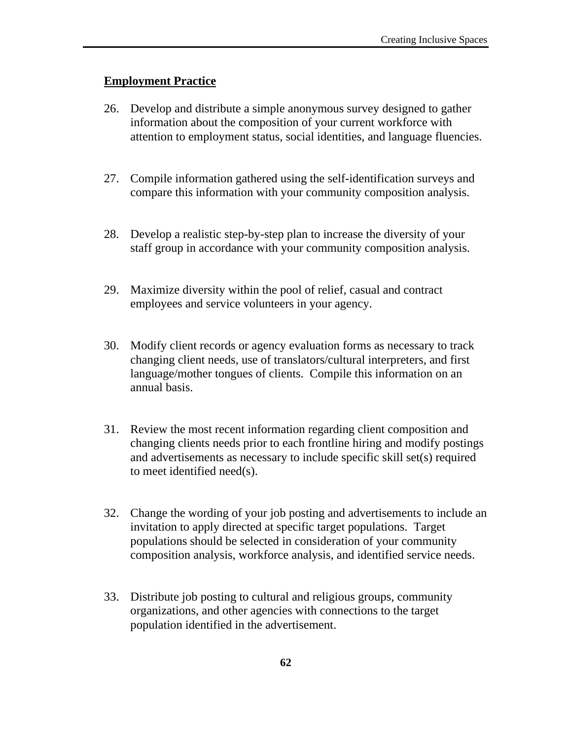## Employment Practice

26. Develop and distribute a simple anonymous survey designed to gather information about the composition of your current workforce with attention to employment status, social identities, and language fluencies.

27. Compile information gathered using the self-identification surveys and compare this information with your community composition analysis.

28. Develop a realistic step-by-step plan to increase the diversity of your staff group in accordance with your community composition analysis.

29. Maximize diversity within the pool of relief, casual and contract employees and service volunteers in your agency.

30. Modify client records or agency evaluation forms as necessary to track changing client needs, use of translators/cultural interpreters, and first language/mother tongues of clients. Compile this information on an annual basis.

31. Review the most recent information regarding client composition and changing clients needs prior to each frontline hiring and modify postings and advertisements as necessary to include specific skill set(s) required to meet identified need(s).

32. Change the wording of your job posting and advertisements to include an invitation to apply directed at specific target populations. Target populations should be selected in consideration of your community composition analysis, workforce analysis, and identified service needs.

33. Distribute job posting to cultural and religious groups, community organizations, and other agencies with connections to the target population identified in the advertisement.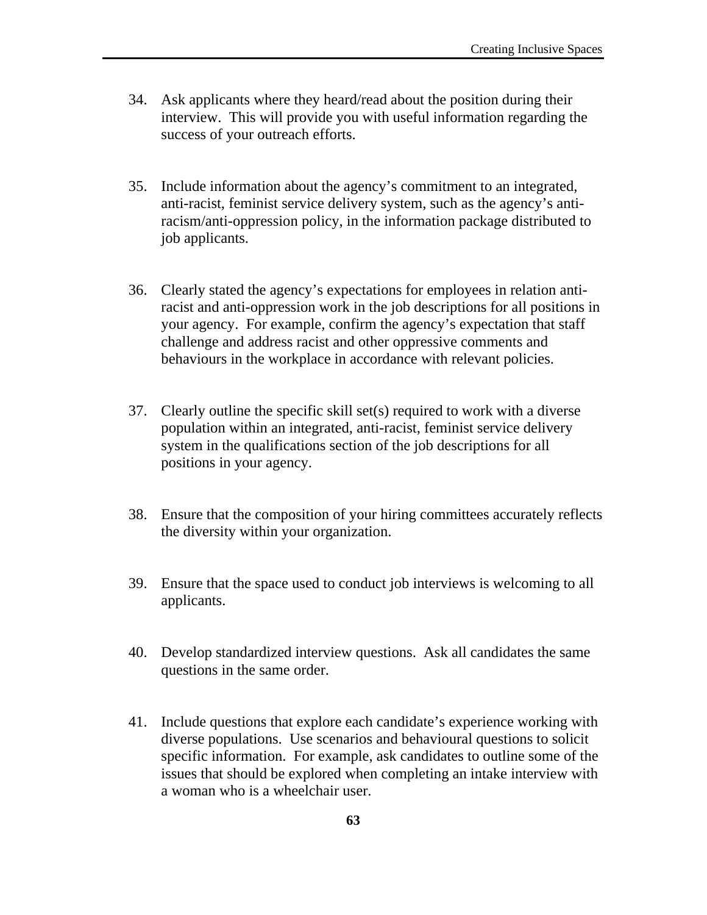34. Ask applicants where they heard/read about the position during their interview. This will provide you with useful information regarding the success of your outreach efforts.

35. Include information about the agency's commitment to an integrated, anti-racist, feminist service delivery system, such as the agency's anti-racism/anti-oppression policy, in the information package distributed to job applicants.

36. Clearly stated the agency's expectations for employees in relation anti-racist and anti-oppression work in the job descriptions for all positions in your agency. For example, confirm the agency's expectation that staff challenge and address racist and other oppressive comments and behaviours in the workplace in accordance with relevant policies.

37. Clearly outline the specific skill set(s) required to work with a diverse population within an integrated, anti-racist, feminist service delivery system in the qualifications section of the job descriptions for all positions in your agency.

38. Ensure that the composition of your hiring committees accurately reflects the diversity within your organization.

39. Ensure that the space used to conduct job interviews is welcoming to all applicants.

40. Develop standardized interview questions. Ask all candidates the same questions in the same order.

41. Include questions that explore each candidate's experience working with diverse populations. Use scenarios and behavioural questions to solicit specific information. For example, ask candidates to outline some of the issues that should be explored when completing an intake interview with a woman who is a wheelchair user.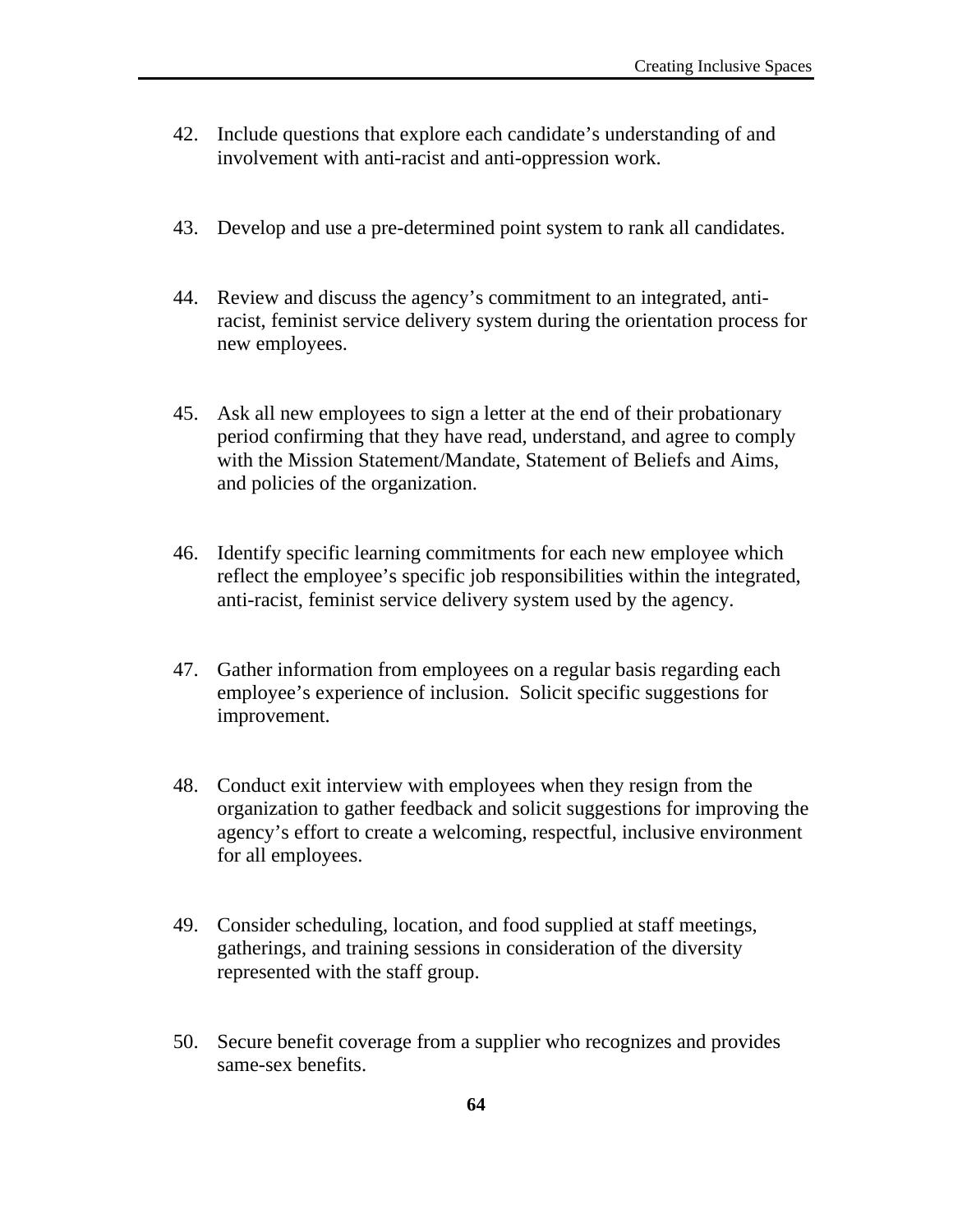42. Include questions that explore each candidate's understanding of and involvement with anti-racist and anti-oppression work.

43. Develop and use a pre-determined point system to rank all candidates.

44. Review and discuss the agency's commitment to an integrated, anti-racist, feminist service delivery system during the orientation process for new employees.

45. Ask all new employees to sign a letter at the end of their probationary period confirming that they have read, understand, and agree to comply with the Mission Statement/Mandate, Statement of Beliefs and Aims, and policies of the organization.

46. Identify specific learning commitments for each new employee which reflect the employee's specific job responsibilities within the integrated, anti-racist, feminist service delivery system used by the agency.

47. Gather information from employees on a regular basis regarding each employee's experience of inclusion. Solicit specific suggestions for improvement.

48. Conduct exit interview with employees when they resign from the organization to gather feedback and solicit suggestions for improving the agency's effort to create a welcoming, respectful, inclusive environment for all employees.

49. Consider scheduling, location, and food supplied at staff meetings, gatherings, and training sessions in consideration of the diversity represented with the staff group.

50. Secure benefit coverage from a supplier who recognizes and provides same-sex benefits.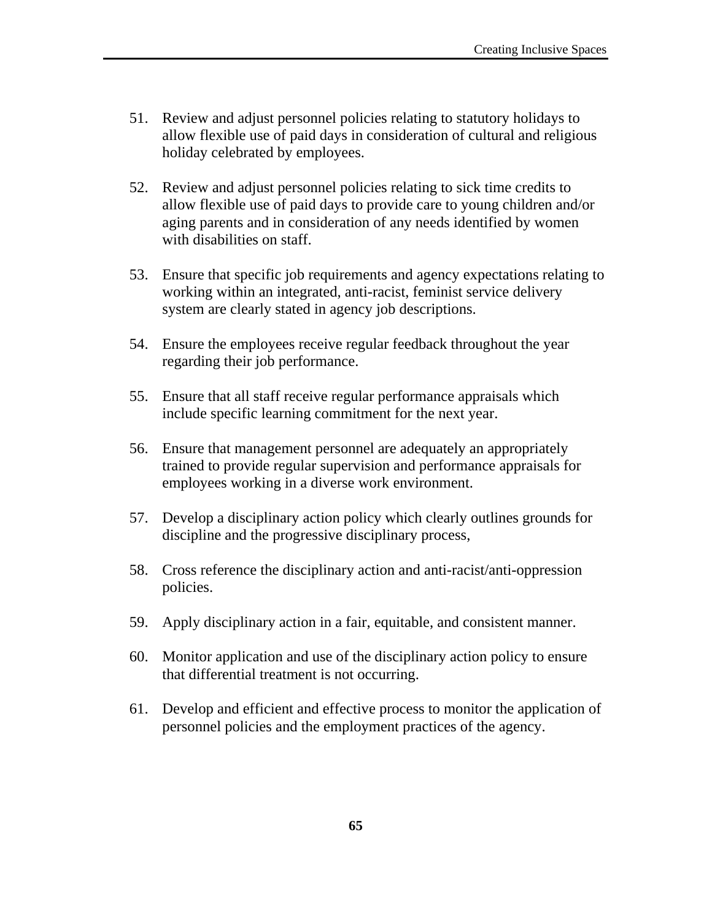51. Review and adjust personnel policies relating to statutory holidays to allow flexible use of paid days in consideration of cultural and religious holiday celebrated by employees.

52. Review and adjust personnel policies relating to sick time credits to allow flexible use of paid days to provide care to young children and/or aging parents and in consideration of any needs identified by women with disabilities on staff.

53. Ensure that specific job requirements and agency expectations relating to working within an integrated, anti-racist, feminist service delivery system are clearly stated in agency job descriptions.

54. Ensure the employees receive regular feedback throughout the year regarding their job performance.

55. Ensure that all staff receive regular performance appraisals which include specific learning commitment for the next year.

56. Ensure that management personnel are adequately an appropriately trained to provide regular supervision and performance appraisals for employees working in a diverse work environment.

57. Develop a disciplinary action policy which clearly outlines grounds for discipline and the progressive disciplinary process,

58. Cross reference the disciplinary action and anti-racist/anti-oppression policies.

59. Apply disciplinary action in a fair, equitable, and consistent manner.

60. Monitor application and use of the disciplinary action policy to ensure that differential treatment is not occurring.

61. Develop and efficient and effective process to monitor the application of personnel policies and the employment practices of the agency.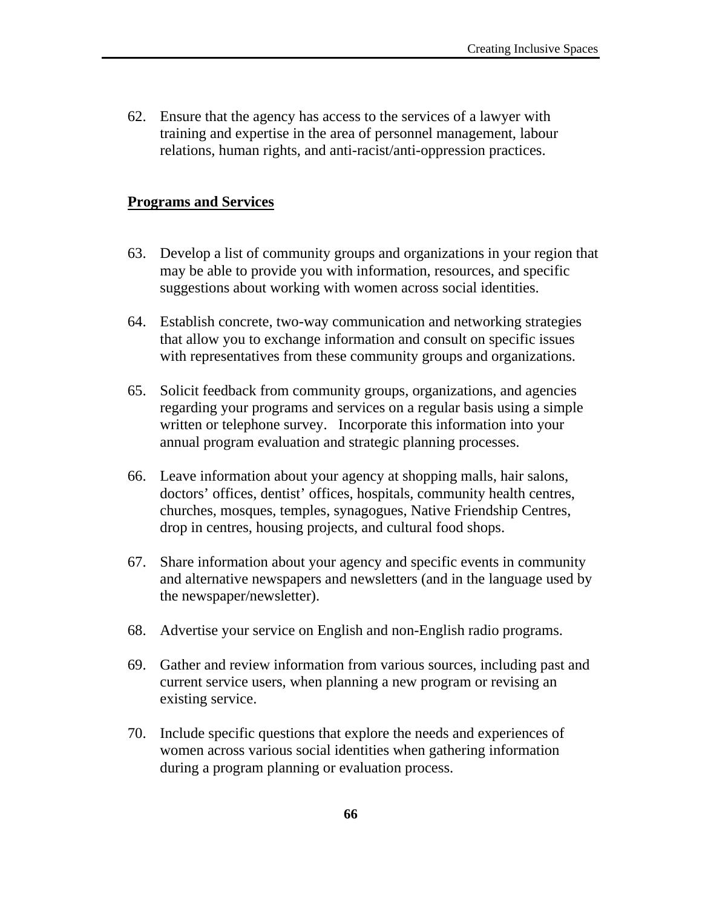62. Ensure that the agency has access to the services of a lawyer with training and expertise in the area of personnel management, labour relations, human rights, and anti-racist/anti-oppression practices.

## Programs and Services

63. Develop a list of community groups and organizations in your region that may be able to provide you with information, resources, and specific suggestions about working with women across social identities.

64. Establish concrete, two-way communication and networking strategies that allow you to exchange information and consult on specific issues with representatives from these community groups and organizations.

65. Solicit feedback from community groups, organizations, and agencies regarding your programs and services on a regular basis using a simple written or telephone survey. Incorporate this information into your annual program evaluation and strategic planning processes.

66. Leave information about your agency at shopping malls, hair salons, doctors' offices, dentist' offices, hospitals, community health centres, churches, mosques, temples, synagogues, Native Friendship Centres, drop in centres, housing projects, and cultural food shops.

67. Share information about your agency and specific events in community and alternative newspapers and newsletters (and in the language used by the newspaper/newsletter).

68. Advertise your service on English and non-English radio programs.

69. Gather and review information from various sources, including past and current service users, when planning a new program or revising an existing service.

70. Include specific questions that explore the needs and experiences of women across various social identities when gathering information during a program planning or evaluation process.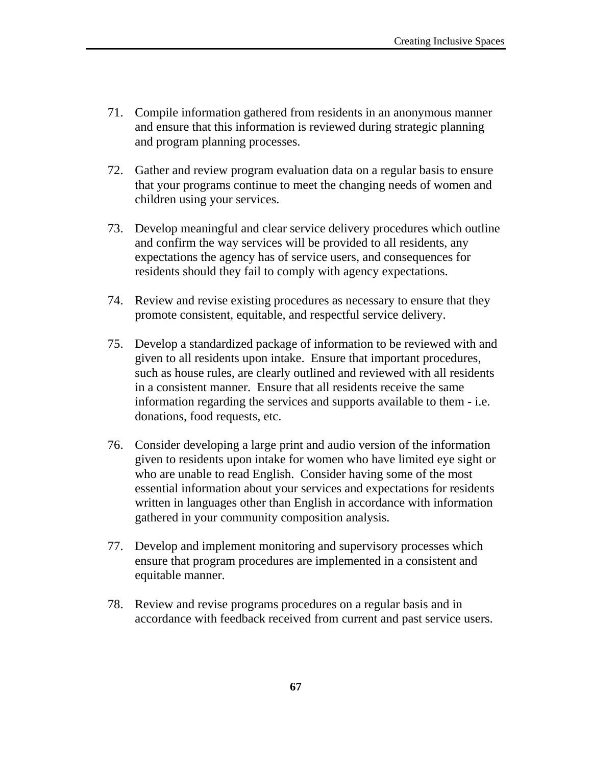71. Compile information gathered from residents in an anonymous manner and ensure that this information is reviewed during strategic planning and program planning processes.

72. Gather and review program evaluation data on a regular basis to ensure that your programs continue to meet the changing needs of women and children using your services.

73. Develop meaningful and clear service delivery procedures which outline and confirm the way services will be provided to all residents, any expectations the agency has of service users, and consequences for residents should they fail to comply with agency expectations.

74. Review and revise existing procedures as necessary to ensure that they promote consistent, equitable, and respectful service delivery.

75. Develop a standardized package of information to be reviewed with and given to all residents upon intake. Ensure that important procedures, such as house rules, are clearly outlined and reviewed with all residents in a consistent manner. Ensure that all residents receive the same information regarding the services and supports available to them - i.e. donations, food requests, etc.

76. Consider developing a large print and audio version of the information given to residents upon intake for women who have limited eye sight or who are unable to read English. Consider having some of the most essential information about your services and expectations for residents written in languages other than English in accordance with information gathered in your community composition analysis.

77. Develop and implement monitoring and supervisory processes which ensure that program procedures are implemented in a consistent and equitable manner.

78. Review and revise programs procedures on a regular basis and in accordance with feedback received from current and past service users.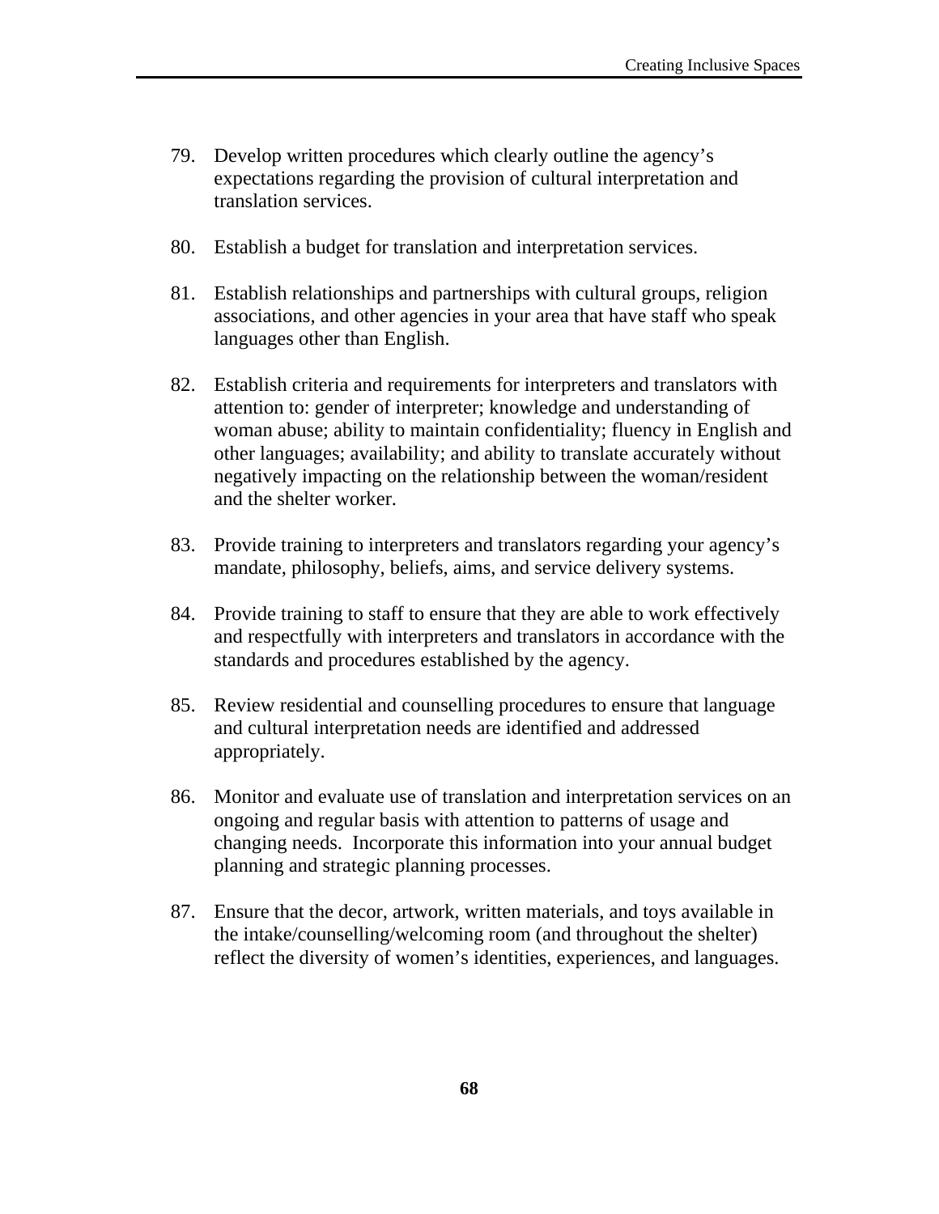79. Develop written procedures which clearly outline the agency's expectations regarding the provision of cultural interpretation and translation services.

80. Establish a budget for translation and interpretation services.

81. Establish relationships and partnerships with cultural groups, religion associations, and other agencies in your area that have staff who speak languages other than English.

82. Establish criteria and requirements for interpreters and translators with attention to: gender of interpreter; knowledge and understanding of woman abuse; ability to maintain confidentiality; fluency in English and other languages; availability; and ability to translate accurately without negatively impacting on the relationship between the woman/resident and the shelter worker.

83. Provide training to interpreters and translators regarding your agency's mandate, philosophy, beliefs, aims, and service delivery systems.

84. Provide training to staff to ensure that they are able to work effectively and respectfully with interpreters and translators in accordance with the standards and procedures established by the agency.

85. Review residential and counselling procedures to ensure that language and cultural interpretation needs are identified and addressed appropriately.

86. Monitor and evaluate use of translation and interpretation services on an ongoing and regular basis with attention to patterns of usage and changing needs. Incorporate this information into your annual budget planning and strategic planning processes.

87. Ensure that the decor, artwork, written materials, and toys available in the intake/counselling/welcoming room (and throughout the shelter) reflect the diversity of women's identities, experiences, and languages.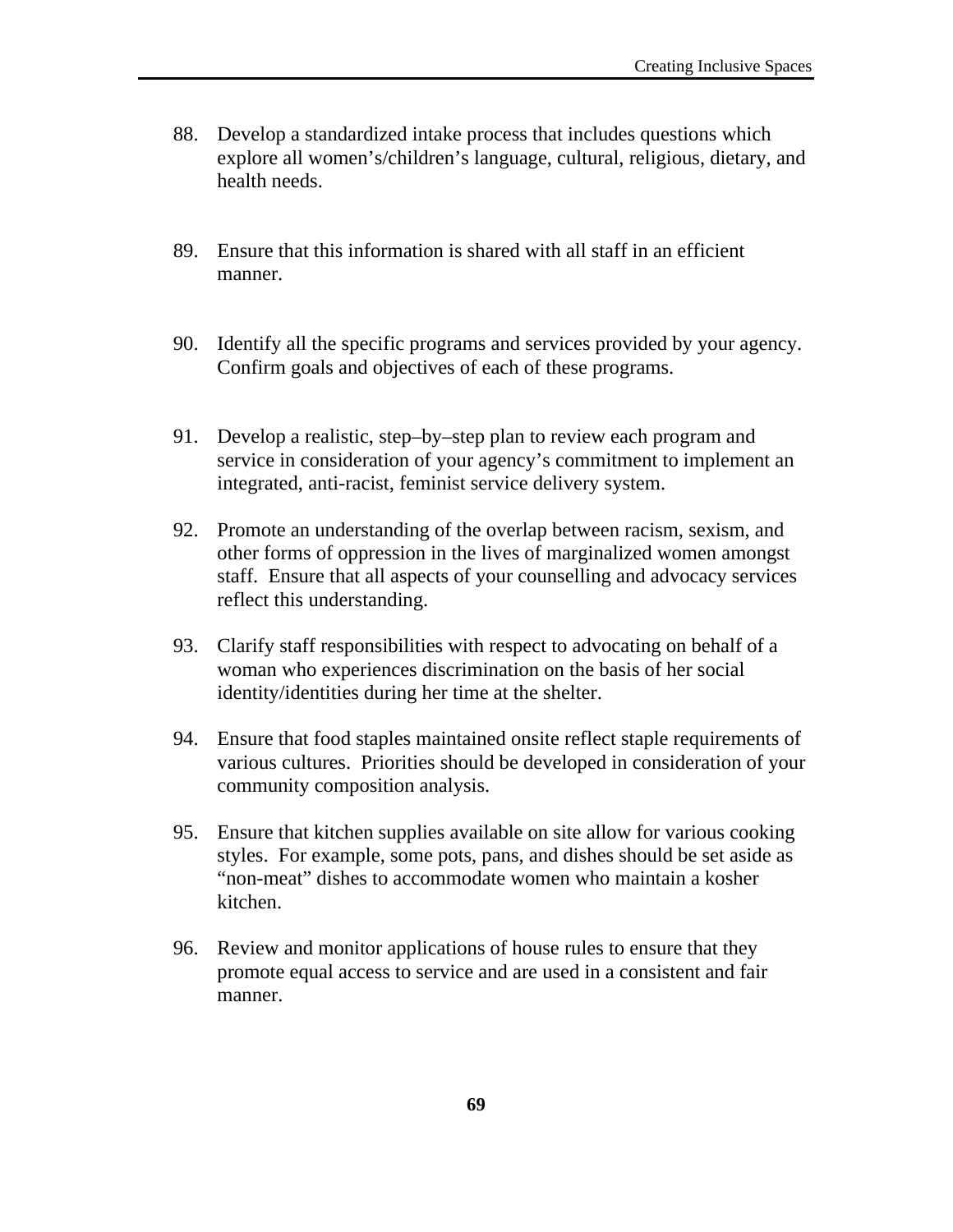88. Develop a standardized intake process that includes questions which explore all women's/children's language, cultural, religious, dietary, and health needs.

89. Ensure that this information is shared with all staff in an efficient manner.

90. Identify all the specific programs and services provided by your agency. Confirm goals and objectives of each of these programs.

91. Develop a realistic, step–by–step plan to review each program and service in consideration of your agency's commitment to implement an integrated, anti-racist, feminist service delivery system.

92. Promote an understanding of the overlap between racism, sexism, and other forms of oppression in the lives of marginalized women amongst staff. Ensure that all aspects of your counselling and advocacy services reflect this understanding.

93. Clarify staff responsibilities with respect to advocating on behalf of a woman who experiences discrimination on the basis of her social identity/identities during her time at the shelter.

94. Ensure that food staples maintained onsite reflect staple requirements of various cultures. Priorities should be developed in consideration of your community composition analysis.

95. Ensure that kitchen supplies available on site allow for various cooking styles. For example, some pots, pans, and dishes should be set aside as "non-meat" dishes to accommodate women who maintain a kosher kitchen.

96. Review and monitor applications of house rules to ensure that they promote equal access to service and are used in a consistent and fair manner.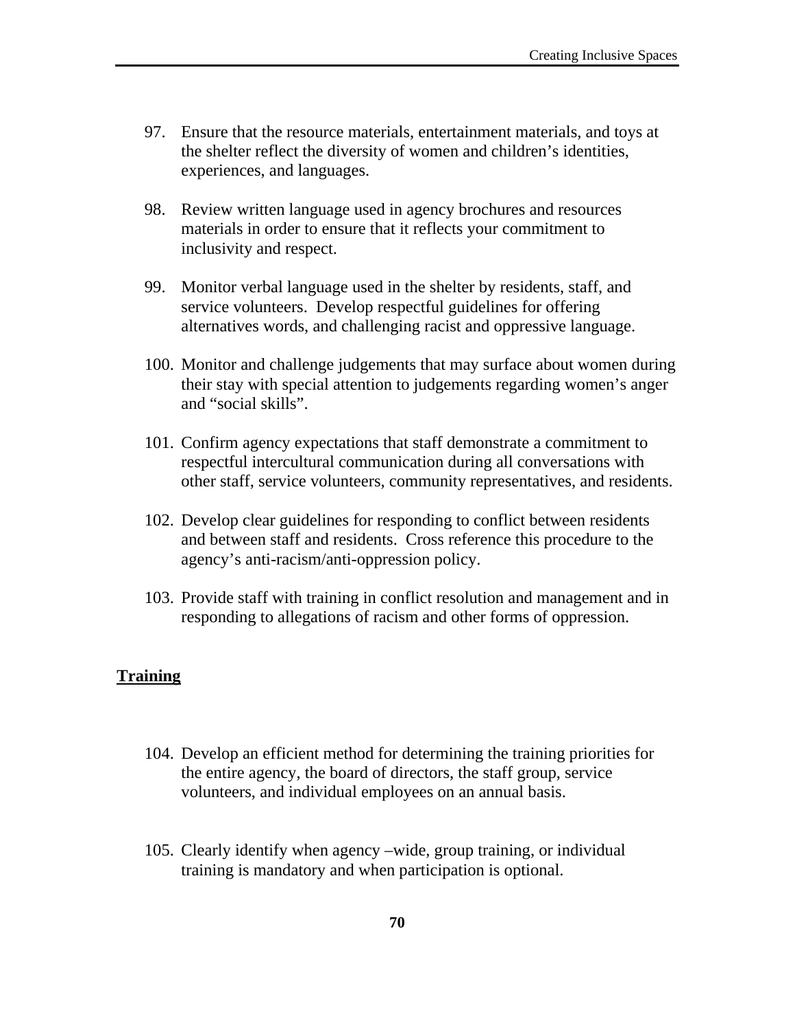97. Ensure that the resource materials, entertainment materials, and toys at the shelter reflect the diversity of women and children's identities, experiences, and languages.

98. Review written language used in agency brochures and resources materials in order to ensure that it reflects your commitment to inclusivity and respect.

99. Monitor verbal language used in the shelter by residents, staff, and service volunteers. Develop respectful guidelines for offering alternatives words, and challenging racist and oppressive language.

100. Monitor and challenge judgements that may surface about women during their stay with special attention to judgements regarding women's anger and "social skills".

101. Confirm agency expectations that staff demonstrate a commitment to respectful intercultural communication during all conversations with other staff, service volunteers, community representatives, and residents.

102. Develop clear guidelines for responding to conflict between residents and between staff and residents. Cross reference this procedure to the agency's anti-racism/anti-oppression policy.

103. Provide staff with training in conflict resolution and management and in responding to allegations of racism and other forms of oppression.

## Training

104. Develop an efficient method for determining the training priorities for the entire agency, the board of directors, the staff group, service volunteers, and individual employees on an annual basis.

105. Clearly identify when agency –wide, group training, or individual training is mandatory and when participation is optional.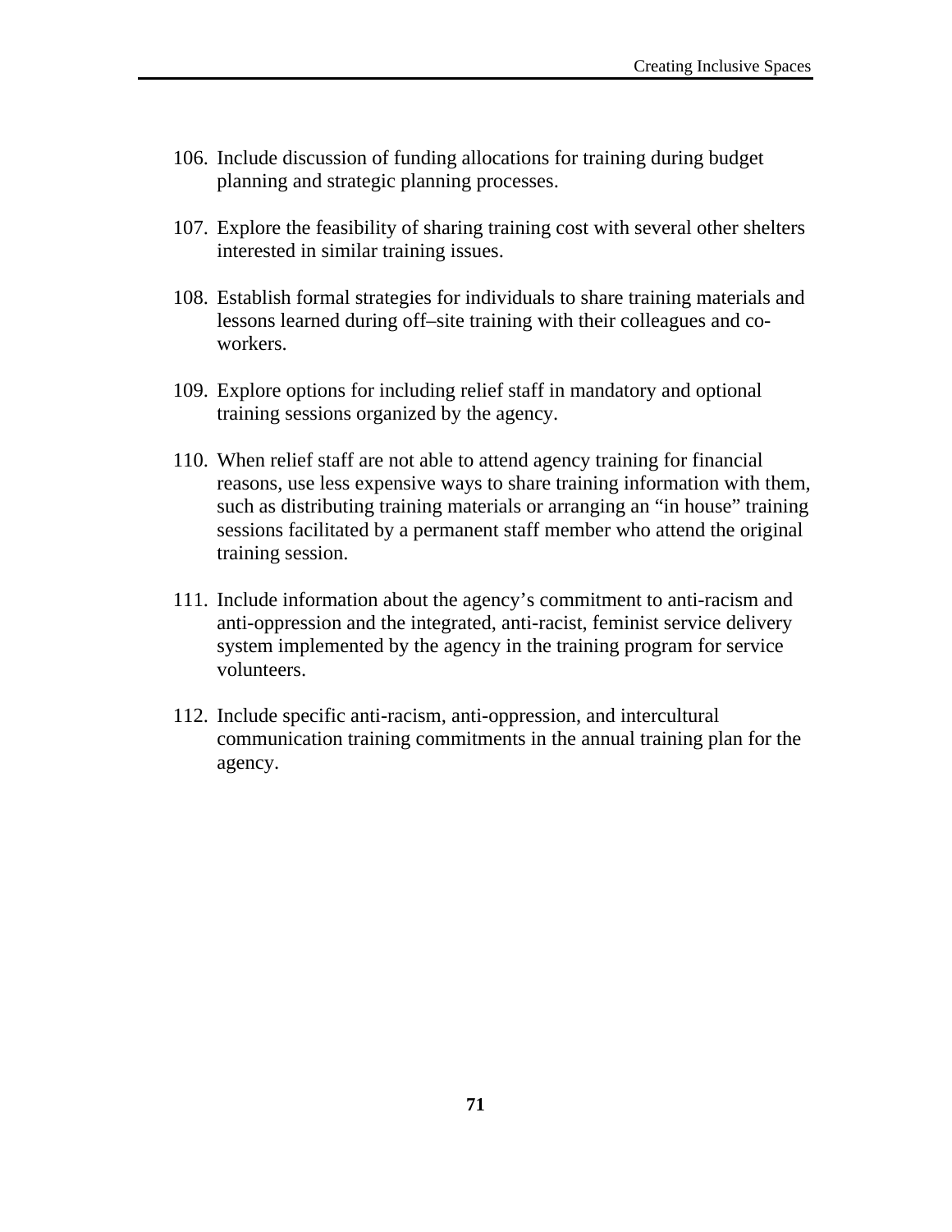106. Include discussion of funding allocations for training during budget planning and strategic planning processes.

107. Explore the feasibility of sharing training cost with several other shelters interested in similar training issues.

108. Establish formal strategies for individuals to share training materials and lessons learned during off–site training with their colleagues and co-workers.

109. Explore options for including relief staff in mandatory and optional training sessions organized by the agency.

110. When relief staff are not able to attend agency training for financial reasons, use less expensive ways to share training information with them, such as distributing training materials or arranging an "in house" training sessions facilitated by a permanent staff member who attend the original training session.

111. Include information about the agency's commitment to anti-racism and anti-oppression and the integrated, anti-racist, feminist service delivery system implemented by the agency in the training program for service volunteers.

112. Include specific anti-racism, anti-oppression, and intercultural communication training commitments in the annual training plan for the agency.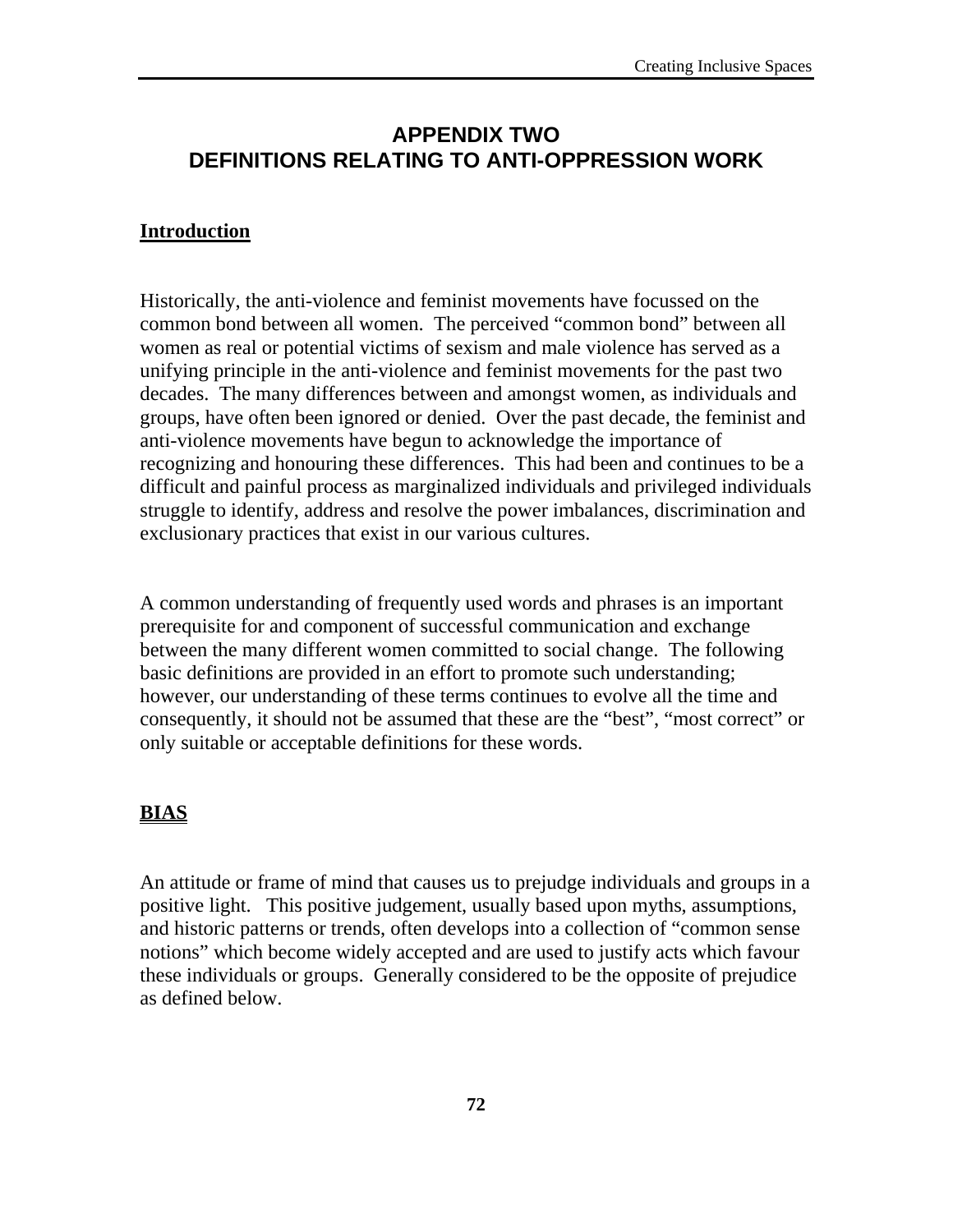# APPENDIX TWO
# DEFINITIONS RELATING TO ANTI-OPPRESSION WORK

## Introduction

Historically, the anti-violence and feminist movements have focussed on the common bond between all women. The perceived "common bond" between all women as real or potential victims of sexism and male violence has served as a unifying principle in the anti-violence and feminist movements for the past two decades. The many differences between and amongst women, as individuals and groups, have often been ignored or denied. Over the past decade, the feminist and anti-violence movements have begun to acknowledge the importance of recognizing and honouring these differences. This had been and continues to be a difficult and painful process as marginalized individuals and privileged individuals struggle to identify, address and resolve the power imbalances, discrimination and exclusionary practices that exist in our various cultures.

A common understanding of frequently used words and phrases is an important prerequisite for and component of successful communication and exchange between the many different women committed to social change. The following basic definitions are provided in an effort to promote such understanding; however, our understanding of these terms continues to evolve all the time and consequently, it should not be assumed that these are the "best", "most correct" or only suitable or acceptable definitions for these words.

## BIAS

An attitude or frame of mind that causes us to prejudge individuals and groups in a positive light. This positive judgement, usually based upon myths, assumptions, and historic patterns or trends, often develops into a collection of "common sense notions" which become widely accepted and are used to justify acts which favour these individuals or groups. Generally considered to be the opposite of prejudice as defined below.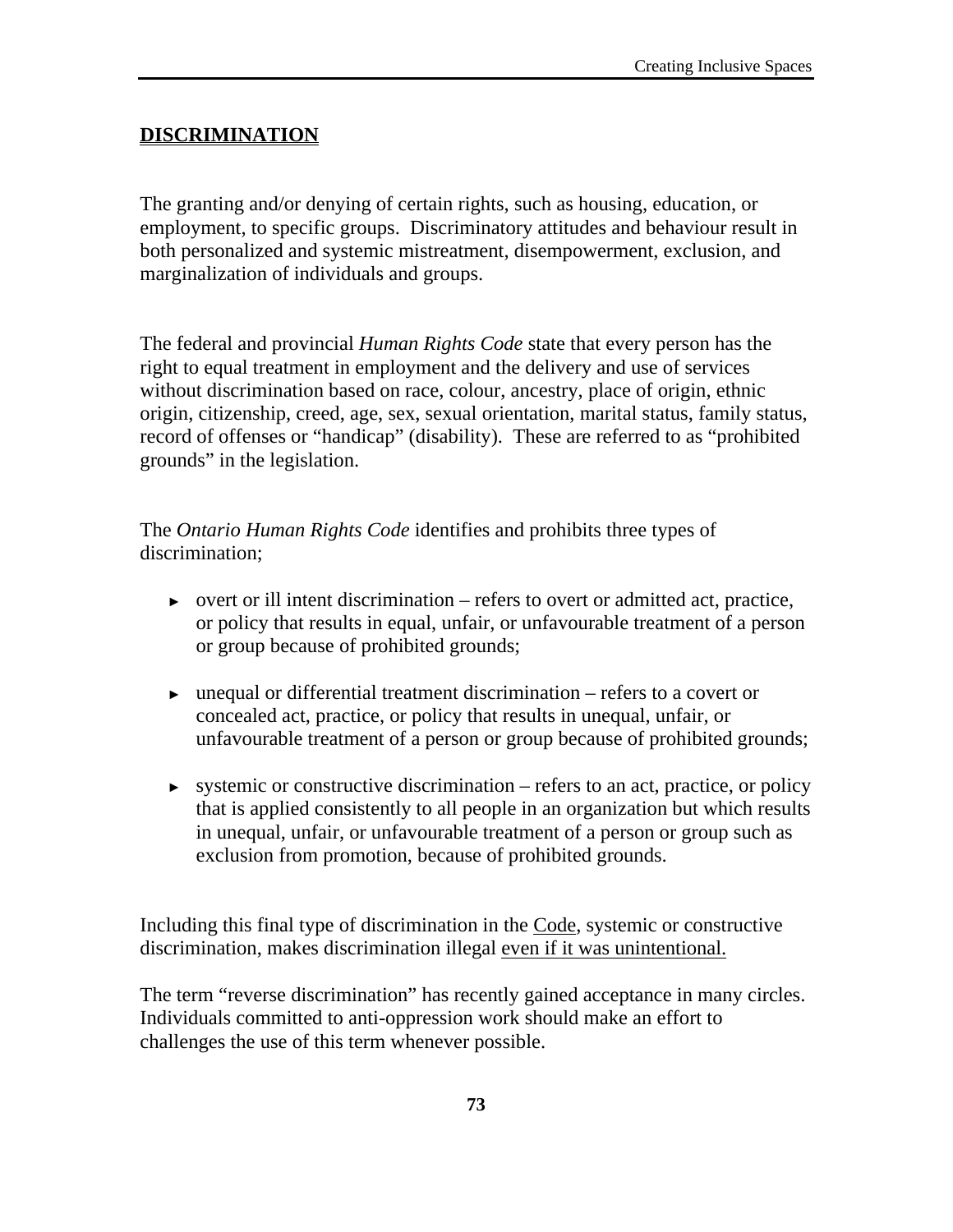## DISCRIMINATION

The granting and/or denying of certain rights, such as housing, education, or employment, to specific groups. Discriminatory attitudes and behaviour result in both personalized and systemic mistreatment, disempowerment, exclusion, and marginalization of individuals and groups.

The federal and provincial *Human Rights Code* state that every person has the right to equal treatment in employment and the delivery and use of services without discrimination based on race, colour, ancestry, place of origin, ethnic origin, citizenship, creed, age, sex, sexual orientation, marital status, family status, record of offenses or "handicap" (disability). These are referred to as "prohibited grounds" in the legislation.

The *Ontario Human Rights Code* identifies and prohibits three types of discrimination;

- overt or ill intent discrimination – refers to overt or admitted act, practice, or policy that results in equal, unfair, or unfavourable treatment of a person or group because of prohibited grounds;
- unequal or differential treatment discrimination – refers to a covert or concealed act, practice, or policy that results in unequal, unfair, or unfavourable treatment of a person or group because of prohibited grounds;
- systemic or constructive discrimination – refers to an act, practice, or policy that is applied consistently to all people in an organization but which results in unequal, unfair, or unfavourable treatment of a person or group such as exclusion from promotion, because of prohibited grounds.

Including this final type of discrimination in the Code, systemic or constructive discrimination, makes discrimination illegal even if it was unintentional.

The term "reverse discrimination" has recently gained acceptance in many circles. Individuals committed to anti-oppression work should make an effort to challenges the use of this term whenever possible.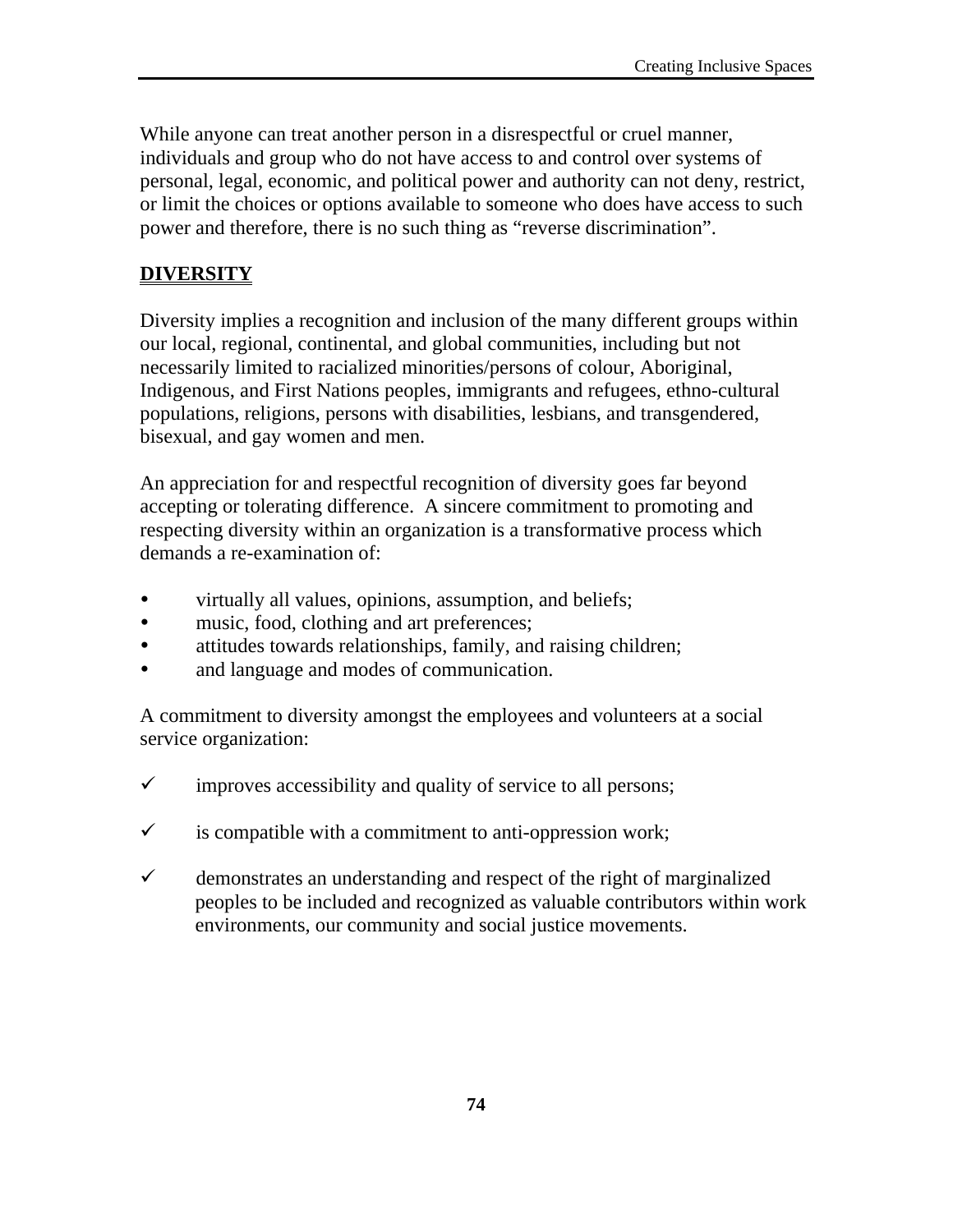While anyone can treat another person in a disrespectful or cruel manner, individuals and group who do not have access to and control over systems of personal, legal, economic, and political power and authority can not deny, restrict, or limit the choices or options available to someone who does have access to such power and therefore, there is no such thing as "reverse discrimination".

## DIVERSITY

Diversity implies a recognition and inclusion of the many different groups within our local, regional, continental, and global communities, including but not necessarily limited to racialized minorities/persons of colour, Aboriginal, Indigenous, and First Nations peoples, immigrants and refugees, ethno-cultural populations, religions, persons with disabilities, lesbians, and transgendered, bisexual, and gay women and men.

An appreciation for and respectful recognition of diversity goes far beyond accepting or tolerating difference. A sincere commitment to promoting and respecting diversity within an organization is a transformative process which demands a re-examination of:

- virtually all values, opinions, assumption, and beliefs;
- music, food, clothing and art preferences;
- attitudes towards relationships, family, and raising children;
- and language and modes of communication.

A commitment to diversity amongst the employees and volunteers at a social service organization:

- ✓ improves accessibility and quality of service to all persons;
- ✓ is compatible with a commitment to anti-oppression work;
- ✓ demonstrates an understanding and respect of the right of marginalized peoples to be included and recognized as valuable contributors within work environments, our community and social justice movements.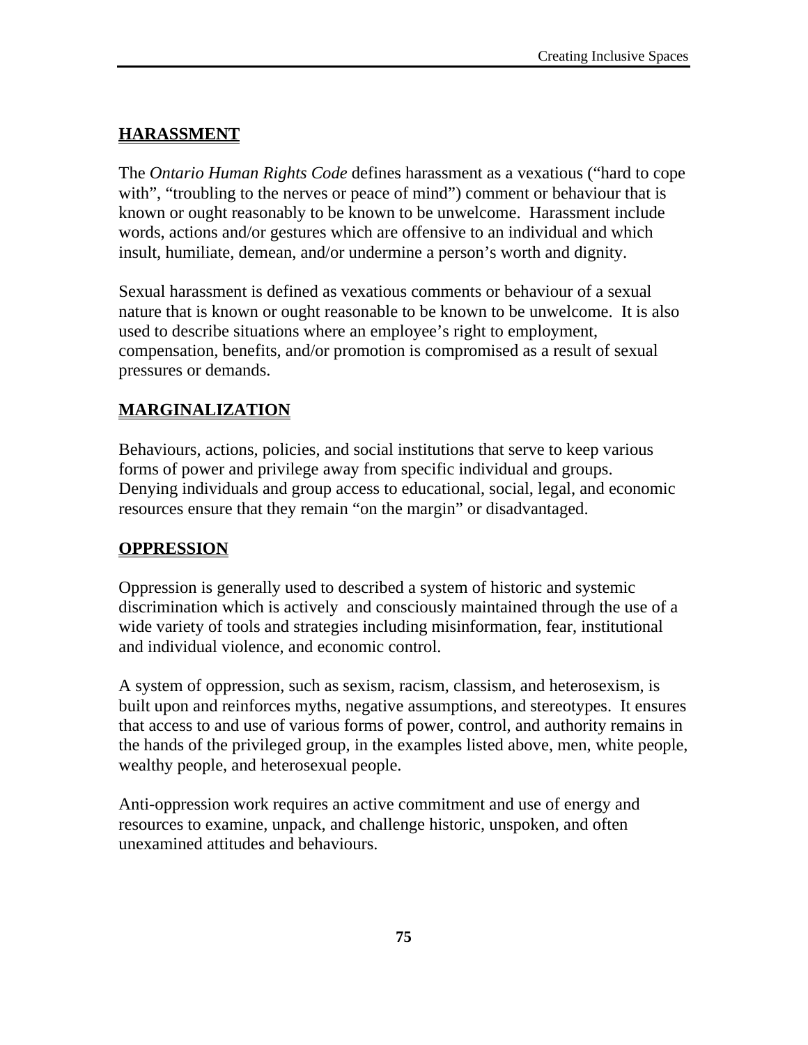## HARASSMENT

The *Ontario Human Rights Code* defines harassment as a vexatious ("hard to cope with", "troubling to the nerves or peace of mind") comment or behaviour that is known or ought reasonably to be known to be unwelcome.  Harassment include words, actions and/or gestures which are offensive to an individual and which insult, humiliate, demean, and/or undermine a person's worth and dignity.

Sexual harassment is defined as vexatious comments or behaviour of a sexual nature that is known or ought reasonable to be known to be unwelcome.  It is also used to describe situations where an employee's right to employment, compensation, benefits, and/or promotion is compromised as a result of sexual pressures or demands.

## MARGINALIZATION

Behaviours, actions, policies, and social institutions that serve to keep various forms of power and privilege away from specific individual and groups. Denying individuals and group access to educational, social, legal, and economic resources ensure that they remain "on the margin" or disadvantaged.

## OPPRESSION

Oppression is generally used to described a system of historic and systemic discrimination which is actively  and consciously maintained through the use of a wide variety of tools and strategies including misinformation, fear, institutional and individual violence, and economic control.

A system of oppression, such as sexism, racism, classism, and heterosexism, is built upon and reinforces myths, negative assumptions, and stereotypes.  It ensures that access to and use of various forms of power, control, and authority remains in the hands of the privileged group, in the examples listed above, men, white people, wealthy people, and heterosexual people.

Anti-oppression work requires an active commitment and use of energy and resources to examine, unpack, and challenge historic, unspoken, and often unexamined attitudes and behaviours.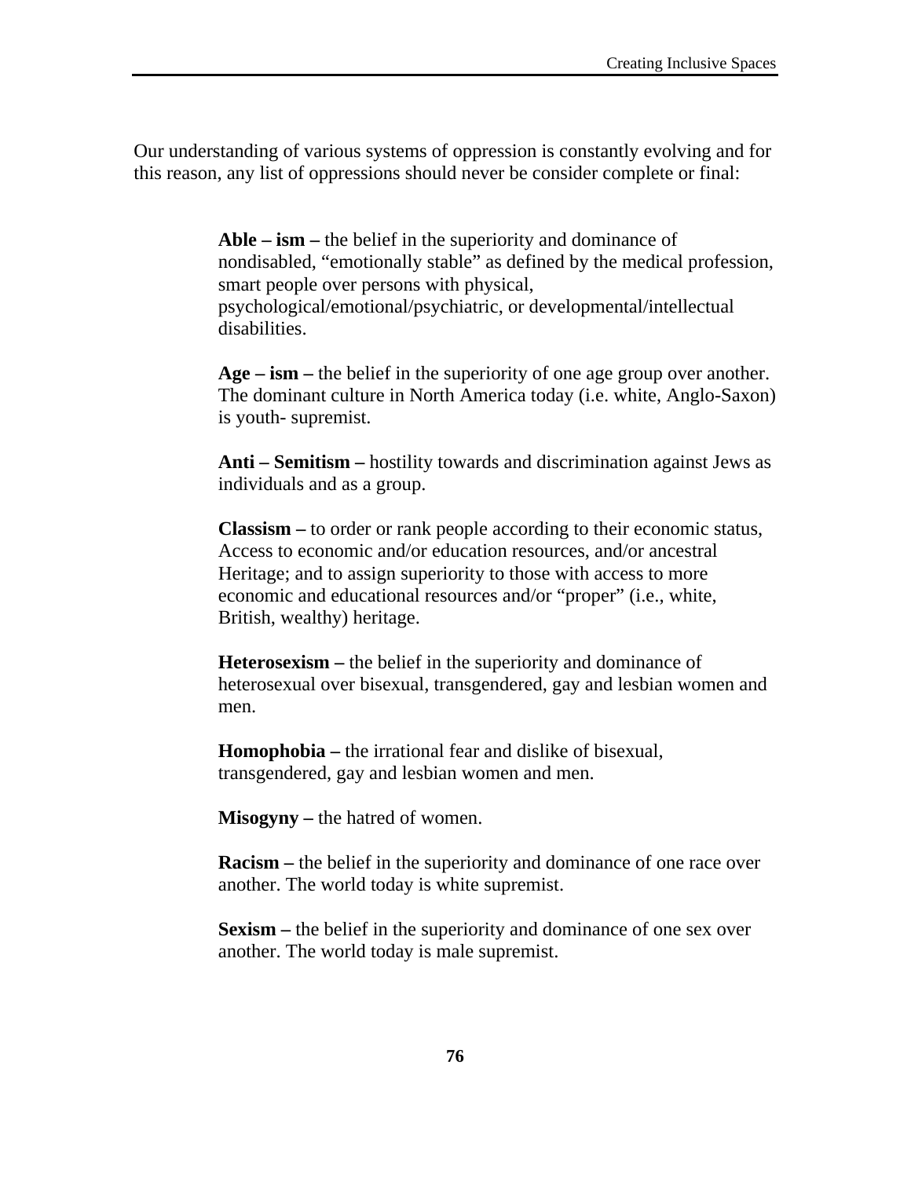Our understanding of various systems of oppression is constantly evolving and for this reason, any list of oppressions should never be consider complete or final:

**Able – ism –** the belief in the superiority and dominance of nondisabled, "emotionally stable" as defined by the medical profession, smart people over persons with physical, psychological/emotional/psychiatric, or developmental/intellectual disabilities.

**Age – ism –** the belief in the superiority of one age group over another. The dominant culture in North America today (i.e. white, Anglo-Saxon) is youth- supremist.

**Anti – Semitism –** hostility towards and discrimination against Jews as individuals and as a group.

**Classism –** to order or rank people according to their economic status, Access to economic and/or education resources, and/or ancestral Heritage; and to assign superiority to those with access to more economic and educational resources and/or "proper" (i.e., white, British, wealthy) heritage.

**Heterosexism –** the belief in the superiority and dominance of heterosexual over bisexual, transgendered, gay and lesbian women and men.

**Homophobia –** the irrational fear and dislike of bisexual, transgendered, gay and lesbian women and men.

**Misogyny –** the hatred of women.

**Racism –** the belief in the superiority and dominance of one race over another. The world today is white supremist.

**Sexism –** the belief in the superiority and dominance of one sex over another. The world today is male supremist.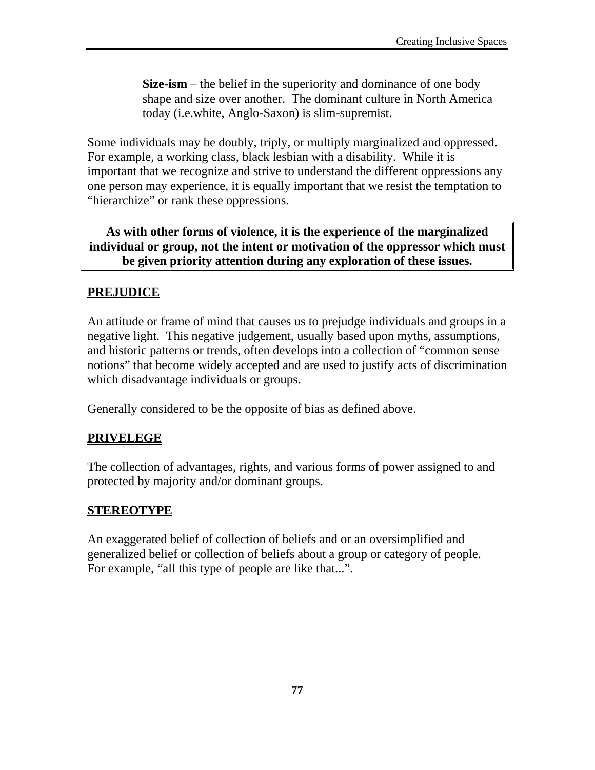**Size-ism** – the belief in the superiority and dominance of one body shape and size over another. The dominant culture in North America today (i.e.white, Anglo-Saxon) is slim-supremist.

Some individuals may be doubly, triply, or multiply marginalized and oppressed. For example, a working class, black lesbian with a disability. While it is important that we recognize and strive to understand the different oppressions any one person may experience, it is equally important that we resist the temptation to "hierarchize" or rank these oppressions.

**As with other forms of violence, it is the experience of the marginalized individual or group, not the intent or motivation of the oppressor which must be given priority attention during any exploration of these issues.**

## PREJUDICE

An attitude or frame of mind that causes us to prejudge individuals and groups in a negative light. This negative judgement, usually based upon myths, assumptions, and historic patterns or trends, often develops into a collection of "common sense notions" that become widely accepted and are used to justify acts of discrimination which disadvantage individuals or groups.

Generally considered to be the opposite of bias as defined above.

## PRIVELEGE

The collection of advantages, rights, and various forms of power assigned to and protected by majority and/or dominant groups.

## STEREOTYPE

An exaggerated belief of collection of beliefs and or an oversimplified and generalized belief or collection of beliefs about a group or category of people. For example, "all this type of people are like that...".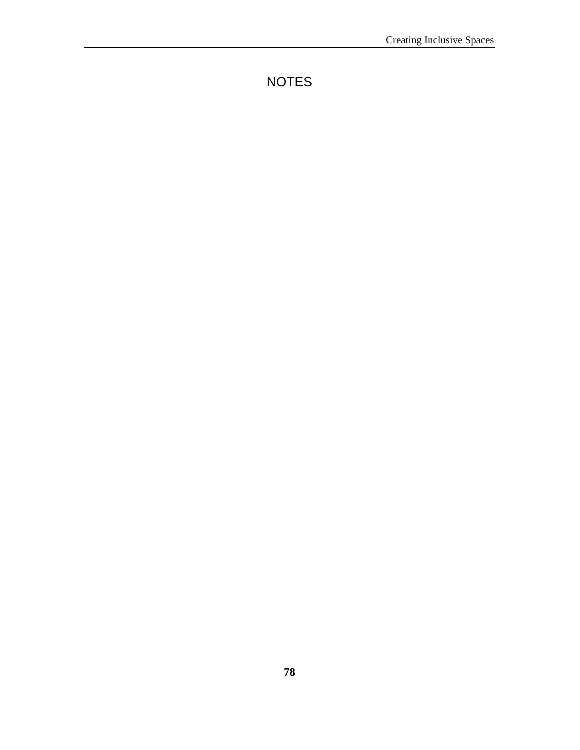# NOTES